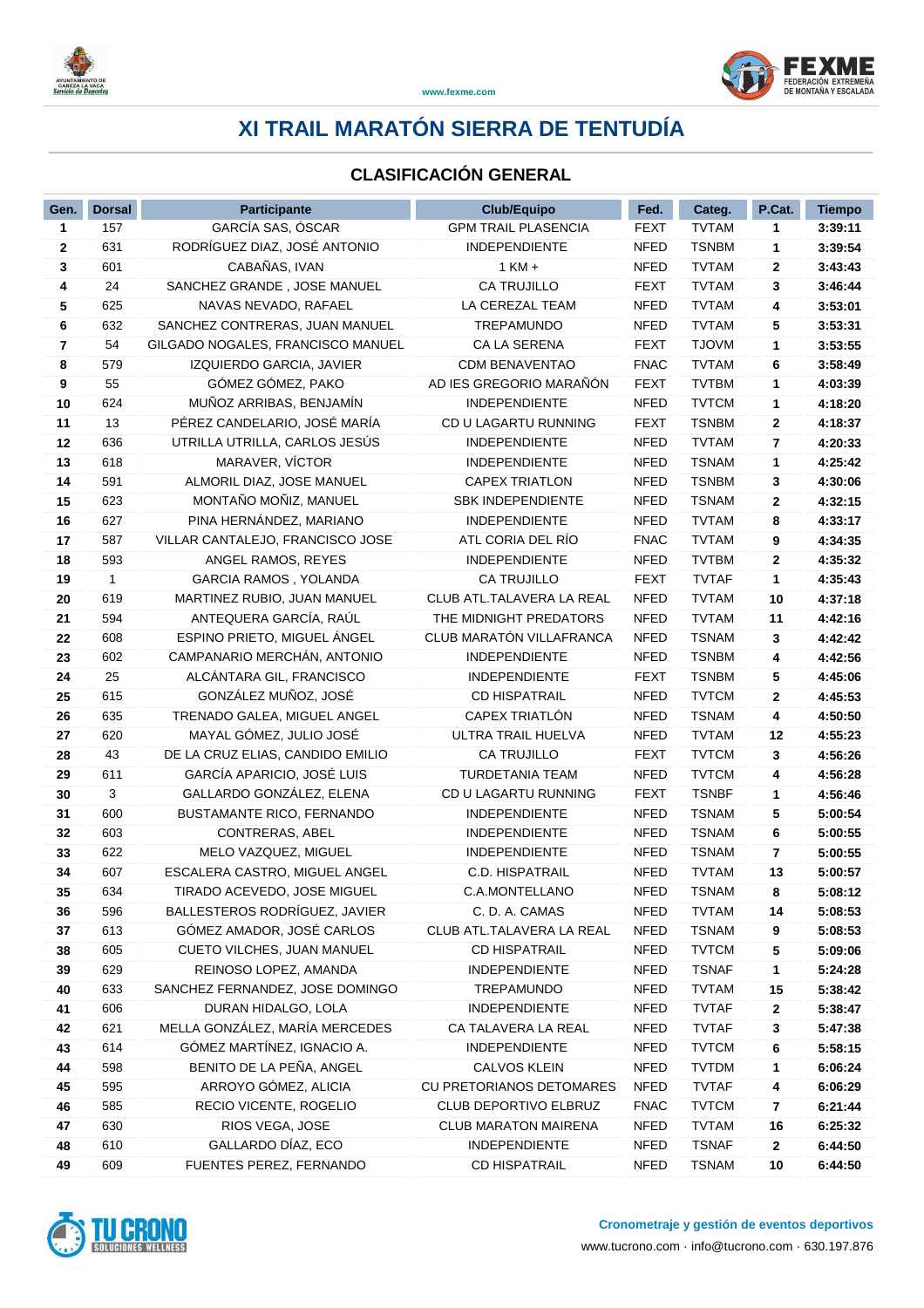# XI TRAIL MARATÓN SIERRA DE TENTUDÍA

## CLASIFICACIÓN GENERAL

| Gen. | Dorsal | Participante | Club/Equipo | Fed. | Categ. | P.Cat. | Tiempo |
|---|---|---|---|---|---|---|---|
| 1 | 157 | GARCÍA SAS, ÓSCAR | GPM TRAIL PLASENCIA | FEXT | TVTAM | 1 | 3:39:11 |
| 2 | 631 | RODRÍGUEZ DIAZ, JOSÉ ANTONIO | INDEPENDIENTE | NFED | TSNBM | 1 | 3:39:54 |
| 3 | 601 | CABAÑAS, IVAN | 1 KM + | NFED | TVTAM | 2 | 3:43:43 |
| 4 | 24 | SANCHEZ GRANDE , JOSE MANUEL | CA TRUJILLO | FEXT | TVTAM | 3 | 3:46:44 |
| 5 | 625 | NAVAS NEVADO, RAFAEL | LA CEREZAL TEAM | NFED | TVTAM | 4 | 3:53:01 |
| 6 | 632 | SANCHEZ CONTRERAS, JUAN MANUEL | TREPAMUNDO | NFED | TVTAM | 5 | 3:53:31 |
| 7 | 54 | GILGADO NOGALES, FRANCISCO MANUEL | CA LA SERENA | FEXT | TJOVM | 1 | 3:53:55 |
| 8 | 579 | IZQUIERDO GARCIA, JAVIER | CDM BENAVENTAO | FNAC | TVTAM | 6 | 3:58:49 |
| 9 | 55 | GÓMEZ GÓMEZ, PAKO | AD IES GREGORIO MARAÑÓN | FEXT | TVTBM | 1 | 4:03:39 |
| 10 | 624 | MUÑOZ ARRIBAS, BENJAMÍN | INDEPENDIENTE | NFED | TVTCM | 1 | 4:18:20 |
| 11 | 13 | PÉREZ CANDELARIO, JOSÉ MARÍA | CD U LAGARTU RUNNING | FEXT | TSNBM | 2 | 4:18:37 |
| 12 | 636 | UTRILLA UTRILLA, CARLOS JESÚS | INDEPENDIENTE | NFED | TVTAM | 7 | 4:20:33 |
| 13 | 618 | MARAVER, VÍCTOR | INDEPENDIENTE | NFED | TSNAM | 1 | 4:25:42 |
| 14 | 591 | ALMORIL DIAZ, JOSE MANUEL | CAPEX TRIATLON | NFED | TSNBM | 3 | 4:30:06 |
| 15 | 623 | MONTAÑO MOÑIZ, MANUEL | SBK INDEPENDIENTE | NFED | TSNAM | 2 | 4:32:15 |
| 16 | 627 | PINA HERNÁNDEZ, MARIANO | INDEPENDIENTE | NFED | TVTAM | 8 | 4:33:17 |
| 17 | 587 | VILLAR CANTALEJO, FRANCISCO JOSE | ATL CORIA DEL RÍO | FNAC | TVTAM | 9 | 4:34:35 |
| 18 | 593 | ANGEL RAMOS, REYES | INDEPENDIENTE | NFED | TVTBM | 2 | 4:35:32 |
| 19 | 1 | GARCIA RAMOS , YOLANDA | CA TRUJILLO | FEXT | TVTAF | 1 | 4:35:43 |
| 20 | 619 | MARTINEZ RUBIO, JUAN MANUEL | CLUB ATL.TALAVERA LA REAL | NFED | TVTAM | 10 | 4:37:18 |
| 21 | 594 | ANTEQUERA GARCÍA, RAÚL | THE MIDNIGHT PREDATORS | NFED | TVTAM | 11 | 4:42:16 |
| 22 | 608 | ESPINO PRIETO, MIGUEL ÁNGEL | CLUB MARATÓN VILLAFRANCA | NFED | TSNAM | 3 | 4:42:42 |
| 23 | 602 | CAMPANARIO MERCHÁN, ANTONIO | INDEPENDIENTE | NFED | TSNBM | 4 | 4:42:56 |
| 24 | 25 | ALCÁNTARA GIL, FRANCISCO | INDEPENDIENTE | FEXT | TSNBM | 5 | 4:45:06 |
| 25 | 615 | GONZÁLEZ MUÑOZ, JOSÉ | CD HISPATRAIL | NFED | TVTCM | 2 | 4:45:53 |
| 26 | 635 | TRENADO GALEA, MIGUEL ANGEL | CAPEX TRIATLÓN | NFED | TSNAM | 4 | 4:50:50 |
| 27 | 620 | MAYAL GÓMEZ, JULIO JOSÉ | ULTRA TRAIL HUELVA | NFED | TVTAM | 12 | 4:55:23 |
| 28 | 43 | DE LA CRUZ ELIAS, CANDIDO EMILIO | CA TRUJILLO | FEXT | TVTCM | 3 | 4:56:26 |
| 29 | 611 | GARCÍA APARICIO, JOSÉ LUIS | TURDETANIA TEAM | NFED | TVTCM | 4 | 4:56:28 |
| 30 | 3 | GALLARDO GONZÁLEZ, ELENA | CD U LAGARTU RUNNING | FEXT | TSNBF | 1 | 4:56:46 |
| 31 | 600 | BUSTAMANTE RICO, FERNANDO | INDEPENDIENTE | NFED | TSNAM | 5 | 5:00:54 |
| 32 | 603 | CONTRERAS, ABEL | INDEPENDIENTE | NFED | TSNAM | 6 | 5:00:55 |
| 33 | 622 | MELO VAZQUEZ, MIGUEL | INDEPENDIENTE | NFED | TSNAM | 7 | 5:00:55 |
| 34 | 607 | ESCALERA CASTRO, MIGUEL ANGEL | C.D. HISPATRAIL | NFED | TVTAM | 13 | 5:00:57 |
| 35 | 634 | TIRADO ACEVEDO, JOSE MIGUEL | C.A.MONTELLANO | NFED | TSNAM | 8 | 5:08:12 |
| 36 | 596 | BALLESTEROS RODRÍGUEZ, JAVIER | C. D. A. CAMAS | NFED | TVTAM | 14 | 5:08:53 |
| 37 | 613 | GÓMEZ AMADOR, JOSÉ CARLOS | CLUB ATL.TALAVERA LA REAL | NFED | TSNAM | 9 | 5:08:53 |
| 38 | 605 | CUETO VILCHES, JUAN MANUEL | CD HISPATRAIL | NFED | TVTCM | 5 | 5:09:06 |
| 39 | 629 | REINOSO LOPEZ, AMANDA | INDEPENDIENTE | NFED | TSNAF | 1 | 5:24:28 |
| 40 | 633 | SANCHEZ FERNANDEZ, JOSE DOMINGO | TREPAMUNDO | NFED | TVTAM | 15 | 5:38:42 |
| 41 | 606 | DURAN HIDALGO, LOLA | INDEPENDIENTE | NFED | TVTAF | 2 | 5:38:47 |
| 42 | 621 | MELLA GONZÁLEZ, MARÍA MERCEDES | CA TALAVERA LA REAL | NFED | TVTAF | 3 | 5:47:38 |
| 43 | 614 | GÓMEZ MARTÍNEZ, IGNACIO A. | INDEPENDIENTE | NFED | TVTCM | 6 | 5:58:15 |
| 44 | 598 | BENITO DE LA PEÑA, ANGEL | CALVOS KLEIN | NFED | TVTDM | 1 | 6:06:24 |
| 45 | 595 | ARROYO GÓMEZ, ALICIA | CU PRETORIANOS DETOMARES | NFED | TVTAF | 4 | 6:06:29 |
| 46 | 585 | RECIO VICENTE, ROGELIO | CLUB DEPORTIVO ELBRUZ | FNAC | TVTCM | 7 | 6:21:44 |
| 47 | 630 | RIOS VEGA, JOSE | CLUB MARATON MAIRENA | NFED | TVTAM | 16 | 6:25:32 |
| 48 | 610 | GALLARDO DÍAZ, ECO | INDEPENDIENTE | NFED | TSNAF | 2 | 6:44:50 |
| 49 | 609 | FUENTES PEREZ, FERNANDO | CD HISPATRAIL | NFED | TSNAM | 10 | 6:44:50 |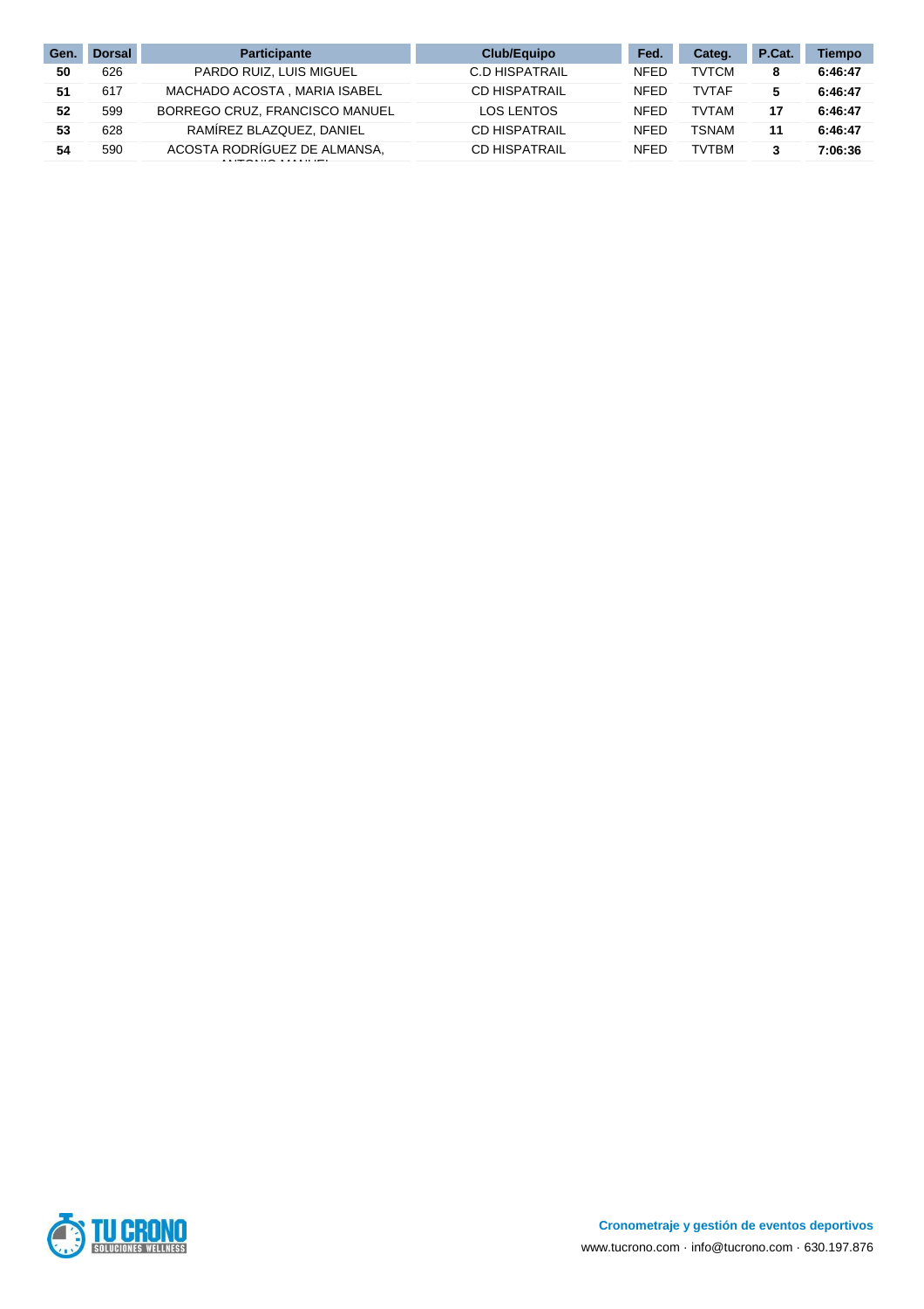| Gen. | Dorsal | Participante | Club/Equipo | Fed. | Categ. | P.Cat. | Tiempo |
|---|---|---|---|---|---|---|---|
| **50** | 626 | PARDO RUIZ, LUIS MIGUEL | C.D HISPATRAIL | NFED | TVTCM | **8** | **6:46:47** |
| **51** | 617 | MACHADO ACOSTA , MARIA ISABEL | CD HISPATRAIL | NFED | TVTAF | **5** | **6:46:47** |
| **52** | 599 | BORREGO CRUZ, FRANCISCO MANUEL | LOS LENTOS | NFED | TVTAM | **17** | **6:46:47** |
| **53** | 628 | RAMÍREZ BLAZQUEZ, DANIEL | CD HISPATRAIL | NFED | TSNAM | **11** | **6:46:47** |
| **54** | 590 | ACOSTA RODRÍGUEZ DE ALMANSA, ANTONIO MANUEL | CD HISPATRAIL | NFED | TVTBM | **3** | **7:06:36** |

**Cronometraje y gestión de eventos deportivos**

www.tucrono.com · info@tucrono.com · 630.197.876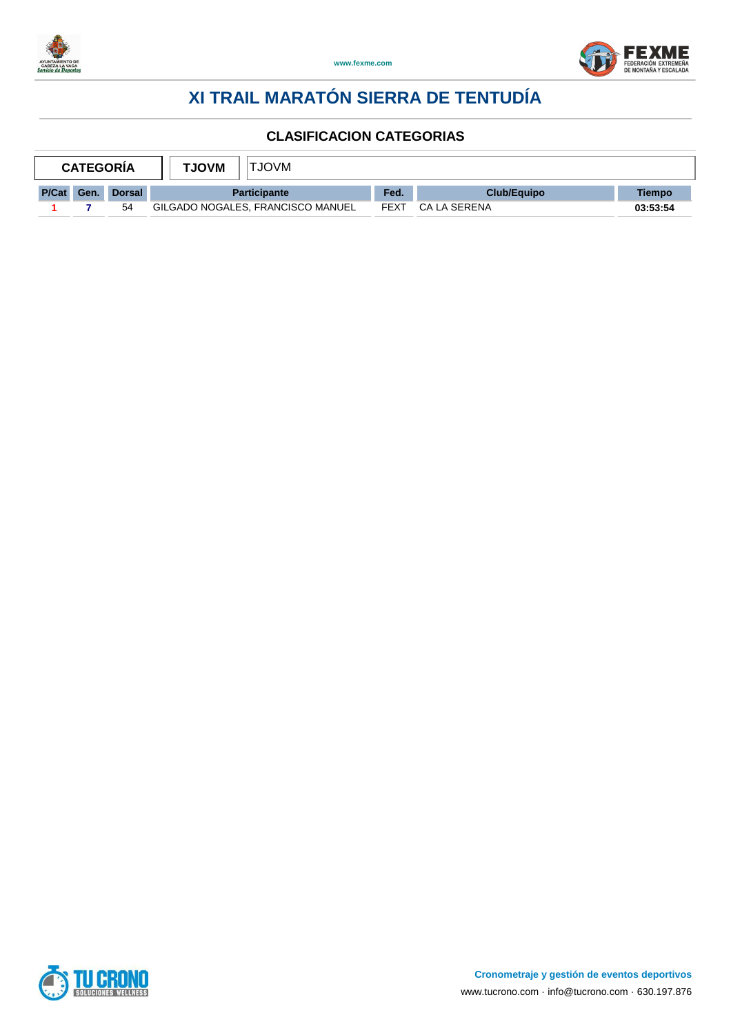# XI TRAIL MARATÓN SIERRA DE TENTUDÍA

## CLASIFICACION CATEGORIAS

| CATEGORÍA | TJOVM | TJOVM |
|---|---|---|

| P/Cat | Gen. | Dorsal | Participante | Fed. | Club/Equipo | Tiempo |
|---|---|---|---|---|---|---|
| 1 | 7 | 54 | GILGADO NOGALES, FRANCISCO MANUEL | FEXT | CA LA SERENA | 03:53:54 |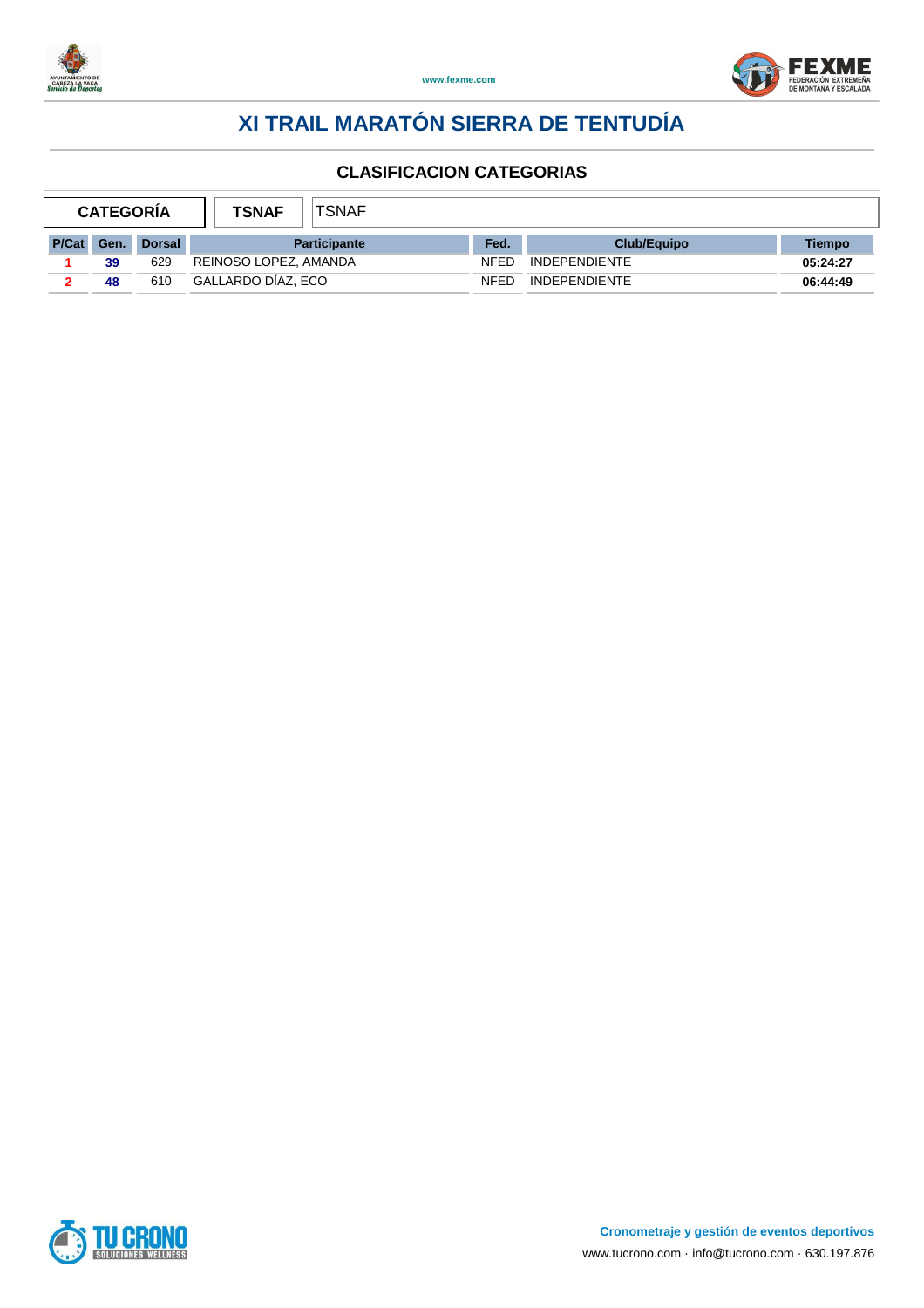# XI TRAIL MARATÓN SIERRA DE TENTUDÍA

## CLASIFICACION CATEGORIAS

| CATEGORÍA | TSNAF | TSNAF |
|---|---|---|

| P/Cat | Gen. | Dorsal | Participante | Fed. | Club/Equipo | Tiempo |
|---|---|---|---|---|---|---|
| 1 | 39 | 629 | REINOSO LOPEZ, AMANDA | NFED | INDEPENDIENTE | 05:24:27 |
| 2 | 48 | 610 | GALLARDO DÍAZ, ECO | NFED | INDEPENDIENTE | 06:44:49 |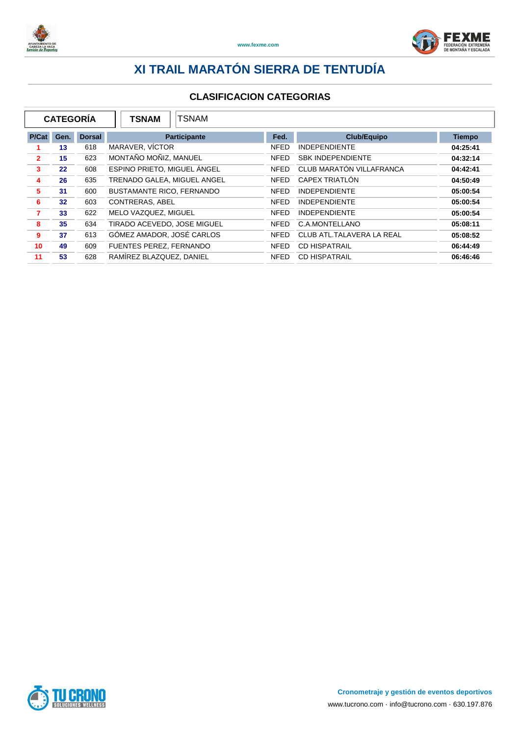# XI TRAIL MARATÓN SIERRA DE TENTUDÍA

## CLASIFICACION CATEGORIAS

| CATEGORÍA | TSNAM | TSNAM |
|---|---|---|

| P/Cat | Gen. | Dorsal | Participante | Fed. | Club/Equipo | Tiempo |
|---|---|---|---|---|---|---|
| 1 | 13 | 618 | MARAVER, VÍCTOR | NFED | INDEPENDIENTE | 04:25:41 |
| 2 | 15 | 623 | MONTAÑO MOÑIZ, MANUEL | NFED | SBK INDEPENDIENTE | 04:32:14 |
| 3 | 22 | 608 | ESPINO PRIETO, MIGUEL ÁNGEL | NFED | CLUB MARATÓN VILLAFRANCA | 04:42:41 |
| 4 | 26 | 635 | TRENADO GALEA, MIGUEL ANGEL | NFED | CAPEX TRIATLÓN | 04:50:49 |
| 5 | 31 | 600 | BUSTAMANTE RICO, FERNANDO | NFED | INDEPENDIENTE | 05:00:54 |
| 6 | 32 | 603 | CONTRERAS, ABEL | NFED | INDEPENDIENTE | 05:00:54 |
| 7 | 33 | 622 | MELO VAZQUEZ, MIGUEL | NFED | INDEPENDIENTE | 05:00:54 |
| 8 | 35 | 634 | TIRADO ACEVEDO, JOSE MIGUEL | NFED | C.A.MONTELLANO | 05:08:11 |
| 9 | 37 | 613 | GÓMEZ AMADOR, JOSÉ CARLOS | NFED | CLUB ATL.TALAVERA LA REAL | 05:08:52 |
| 10 | 49 | 609 | FUENTES PEREZ, FERNANDO | NFED | CD HISPATRAIL | 06:44:49 |
| 11 | 53 | 628 | RAMÍREZ BLAZQUEZ, DANIEL | NFED | CD HISPATRAIL | 06:46:46 |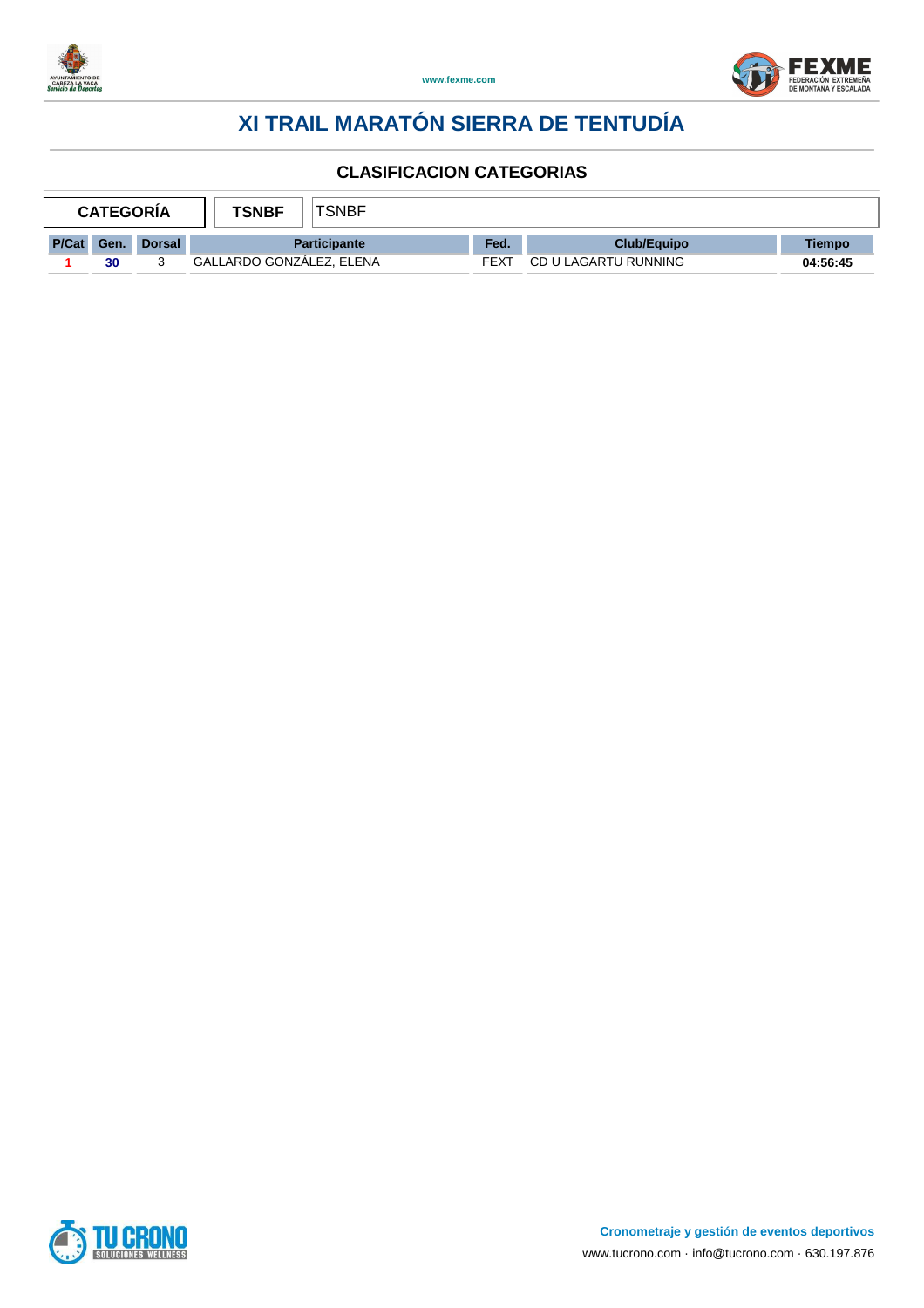# XI TRAIL MARATÓN SIERRA DE TENTUDÍA

## CLASIFICACION CATEGORIAS

| CATEGORÍA | TSNBF | TSNBF |
|---|---|---|

| P/Cat | Gen. | Dorsal | Participante | Fed. | Club/Equipo | Tiempo |
|---|---|---|---|---|---|---|
| 1 | 30 | 3 | GALLARDO GONZÁLEZ, ELENA | FEXT | CD U LAGARTU RUNNING | 04:56:45 |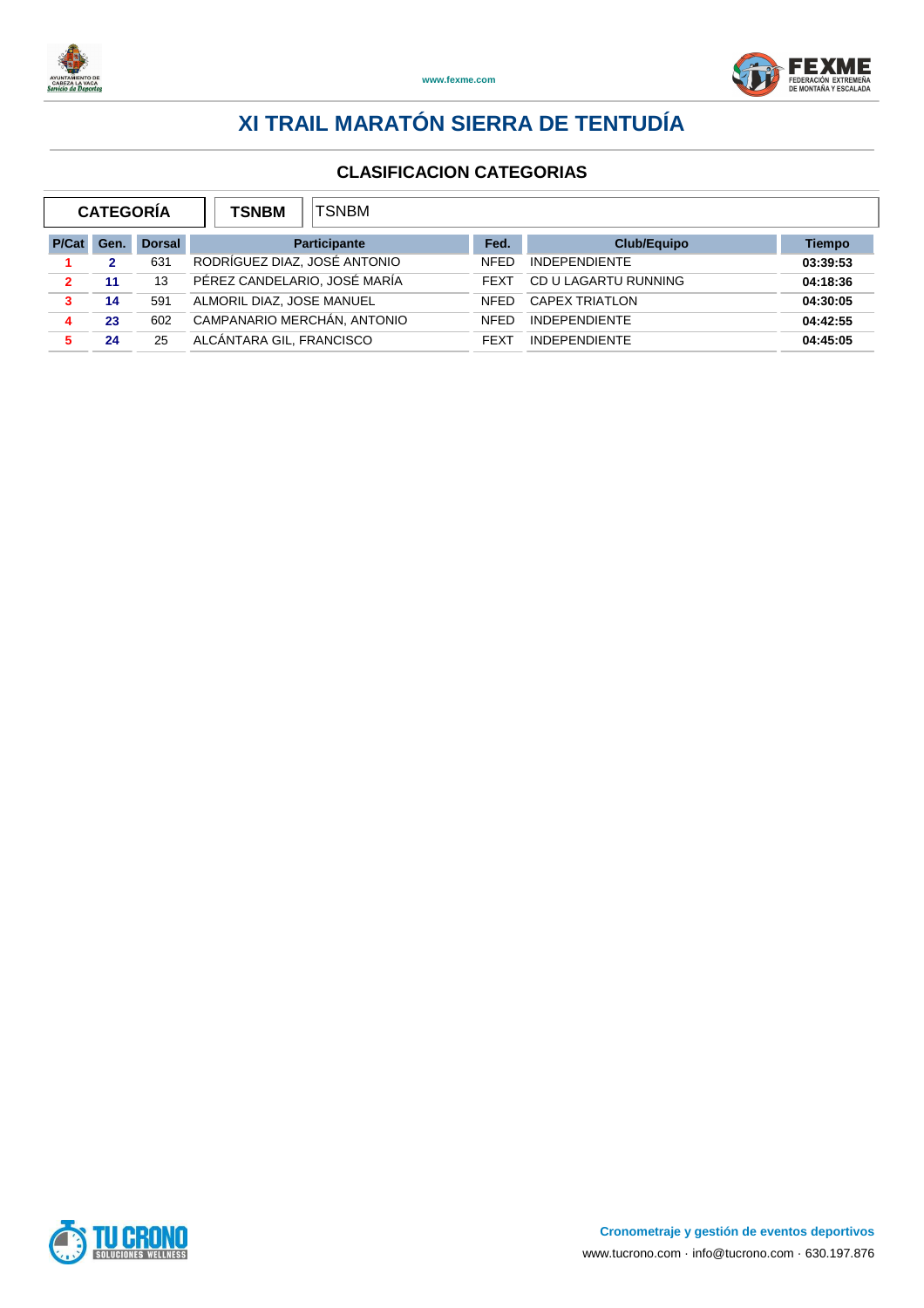# XI TRAIL MARATÓN SIERRA DE TENTUDÍA

## CLASIFICACION CATEGORIAS

| CATEGORÍA | TSNBM | TSNBM |
|---|---|---|

| P/Cat | Gen. | Dorsal | Participante | Fed. | Club/Equipo | Tiempo |
|---|---|---|---|---|---|---|
| 1 | 2 | 631 | RODRÍGUEZ DIAZ, JOSÉ ANTONIO | NFED | INDEPENDIENTE | 03:39:53 |
| 2 | 11 | 13 | PÉREZ CANDELARIO, JOSÉ MARÍA | FEXT | CD U LAGARTU RUNNING | 04:18:36 |
| 3 | 14 | 591 | ALMORIL DIAZ, JOSE MANUEL | NFED | CAPEX TRIATLON | 04:30:05 |
| 4 | 23 | 602 | CAMPANARIO MERCHÁN, ANTONIO | NFED | INDEPENDIENTE | 04:42:55 |
| 5 | 24 | 25 | ALCÁNTARA GIL, FRANCISCO | FEXT | INDEPENDIENTE | 04:45:05 |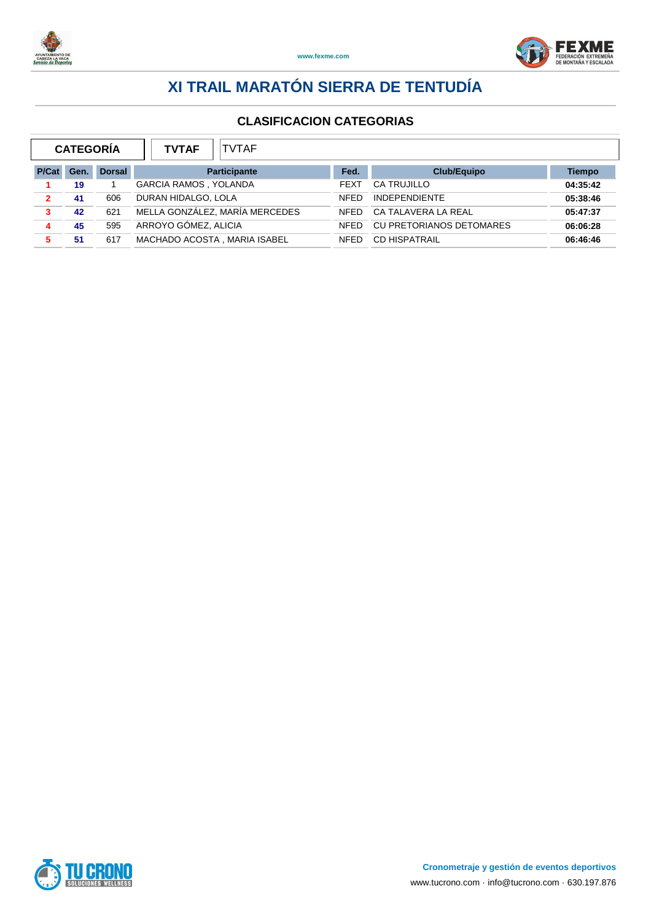# XI TRAIL MARATÓN SIERRA DE TENTUDÍA

## CLASIFICACION CATEGORIAS

| CATEGORÍA | TVTAF | TVTAF |
|---|---|---|

| P/Cat | Gen. | Dorsal | Participante | Fed. | Club/Equipo | Tiempo |
|---|---|---|---|---|---|---|
| 1 | 19 | 1 | GARCIA RAMOS , YOLANDA | FEXT | CA TRUJILLO | 04:35:42 |
| 2 | 41 | 606 | DURAN HIDALGO, LOLA | NFED | INDEPENDIENTE | 05:38:46 |
| 3 | 42 | 621 | MELLA GONZÁLEZ, MARÍA MERCEDES | NFED | CA TALAVERA LA REAL | 05:47:37 |
| 4 | 45 | 595 | ARROYO GÓMEZ, ALICIA | NFED | CU PRETORIANOS DETOMARES | 06:06:28 |
| 5 | 51 | 617 | MACHADO ACOSTA , MARIA ISABEL | NFED | CD HISPATRAIL | 06:46:46 |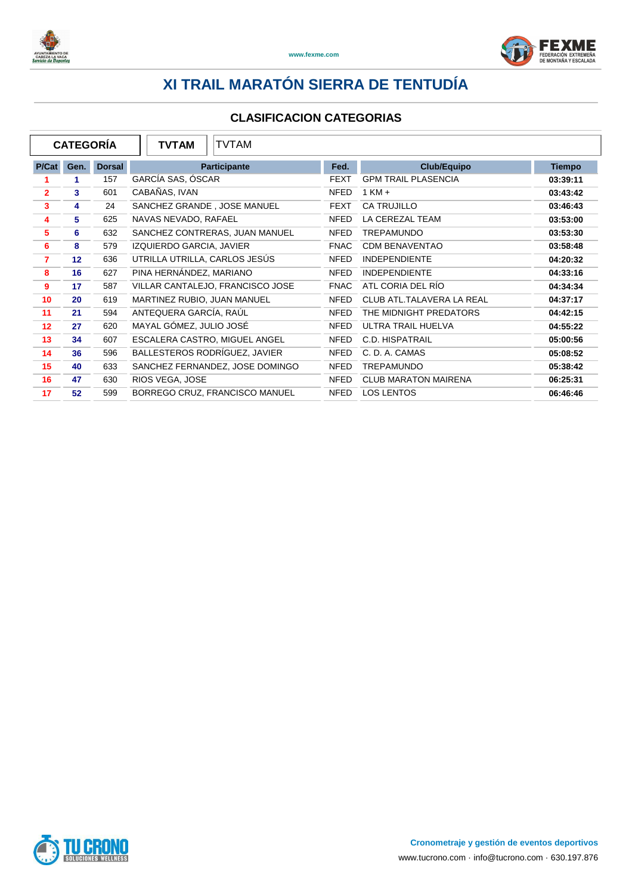# XI TRAIL MARATÓN SIERRA DE TENTUDÍA

## CLASIFICACION CATEGORIAS

| CATEGORÍA | TVTAM | TVTAM |
|---|---|---|

| P/Cat | Gen. | Dorsal | Participante | Fed. | Club/Equipo | Tiempo |
|---|---|---|---|---|---|---|
| 1 | 1 | 157 | GARCÍA SAS, ÓSCAR | FEXT | GPM TRAIL PLASENCIA | 03:39:11 |
| 2 | 3 | 601 | CABAÑAS, IVAN | NFED | 1 KM + | 03:43:42 |
| 3 | 4 | 24 | SANCHEZ GRANDE , JOSE MANUEL | FEXT | CA TRUJILLO | 03:46:43 |
| 4 | 5 | 625 | NAVAS NEVADO, RAFAEL | NFED | LA CEREZAL TEAM | 03:53:00 |
| 5 | 6 | 632 | SANCHEZ CONTRERAS, JUAN MANUEL | NFED | TREPAMUNDO | 03:53:30 |
| 6 | 8 | 579 | IZQUIERDO GARCIA, JAVIER | FNAC | CDM BENAVENTAO | 03:58:48 |
| 7 | 12 | 636 | UTRILLA UTRILLA, CARLOS JESÚS | NFED | INDEPENDIENTE | 04:20:32 |
| 8 | 16 | 627 | PINA HERNÁNDEZ, MARIANO | NFED | INDEPENDIENTE | 04:33:16 |
| 9 | 17 | 587 | VILLAR CANTALEJO, FRANCISCO JOSE | FNAC | ATL CORIA DEL RÍO | 04:34:34 |
| 10 | 20 | 619 | MARTINEZ RUBIO, JUAN MANUEL | NFED | CLUB ATL.TALAVERA LA REAL | 04:37:17 |
| 11 | 21 | 594 | ANTEQUERA GARCÍA, RAÚL | NFED | THE MIDNIGHT PREDATORS | 04:42:15 |
| 12 | 27 | 620 | MAYAL GÓMEZ, JULIO JOSÉ | NFED | ULTRA TRAIL HUELVA | 04:55:22 |
| 13 | 34 | 607 | ESCALERA CASTRO, MIGUEL ANGEL | NFED | C.D. HISPATRAIL | 05:00:56 |
| 14 | 36 | 596 | BALLESTEROS RODRÍGUEZ, JAVIER | NFED | C. D. A. CAMAS | 05:08:52 |
| 15 | 40 | 633 | SANCHEZ FERNANDEZ, JOSE DOMINGO | NFED | TREPAMUNDO | 05:38:42 |
| 16 | 47 | 630 | RIOS VEGA, JOSE | NFED | CLUB MARATON MAIRENA | 06:25:31 |
| 17 | 52 | 599 | BORREGO CRUZ, FRANCISCO MANUEL | NFED | LOS LENTOS | 06:46:46 |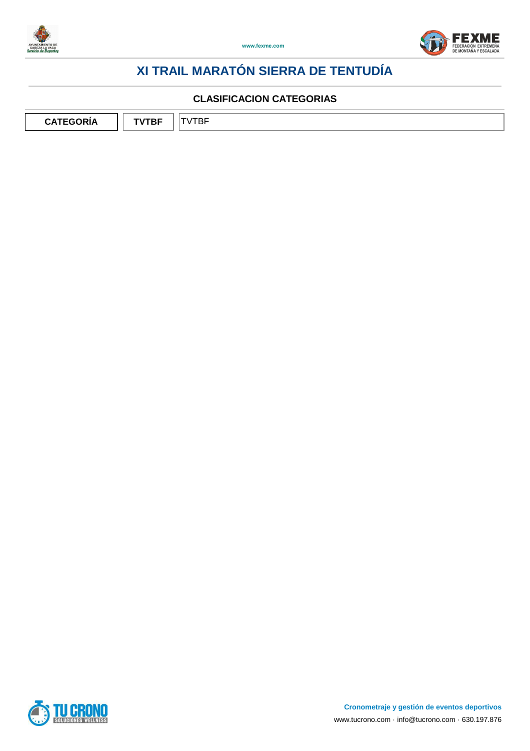# XI TRAIL MARATÓN SIERRA DE TENTUDÍA

## CLASIFICACION CATEGORIAS

| CATEGORÍA | TVTBF | TVTBF |
|---|---|---|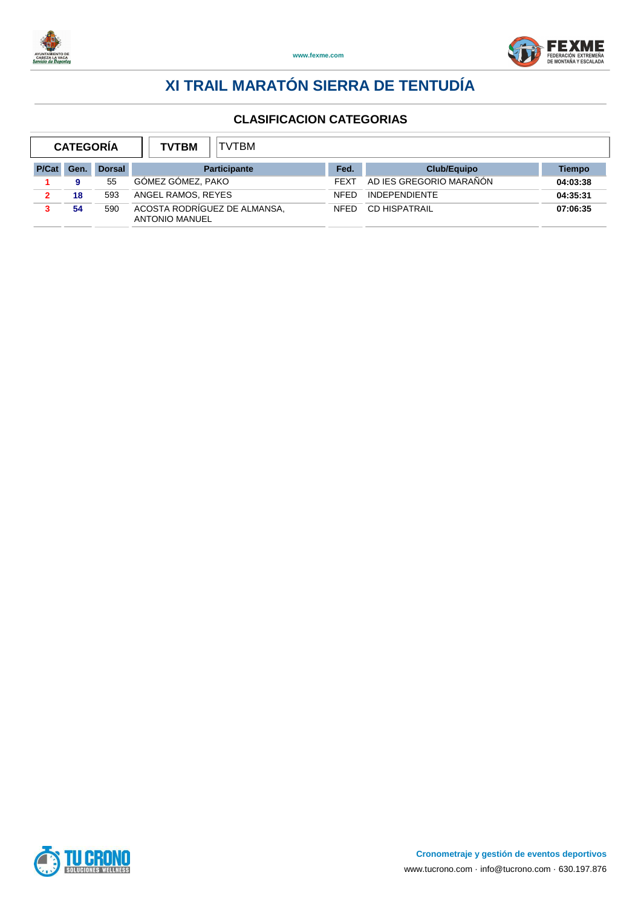# XI TRAIL MARATÓN SIERRA DE TENTUDÍA

## CLASIFICACION CATEGORIAS

| CATEGORÍA | TVTBM | TVTBM |
|---|---|---|

| P/Cat | Gen. | Dorsal | Participante | Fed. | Club/Equipo | Tiempo |
|---|---|---|---|---|---|---|
| 1 | 9 | 55 | GÓMEZ GÓMEZ, PAKO | FEXT | AD IES GREGORIO MARAÑÓN | 04:03:38 |
| 2 | 18 | 593 | ANGEL RAMOS, REYES | NFED | INDEPENDIENTE | 04:35:31 |
| 3 | 54 | 590 | ACOSTA RODRÍGUEZ DE ALMANSA, ANTONIO MANUEL | NFED | CD HISPATRAIL | 07:06:35 |

**Cronometraje y gestión de eventos deportivos**

www.tucrono.com · info@tucrono.com · 630.197.876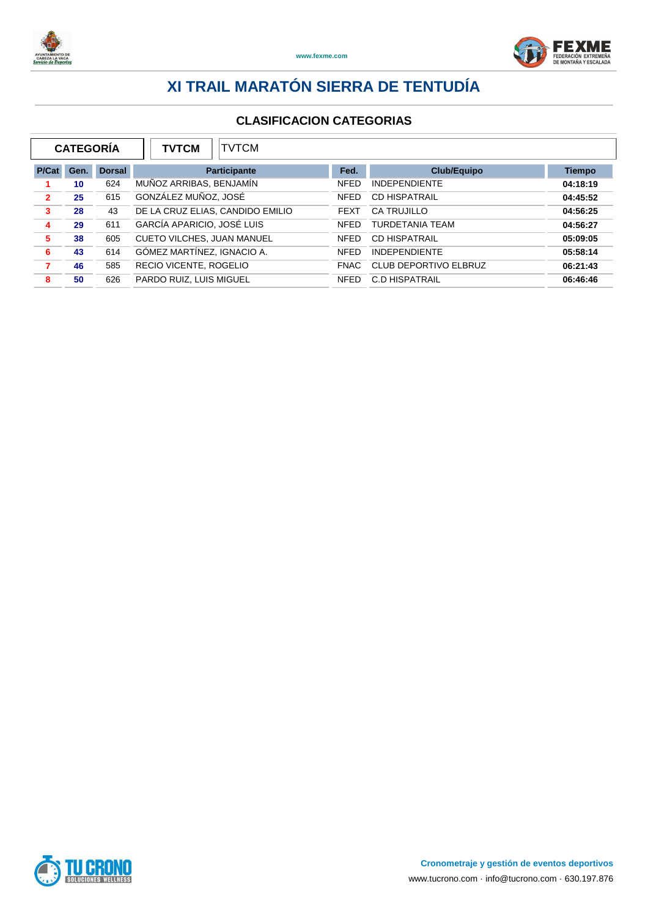# XI TRAIL MARATÓN SIERRA DE TENTUDÍA

## CLASIFICACION CATEGORIAS

| CATEGORÍA | TVTCM | TVTCM |
|---|---|---|

| P/Cat | Gen. | Dorsal | Participante | Fed. | Club/Equipo | Tiempo |
|---|---|---|---|---|---|---|
| 1 | 10 | 624 | MUÑOZ ARRIBAS, BENJAMÍN | NFED | INDEPENDIENTE | 04:18:19 |
| 2 | 25 | 615 | GONZÁLEZ MUÑOZ, JOSÉ | NFED | CD HISPATRAIL | 04:45:52 |
| 3 | 28 | 43 | DE LA CRUZ ELIAS, CANDIDO EMILIO | FEXT | CA TRUJILLO | 04:56:25 |
| 4 | 29 | 611 | GARCÍA APARICIO, JOSÉ LUIS | NFED | TURDETANIA TEAM | 04:56:27 |
| 5 | 38 | 605 | CUETO VILCHES, JUAN MANUEL | NFED | CD HISPATRAIL | 05:09:05 |
| 6 | 43 | 614 | GÓMEZ MARTÍNEZ, IGNACIO A. | NFED | INDEPENDIENTE | 05:58:14 |
| 7 | 46 | 585 | RECIO VICENTE, ROGELIO | FNAC | CLUB DEPORTIVO ELBRUZ | 06:21:43 |
| 8 | 50 | 626 | PARDO RUIZ, LUIS MIGUEL | NFED | C.D HISPATRAIL | 06:46:46 |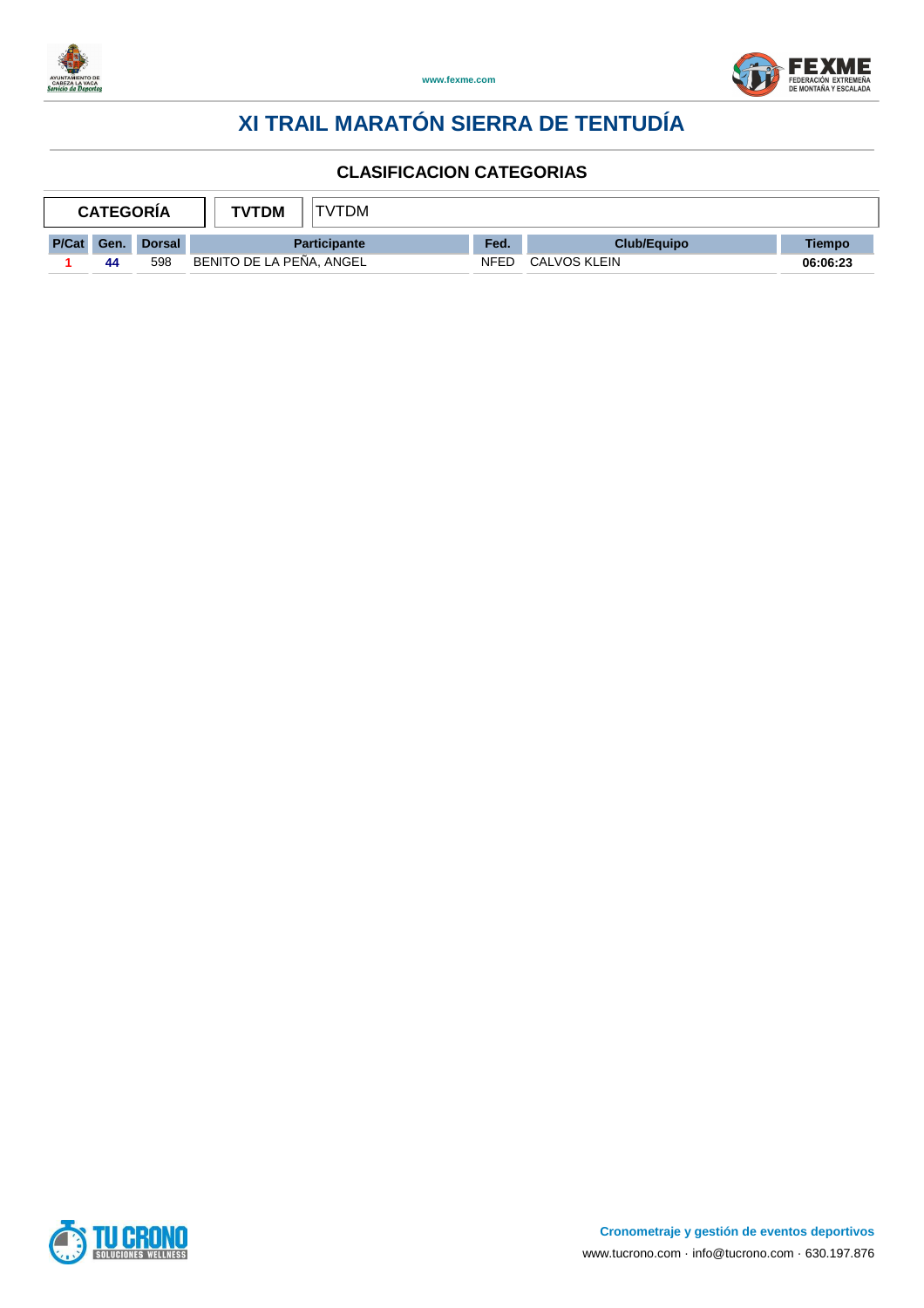# XI TRAIL MARATÓN SIERRA DE TENTUDÍA

## CLASIFICACION CATEGORIAS

| CATEGORÍA | TVTDM | TVTDM |
|---|---|---|

| P/Cat | Gen. | Dorsal | Participante | Fed. | Club/Equipo | Tiempo |
|---|---|---|---|---|---|---|
| 1 | 44 | 598 | BENITO DE LA PEÑA, ANGEL | NFED | CALVOS KLEIN | 06:06:23 |

**Cronometraje y gestión de eventos deportivos**

www.tucrono.com · info@tucrono.com · 630.197.876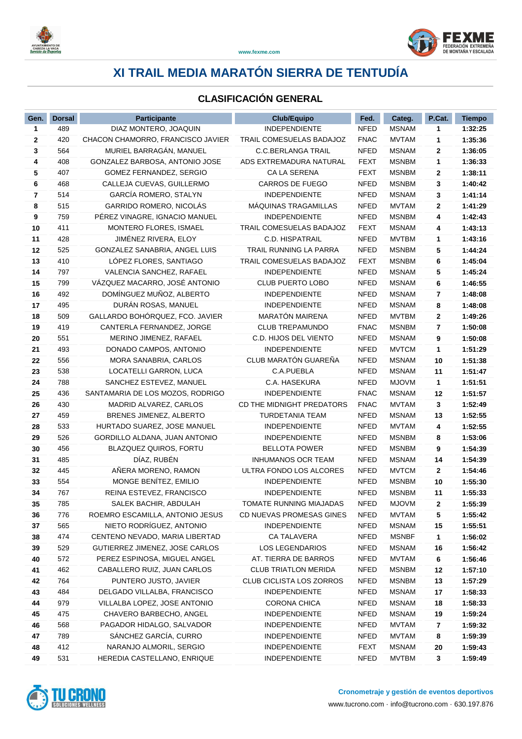# XI TRAIL MEDIA MARATÓN SIERRA DE TENTUDÍA

## CLASIFICACIÓN GENERAL

| Gen. | Dorsal | Participante | Club/Equipo | Fed. | Categ. | P.Cat. | Tiempo |
|---|---|---|---|---|---|---|---|
| 1 | 489 | DIAZ MONTERO, JOAQUIN | INDEPENDIENTE | NFED | MSNAM | 1 | 1:32:25 |
| 2 | 420 | CHACON CHAMORRO, FRANCISCO JAVIER | TRAIL COMESUELAS BADAJOZ | FNAC | MVTAM | 1 | 1:35:36 |
| 3 | 564 | MURIEL BARRAGÁN, MANUEL | C.C.BERLANGA TRAIL | NFED | MSNAM | 2 | 1:36:05 |
| 4 | 408 | GONZALEZ BARBOSA, ANTONIO JOSE | ADS EXTREMADURA NATURAL | FEXT | MSNBM | 1 | 1:36:33 |
| 5 | 407 | GOMEZ FERNANDEZ, SERGIO | CA LA SERENA | FEXT | MSNBM | 2 | 1:38:11 |
| 6 | 468 | CALLEJA CUEVAS, GUILLERMO | CARROS DE FUEGO | NFED | MSNBM | 3 | 1:40:42 |
| 7 | 514 | GARCÍA ROMERO, STALYN | INDEPENDIENTE | NFED | MSNAM | 3 | 1:41:14 |
| 8 | 515 | GARRIDO ROMERO, NICOLÁS | MÁQUINAS TRAGAMILLAS | NFED | MVTAM | 2 | 1:41:29 |
| 9 | 759 | PÉREZ VINAGRE, IGNACIO MANUEL | INDEPENDIENTE | NFED | MSNBM | 4 | 1:42:43 |
| 10 | 411 | MONTERO FLORES, ISMAEL | TRAIL COMESUELAS BADAJOZ | FEXT | MSNAM | 4 | 1:43:13 |
| 11 | 428 | JIMÉNEZ RIVERA, ELOY | C.D. HISPATRAIL | NFED | MVTBM | 1 | 1:43:16 |
| 12 | 525 | GONZALEZ SANABRIA, ANGEL LUIS | TRAIL RUNNING LA PARRA | NFED | MSNBM | 5 | 1:44:24 |
| 13 | 410 | LÓPEZ FLORES, SANTIAGO | TRAIL COMESUELAS BADAJOZ | FEXT | MSNBM | 6 | 1:45:04 |
| 14 | 797 | VALENCIA SANCHEZ, RAFAEL | INDEPENDIENTE | NFED | MSNAM | 5 | 1:45:24 |
| 15 | 799 | VÁZQUEZ MACARRO, JOSÉ ANTONIO | CLUB PUERTO LOBO | NFED | MSNAM | 6 | 1:46:55 |
| 16 | 492 | DOMÍNGUEZ MUÑOZ, ALBERTO | INDEPENDIENTE | NFED | MSNAM | 7 | 1:48:08 |
| 17 | 495 | DURÁN ROSAS, MANUEL | INDEPENDIENTE | NFED | MSNAM | 8 | 1:48:08 |
| 18 | 509 | GALLARDO BOHÓRQUEZ, FCO. JAVIER | MARATÓN MAIRENA | NFED | MVTBM | 2 | 1:49:26 |
| 19 | 419 | CANTERLA FERNANDEZ, JORGE | CLUB TREPAMUNDO | FNAC | MSNBM | 7 | 1:50:08 |
| 20 | 551 | MERINO JIMENEZ, RAFAEL | C.D. HIJOS DEL VIENTO | NFED | MSNAM | 9 | 1:50:08 |
| 21 | 493 | DONADO CAMPOS, ANTONIO | INDEPENDIENTE | NFED | MVTCM | 1 | 1:51:29 |
| 22 | 556 | MORA SANABRIA, CARLOS | CLUB MARATÓN GUAREÑA | NFED | MSNAM | 10 | 1:51:38 |
| 23 | 538 | LOCATELLI GARRON, LUCA | C.A.PUEBLA | NFED | MSNAM | 11 | 1:51:47 |
| 24 | 788 | SANCHEZ ESTEVEZ, MANUEL | C.A. HASEKURA | NFED | MJOVM | 1 | 1:51:51 |
| 25 | 436 | SANTAMARIA DE LOS MOZOS, RODRIGO | INDEPENDIENTE | FNAC | MSNAM | 12 | 1:51:57 |
| 26 | 430 | MADRID ALVAREZ, CARLOS | CD THE MIDNIGHT PREDATORS | FNAC | MVTAM | 3 | 1:52:49 |
| 27 | 459 | BRENES JIMENEZ, ALBERTO | TURDETANIA TEAM | NFED | MSNAM | 13 | 1:52:55 |
| 28 | 533 | HURTADO SUAREZ, JOSE MANUEL | INDEPENDIENTE | NFED | MVTAM | 4 | 1:52:55 |
| 29 | 526 | GORDILLO ALDANA, JUAN ANTONIO | INDEPENDIENTE | NFED | MSNBM | 8 | 1:53:06 |
| 30 | 456 | BLAZQUEZ QUIROS, FORTU | BELLOTA POWER | NFED | MSNBM | 9 | 1:54:39 |
| 31 | 485 | DÍAZ, RUBÉN | INHUMANOS OCR TEAM | NFED | MSNAM | 14 | 1:54:39 |
| 32 | 445 | AÑERA MORENO, RAMON | ULTRA FONDO LOS ALCORES | NFED | MVTCM | 2 | 1:54:46 |
| 33 | 554 | MONGE BENÍTEZ, EMILIO | INDEPENDIENTE | NFED | MSNBM | 10 | 1:55:30 |
| 34 | 767 | REINA ESTEVEZ, FRANCISCO | INDEPENDIENTE | NFED | MSNBM | 11 | 1:55:33 |
| 35 | 785 | SALEK BACHIR, ABDULAH | TOMATE RUNNING MIAJADAS | NFED | MJOVM | 2 | 1:55:39 |
| 36 | 776 | ROEMRO ESCAMILLA, ANTONIO JESUS | CD NUEVAS PROMESAS GINES | NFED | MVTAM | 5 | 1:55:42 |
| 37 | 565 | NIETO RODRÍGUEZ, ANTONIO | INDEPENDIENTE | NFED | MSNAM | 15 | 1:55:51 |
| 38 | 474 | CENTENO NEVADO, MARIA LIBERTAD | CA TALAVERA | NFED | MSNBF | 1 | 1:56:02 |
| 39 | 529 | GUTIERREZ JIMENEZ, JOSE CARLOS | LOS LEGENDARIOS | NFED | MSNAM | 16 | 1:56:42 |
| 40 | 572 | PEREZ ESPINOSA, MIGUEL ANGEL | AT. TIERRA DE BARROS | NFED | MVTAM | 6 | 1:56:46 |
| 41 | 462 | CABALLERO RUIZ, JUAN CARLOS | CLUB TRIATLON MERIDA | NFED | MSNBM | 12 | 1:57:10 |
| 42 | 764 | PUNTERO JUSTO, JAVIER | CLUB CICLISTA LOS ZORROS | NFED | MSNBM | 13 | 1:57:29 |
| 43 | 484 | DELGADO VILLALBA, FRANCISCO | INDEPENDIENTE | NFED | MSNAM | 17 | 1:58:33 |
| 44 | 979 | VILLALBA LOPEZ, JOSE ANTONIO | CORONA CHICA | NFED | MSNAM | 18 | 1:58:33 |
| 45 | 475 | CHAVERO BARBECHO, ANGEL | INDEPENDIENTE | NFED | MSNAM | 19 | 1:59:24 |
| 46 | 568 | PAGADOR HIDALGO, SALVADOR | INDEPENDIENTE | NFED | MVTAM | 7 | 1:59:32 |
| 47 | 789 | SÁNCHEZ GARCÍA, CURRO | INDEPENDIENTE | NFED | MVTAM | 8 | 1:59:39 |
| 48 | 412 | NARANJO ALMORIL, SERGIO | INDEPENDIENTE | FEXT | MSNAM | 20 | 1:59:43 |
| 49 | 531 | HEREDIA CASTELLANO, ENRIQUE | INDEPENDIENTE | NFED | MVTBM | 3 | 1:59:49 |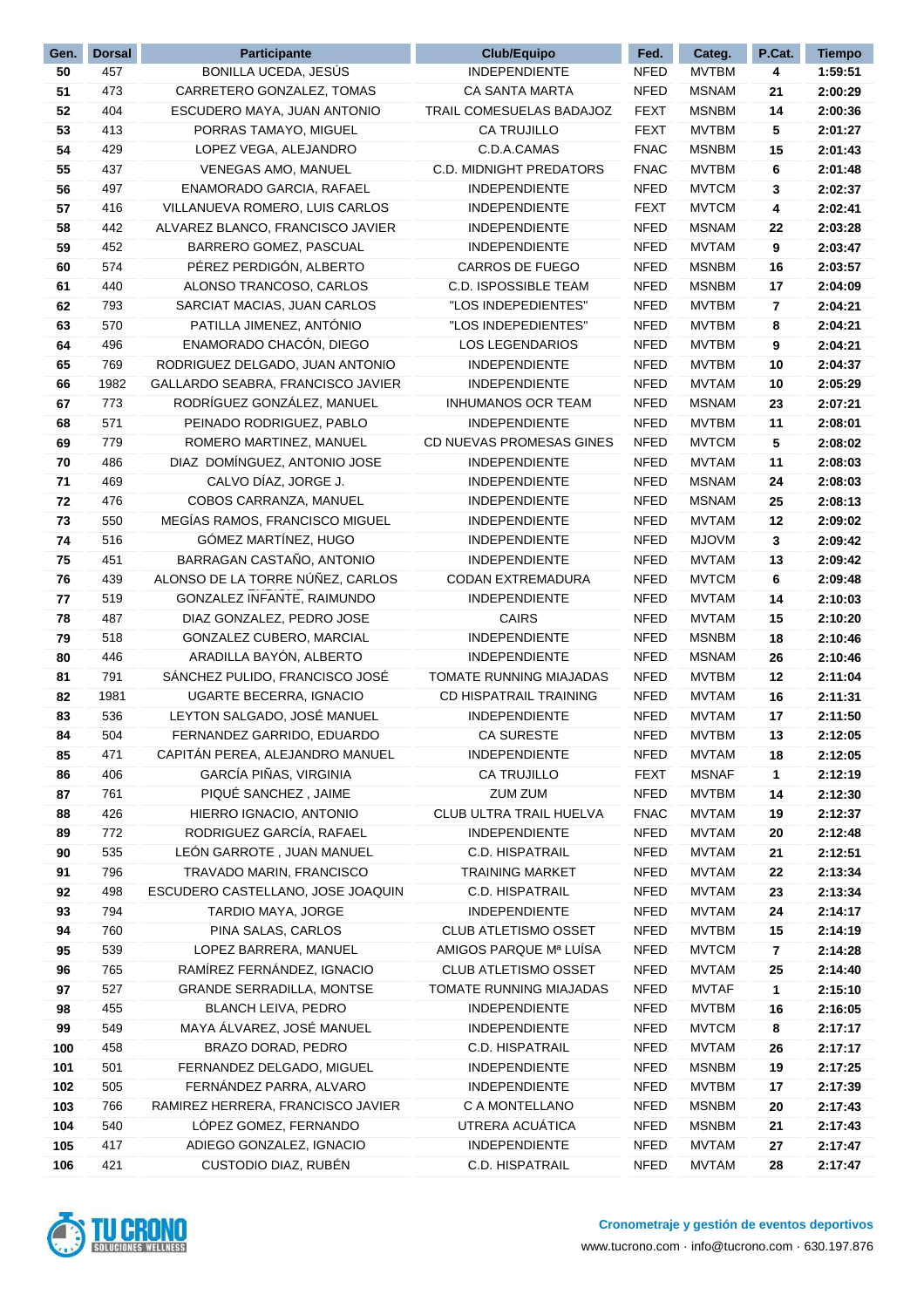| Gen. | Dorsal | Participante | Club/Equipo | Fed. | Categ. | P.Cat. | Tiempo |
|---|---|---|---|---|---|---|---|
| 50 | 457 | BONILLA UCEDA, JESÚS | INDEPENDIENTE | NFED | MVTBM | 4 | 1:59:51 |
| 51 | 473 | CARRETERO GONZALEZ, TOMAS | CA SANTA MARTA | NFED | MSNAM | 21 | 2:00:29 |
| 52 | 404 | ESCUDERO MAYA, JUAN ANTONIO | TRAIL COMESUELAS BADAJOZ | FEXT | MSNBM | 14 | 2:00:36 |
| 53 | 413 | PORRAS TAMAYO, MIGUEL | CA TRUJILLO | FEXT | MVTBM | 5 | 2:01:27 |
| 54 | 429 | LOPEZ VEGA, ALEJANDRO | C.D.A.CAMAS | FNAC | MSNBM | 15 | 2:01:43 |
| 55 | 437 | VENEGAS AMO, MANUEL | C.D. MIDNIGHT PREDATORS | FNAC | MVTBM | 6 | 2:01:48 |
| 56 | 497 | ENAMORADO GARCIA, RAFAEL | INDEPENDIENTE | NFED | MVTCM | 3 | 2:02:37 |
| 57 | 416 | VILLANUEVA ROMERO, LUIS CARLOS | INDEPENDIENTE | FEXT | MVTCM | 4 | 2:02:41 |
| 58 | 442 | ALVAREZ BLANCO, FRANCISCO JAVIER | INDEPENDIENTE | NFED | MSNAM | 22 | 2:03:28 |
| 59 | 452 | BARRERO GOMEZ, PASCUAL | INDEPENDIENTE | NFED | MVTAM | 9 | 2:03:47 |
| 60 | 574 | PÉREZ PERDIGÓN, ALBERTO | CARROS DE FUEGO | NFED | MSNBM | 16 | 2:03:57 |
| 61 | 440 | ALONSO TRANCOSO, CARLOS | C.D. ISPOSSIBLE TEAM | NFED | MSNBM | 17 | 2:04:09 |
| 62 | 793 | SARCIAT MACIAS, JUAN CARLOS | "LOS INDEPEDIENTES" | NFED | MVTBM | 7 | 2:04:21 |
| 63 | 570 | PATILLA JIMENEZ, ANTÓNIO | "LOS INDEPEDIENTES" | NFED | MVTBM | 8 | 2:04:21 |
| 64 | 496 | ENAMORADO CHACÓN, DIEGO | LOS LEGENDARIOS | NFED | MVTBM | 9 | 2:04:21 |
| 65 | 769 | RODRIGUEZ DELGADO, JUAN ANTONIO | INDEPENDIENTE | NFED | MVTBM | 10 | 2:04:37 |
| 66 | 1982 | GALLARDO SEABRA, FRANCISCO JAVIER | INDEPENDIENTE | NFED | MVTAM | 10 | 2:05:29 |
| 67 | 773 | RODRÍGUEZ GONZÁLEZ, MANUEL | INHUMANOS OCR TEAM | NFED | MSNAM | 23 | 2:07:21 |
| 68 | 571 | PEINADO RODRIGUEZ, PABLO | INDEPENDIENTE | NFED | MVTBM | 11 | 2:08:01 |
| 69 | 779 | ROMERO MARTINEZ, MANUEL | CD NUEVAS PROMESAS GINES | NFED | MVTCM | 5 | 2:08:02 |
| 70 | 486 | DIAZ DOMÍNGUEZ, ANTONIO JOSE | INDEPENDIENTE | NFED | MVTAM | 11 | 2:08:03 |
| 71 | 469 | CALVO DÍAZ, JORGE J. | INDEPENDIENTE | NFED | MSNAM | 24 | 2:08:03 |
| 72 | 476 | COBOS CARRANZA, MANUEL | INDEPENDIENTE | NFED | MSNAM | 25 | 2:08:13 |
| 73 | 550 | MEGÍAS RAMOS, FRANCISCO MIGUEL | INDEPENDIENTE | NFED | MVTAM | 12 | 2:09:02 |
| 74 | 516 | GÓMEZ MARTÍNEZ, HUGO | INDEPENDIENTE | NFED | MJOVM | 3 | 2:09:42 |
| 75 | 451 | BARRAGAN CASTAÑO, ANTONIO | INDEPENDIENTE | NFED | MVTAM | 13 | 2:09:42 |
| 76 | 439 | ALONSO DE LA TORRE NÚÑEZ, CARLOS | CODAN EXTREMADURA | NFED | MVTCM | 6 | 2:09:48 |
| 77 | 519 | GONZALEZ INFANTE, RAIMUNDO | INDEPENDIENTE | NFED | MVTAM | 14 | 2:10:03 |
| 78 | 487 | DIAZ GONZALEZ, PEDRO JOSE | CAIRS | NFED | MVTAM | 15 | 2:10:20 |
| 79 | 518 | GONZALEZ CUBERO, MARCIAL | INDEPENDIENTE | NFED | MSNBM | 18 | 2:10:46 |
| 80 | 446 | ARADILLA BAYÓN, ALBERTO | INDEPENDIENTE | NFED | MSNAM | 26 | 2:10:46 |
| 81 | 791 | SÁNCHEZ PULIDO, FRANCISCO JOSÉ | TOMATE RUNNING MIAJADAS | NFED | MVTBM | 12 | 2:11:04 |
| 82 | 1981 | UGARTE BECERRA, IGNACIO | CD HISPATRAIL TRAINING | NFED | MVTAM | 16 | 2:11:31 |
| 83 | 536 | LEYTON SALGADO, JOSÉ MANUEL | INDEPENDIENTE | NFED | MVTAM | 17 | 2:11:50 |
| 84 | 504 | FERNANDEZ GARRIDO, EDUARDO | CA SURESTE | NFED | MVTBM | 13 | 2:12:05 |
| 85 | 471 | CAPITÁN PEREA, ALEJANDRO MANUEL | INDEPENDIENTE | NFED | MVTAM | 18 | 2:12:05 |
| 86 | 406 | GARCÍA PIÑAS, VIRGINIA | CA TRUJILLO | FEXT | MSNAF | 1 | 2:12:19 |
| 87 | 761 | PIQUÉ SANCHEZ , JAIME | ZUM ZUM | NFED | MVTBM | 14 | 2:12:30 |
| 88 | 426 | HIERRO IGNACIO, ANTONIO | CLUB ULTRA TRAIL HUELVA | FNAC | MVTAM | 19 | 2:12:37 |
| 89 | 772 | RODRIGUEZ GARCÍA, RAFAEL | INDEPENDIENTE | NFED | MVTAM | 20 | 2:12:48 |
| 90 | 535 | LEÓN GARROTE , JUAN MANUEL | C.D. HISPATRAIL | NFED | MVTAM | 21 | 2:12:51 |
| 91 | 796 | TRAVADO MARIN, FRANCISCO | TRAINING MARKET | NFED | MVTAM | 22 | 2:13:34 |
| 92 | 498 | ESCUDERO CASTELLANO, JOSE JOAQUIN | C.D. HISPATRAIL | NFED | MVTAM | 23 | 2:13:34 |
| 93 | 794 | TARDIO MAYA, JORGE | INDEPENDIENTE | NFED | MVTAM | 24 | 2:14:17 |
| 94 | 760 | PINA SALAS, CARLOS | CLUB ATLETISMO OSSET | NFED | MVTBM | 15 | 2:14:19 |
| 95 | 539 | LOPEZ BARRERA, MANUEL | AMIGOS PARQUE Mª LUÍSA | NFED | MVTCM | 7 | 2:14:28 |
| 96 | 765 | RAMÍREZ FERNÁNDEZ, IGNACIO | CLUB ATLETISMO OSSET | NFED | MVTAM | 25 | 2:14:40 |
| 97 | 527 | GRANDE SERRADILLA, MONTSE | TOMATE RUNNING MIAJADAS | NFED | MVTAF | 1 | 2:15:10 |
| 98 | 455 | BLANCH LEIVA, PEDRO | INDEPENDIENTE | NFED | MVTBM | 16 | 2:16:05 |
| 99 | 549 | MAYA ÁLVAREZ, JOSÉ MANUEL | INDEPENDIENTE | NFED | MVTCM | 8 | 2:17:17 |
| 100 | 458 | BRAZO DORAD, PEDRO | C.D. HISPATRAIL | NFED | MVTAM | 26 | 2:17:17 |
| 101 | 501 | FERNANDEZ DELGADO, MIGUEL | INDEPENDIENTE | NFED | MSNBM | 19 | 2:17:25 |
| 102 | 505 | FERNÁNDEZ PARRA, ALVARO | INDEPENDIENTE | NFED | MVTBM | 17 | 2:17:39 |
| 103 | 766 | RAMIREZ HERRERA, FRANCISCO JAVIER | C A MONTELLANO | NFED | MSNBM | 20 | 2:17:43 |
| 104 | 540 | LÓPEZ GOMEZ, FERNANDO | UTRERA ACUÁTICA | NFED | MSNBM | 21 | 2:17:43 |
| 105 | 417 | ADIEGO GONZALEZ, IGNACIO | INDEPENDIENTE | NFED | MVTAM | 27 | 2:17:47 |
| 106 | 421 | CUSTODIO DIAZ, RUBÉN | C.D. HISPATRAIL | NFED | MVTAM | 28 | 2:17:47 |

TU CRONO SOLUCIONES WELLNESS

**Cronometraje y gestión de eventos deportivos**
www.tucrono.com · info@tucrono.com · 630.197.876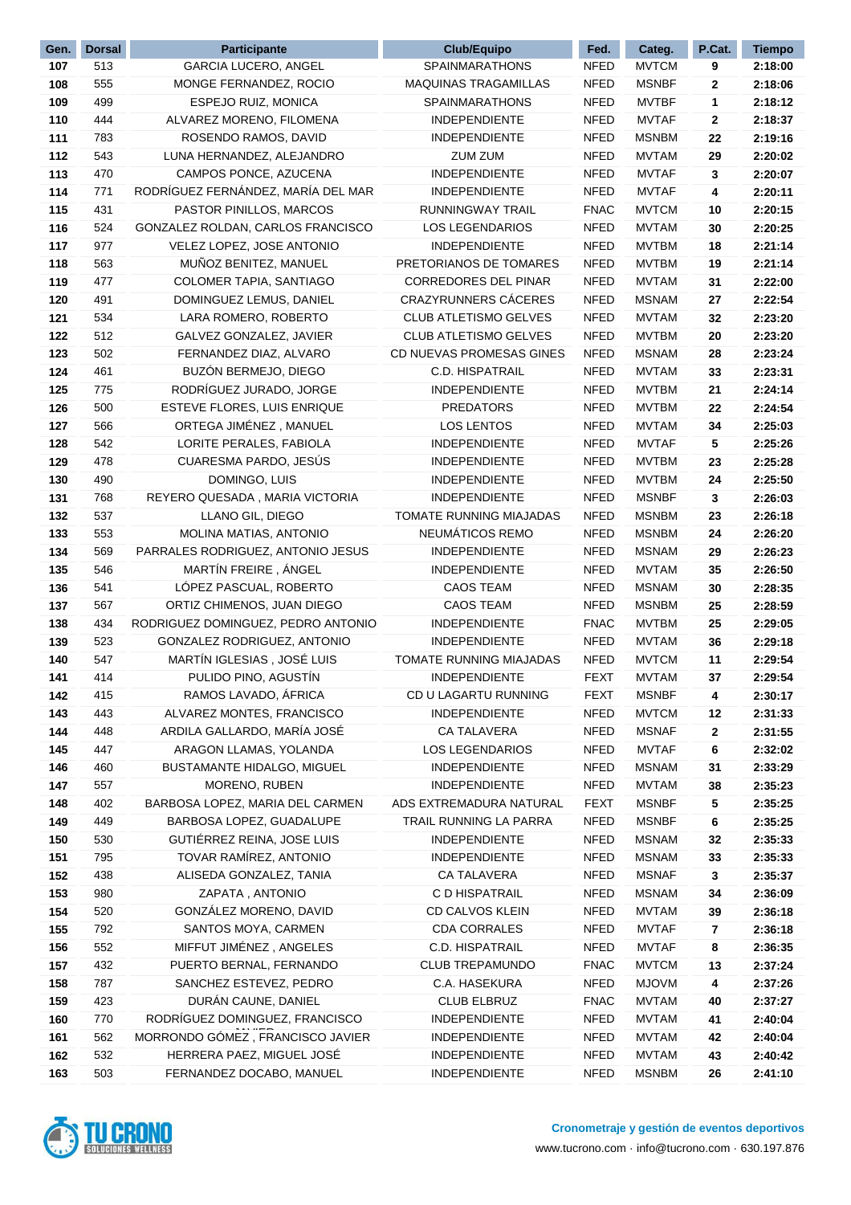| Gen. | Dorsal | Participante | Club/Equipo | Fed. | Categ. | P.Cat. | Tiempo |
|---|---|---|---|---|---|---|---|
| 107 | 513 | GARCIA LUCERO, ANGEL | SPAINMARATHONS | NFED | MVTCM | 9 | 2:18:00 |
| 108 | 555 | MONGE FERNANDEZ, ROCIO | MAQUINAS TRAGAMILLAS | NFED | MSNBF | 2 | 2:18:06 |
| 109 | 499 | ESPEJO RUIZ, MONICA | SPAINMARATHONS | NFED | MVTBF | 1 | 2:18:12 |
| 110 | 444 | ALVAREZ MORENO, FILOMENA | INDEPENDIENTE | NFED | MVTAF | 2 | 2:18:37 |
| 111 | 783 | ROSENDO RAMOS, DAVID | INDEPENDIENTE | NFED | MSNBM | 22 | 2:19:16 |
| 112 | 543 | LUNA HERNANDEZ, ALEJANDRO | ZUM ZUM | NFED | MVTAM | 29 | 2:20:02 |
| 113 | 470 | CAMPOS PONCE, AZUCENA | INDEPENDIENTE | NFED | MVTAF | 3 | 2:20:07 |
| 114 | 771 | RODRÍGUEZ FERNÁNDEZ, MARÍA DEL MAR | INDEPENDIENTE | NFED | MVTAF | 4 | 2:20:11 |
| 115 | 431 | PASTOR PINILLOS, MARCOS | RUNNINGWAY TRAIL | FNAC | MVTCM | 10 | 2:20:15 |
| 116 | 524 | GONZALEZ ROLDAN, CARLOS FRANCISCO | LOS LEGENDARIOS | NFED | MVTAM | 30 | 2:20:25 |
| 117 | 977 | VELEZ LOPEZ, JOSE ANTONIO | INDEPENDIENTE | NFED | MVTBM | 18 | 2:21:14 |
| 118 | 563 | MUÑOZ BENITEZ, MANUEL | PRETORIANOS DE TOMARES | NFED | MVTBM | 19 | 2:21:14 |
| 119 | 477 | COLOMER TAPIA, SANTIAGO | CORREDORES DEL PINAR | NFED | MVTAM | 31 | 2:22:00 |
| 120 | 491 | DOMINGUEZ LEMUS, DANIEL | CRAZYRUNNERS CÁCERES | NFED | MSNAM | 27 | 2:22:54 |
| 121 | 534 | LARA ROMERO, ROBERTO | CLUB ATLETISMO GELVES | NFED | MVTAM | 32 | 2:23:20 |
| 122 | 512 | GALVEZ GONZALEZ, JAVIER | CLUB ATLETISMO GELVES | NFED | MVTBM | 20 | 2:23:20 |
| 123 | 502 | FERNANDEZ DIAZ, ALVARO | CD NUEVAS PROMESAS GINES | NFED | MSNAM | 28 | 2:23:24 |
| 124 | 461 | BUZÓN BERMEJO, DIEGO | C.D. HISPATRAIL | NFED | MVTAM | 33 | 2:23:31 |
| 125 | 775 | RODRÍGUEZ JURADO, JORGE | INDEPENDIENTE | NFED | MVTBM | 21 | 2:24:14 |
| 126 | 500 | ESTEVE FLORES, LUIS ENRIQUE | PREDATORS | NFED | MVTBM | 22 | 2:24:54 |
| 127 | 566 | ORTEGA JIMÉNEZ , MANUEL | LOS LENTOS | NFED | MVTAM | 34 | 2:25:03 |
| 128 | 542 | LORITE PERALES, FABIOLA | INDEPENDIENTE | NFED | MVTAF | 5 | 2:25:26 |
| 129 | 478 | CUARESMA PARDO, JESÚS | INDEPENDIENTE | NFED | MVTBM | 23 | 2:25:28 |
| 130 | 490 | DOMINGO, LUIS | INDEPENDIENTE | NFED | MVTBM | 24 | 2:25:50 |
| 131 | 768 | REYERO QUESADA , MARIA VICTORIA | INDEPENDIENTE | NFED | MSNBF | 3 | 2:26:03 |
| 132 | 537 | LLANO GIL, DIEGO | TOMATE RUNNING MIAJADAS | NFED | MSNBM | 23 | 2:26:18 |
| 133 | 553 | MOLINA MATIAS, ANTONIO | NEUMÁTICOS REMO | NFED | MSNBM | 24 | 2:26:20 |
| 134 | 569 | PARRALES RODRIGUEZ, ANTONIO JESUS | INDEPENDIENTE | NFED | MSNAM | 29 | 2:26:23 |
| 135 | 546 | MARTÍN FREIRE , ÁNGEL | INDEPENDIENTE | NFED | MVTAM | 35 | 2:26:50 |
| 136 | 541 | LÓPEZ PASCUAL, ROBERTO | CAOS TEAM | NFED | MSNAM | 30 | 2:28:35 |
| 137 | 567 | ORTIZ CHIMENOS, JUAN DIEGO | CAOS TEAM | NFED | MSNBM | 25 | 2:28:59 |
| 138 | 434 | RODRIGUEZ DOMINGUEZ, PEDRO ANTONIO | INDEPENDIENTE | FNAC | MVTBM | 25 | 2:29:05 |
| 139 | 523 | GONZALEZ RODRIGUEZ, ANTONIO | INDEPENDIENTE | NFED | MVTAM | 36 | 2:29:18 |
| 140 | 547 | MARTÍN IGLESIAS , JOSÉ LUIS | TOMATE RUNNING MIAJADAS | NFED | MVTCM | 11 | 2:29:54 |
| 141 | 414 | PULIDO PINO, AGUSTÍN | INDEPENDIENTE | FEXT | MVTAM | 37 | 2:29:54 |
| 142 | 415 | RAMOS LAVADO, ÁFRICA | CD U LAGARTU RUNNING | FEXT | MSNBF | 4 | 2:30:17 |
| 143 | 443 | ALVAREZ MONTES, FRANCISCO | INDEPENDIENTE | NFED | MVTCM | 12 | 2:31:33 |
| 144 | 448 | ARDILA GALLARDO, MARÍA JOSÉ | CA TALAVERA | NFED | MSNAF | 2 | 2:31:55 |
| 145 | 447 | ARAGON LLAMAS, YOLANDA | LOS LEGENDARIOS | NFED | MVTAF | 6 | 2:32:02 |
| 146 | 460 | BUSTAMANTE HIDALGO, MIGUEL | INDEPENDIENTE | NFED | MSNAM | 31 | 2:33:29 |
| 147 | 557 | MORENO, RUBEN | INDEPENDIENTE | NFED | MVTAM | 38 | 2:35:23 |
| 148 | 402 | BARBOSA LOPEZ, MARIA DEL CARMEN | ADS EXTREMADURA NATURAL | FEXT | MSNBF | 5 | 2:35:25 |
| 149 | 449 | BARBOSA LOPEZ, GUADALUPE | TRAIL RUNNING LA PARRA | NFED | MSNBF | 6 | 2:35:25 |
| 150 | 530 | GUTIÉRREZ REINA, JOSE LUIS | INDEPENDIENTE | NFED | MSNAM | 32 | 2:35:33 |
| 151 | 795 | TOVAR RAMÍREZ, ANTONIO | INDEPENDIENTE | NFED | MSNAM | 33 | 2:35:33 |
| 152 | 438 | ALISEDA GONZALEZ, TANIA | CA TALAVERA | NFED | MSNAF | 3 | 2:35:37 |
| 153 | 980 | ZAPATA , ANTONIO | C D HISPATRAIL | NFED | MSNAM | 34 | 2:36:09 |
| 154 | 520 | GONZÁLEZ MORENO, DAVID | CD CALVOS KLEIN | NFED | MVTAM | 39 | 2:36:18 |
| 155 | 792 | SANTOS MOYA, CARMEN | CDA CORRALES | NFED | MVTAF | 7 | 2:36:18 |
| 156 | 552 | MIFFUT JIMÉNEZ , ANGELES | C.D. HISPATRAIL | NFED | MVTAF | 8 | 2:36:35 |
| 157 | 432 | PUERTO BERNAL, FERNANDO | CLUB TREPAMUNDO | FNAC | MVTCM | 13 | 2:37:24 |
| 158 | 787 | SANCHEZ ESTEVEZ, PEDRO | C.A. HASEKURA | NFED | MJOVM | 4 | 2:37:26 |
| 159 | 423 | DURÁN CAUNE, DANIEL | CLUB ELBRUZ | FNAC | MVTAM | 40 | 2:37:27 |
| 160 | 770 | RODRÍGUEZ DOMINGUEZ, FRANCISCO JAVIER | INDEPENDIENTE | NFED | MVTAM | 41 | 2:40:04 |
| 161 | 562 | MORRONDO GÓMEZ , FRANCISCO JAVIER | INDEPENDIENTE | NFED | MVTAM | 42 | 2:40:04 |
| 162 | 532 | HERRERA PAEZ, MIGUEL JOSÉ | INDEPENDIENTE | NFED | MVTAM | 43 | 2:40:42 |
| 163 | 503 | FERNANDEZ DOCABO, MANUEL | INDEPENDIENTE | NFED | MSNBM | 26 | 2:41:10 |

TU CRONO SOLUCIONES WELLNESS

**Cronometraje y gestión de eventos deportivos**
www.tucrono.com · info@tucrono.com · 630.197.876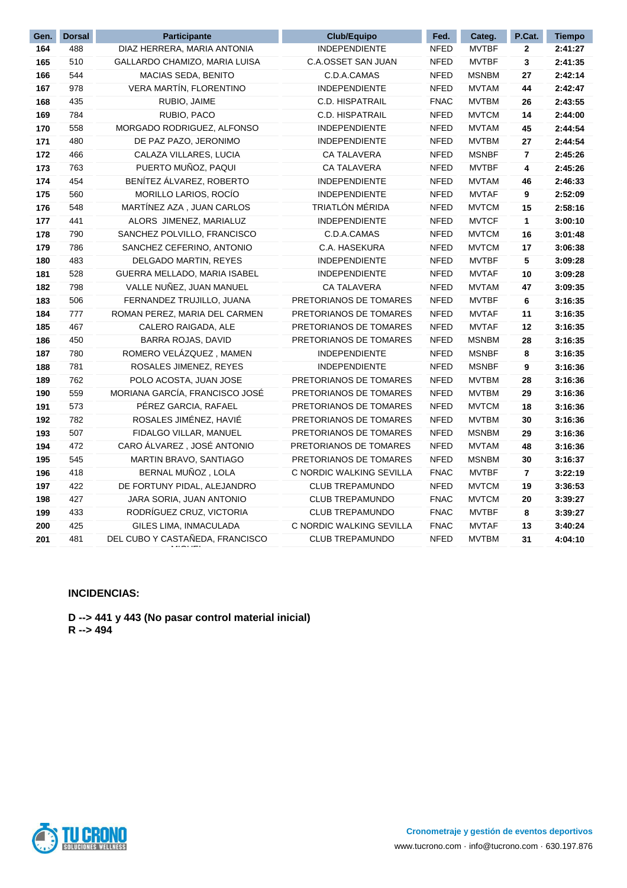| Gen. | Dorsal | Participante | Club/Equipo | Fed. | Categ. | P.Cat. | Tiempo |
|---|---|---|---|---|---|---|---|
| 164 | 488 | DIAZ HERRERA, MARIA ANTONIA | INDEPENDIENTE | NFED | MVTBF | 2 | 2:41:27 |
| 165 | 510 | GALLARDO CHAMIZO, MARIA LUISA | C.A.OSSET SAN JUAN | NFED | MVTBF | 3 | 2:41:35 |
| 166 | 544 | MACIAS SEDA, BENITO | C.D.A.CAMAS | NFED | MSNBM | 27 | 2:42:14 |
| 167 | 978 | VERA MARTÍN, FLORENTINO | INDEPENDIENTE | NFED | MVTAM | 44 | 2:42:47 |
| 168 | 435 | RUBIO, JAIME | C.D. HISPATRAIL | FNAC | MVTBM | 26 | 2:43:55 |
| 169 | 784 | RUBIO, PACO | C.D. HISPATRAIL | NFED | MVTCM | 14 | 2:44:00 |
| 170 | 558 | MORGADO RODRIGUEZ, ALFONSO | INDEPENDIENTE | NFED | MVTAM | 45 | 2:44:54 |
| 171 | 480 | DE PAZ PAZO, JERONIMO | INDEPENDIENTE | NFED | MVTBM | 27 | 2:44:54 |
| 172 | 466 | CALAZA VILLARES, LUCIA | CA TALAVERA | NFED | MSNBF | 7 | 2:45:26 |
| 173 | 763 | PUERTO MUÑOZ, PAQUI | CA TALAVERA | NFED | MVTBF | 4 | 2:45:26 |
| 174 | 454 | BENÍTEZ ÁLVAREZ, ROBERTO | INDEPENDIENTE | NFED | MVTAM | 46 | 2:46:33 |
| 175 | 560 | MORILLO LARIOS, ROCÍO | INDEPENDIENTE | NFED | MVTAF | 9 | 2:52:09 |
| 176 | 548 | MARTÍNEZ AZA , JUAN CARLOS | TRIATLÓN MÉRIDA | NFED | MVTCM | 15 | 2:58:16 |
| 177 | 441 | ALORS JIMENEZ, MARIALUZ | INDEPENDIENTE | NFED | MVTCF | 1 | 3:00:10 |
| 178 | 790 | SANCHEZ POLVILLO, FRANCISCO | C.D.A.CAMAS | NFED | MVTCM | 16 | 3:01:48 |
| 179 | 786 | SANCHEZ CEFERINO, ANTONIO | C.A. HASEKURA | NFED | MVTCM | 17 | 3:06:38 |
| 180 | 483 | DELGADO MARTIN, REYES | INDEPENDIENTE | NFED | MVTBF | 5 | 3:09:28 |
| 181 | 528 | GUERRA MELLADO, MARIA ISABEL | INDEPENDIENTE | NFED | MVTAF | 10 | 3:09:28 |
| 182 | 798 | VALLE NUÑEZ, JUAN MANUEL | CA TALAVERA | NFED | MVTAM | 47 | 3:09:35 |
| 183 | 506 | FERNANDEZ TRUJILLO, JUANA | PRETORIANOS DE TOMARES | NFED | MVTBF | 6 | 3:16:35 |
| 184 | 777 | ROMAN PEREZ, MARIA DEL CARMEN | PRETORIANOS DE TOMARES | NFED | MVTAF | 11 | 3:16:35 |
| 185 | 467 | CALERO RAIGADA, ALE | PRETORIANOS DE TOMARES | NFED | MVTAF | 12 | 3:16:35 |
| 186 | 450 | BARRA ROJAS, DAVID | PRETORIANOS DE TOMARES | NFED | MSNBM | 28 | 3:16:35 |
| 187 | 780 | ROMERO VELÁZQUEZ , MAMEN | INDEPENDIENTE | NFED | MSNBF | 8 | 3:16:35 |
| 188 | 781 | ROSALES JIMENEZ, REYES | INDEPENDIENTE | NFED | MSNBF | 9 | 3:16:36 |
| 189 | 762 | POLO ACOSTA, JUAN JOSE | PRETORIANOS DE TOMARES | NFED | MVTBM | 28 | 3:16:36 |
| 190 | 559 | MORIANA GARCÍA, FRANCISCO JOSÉ | PRETORIANOS DE TOMARES | NFED | MVTBM | 29 | 3:16:36 |
| 191 | 573 | PÉREZ GARCIA, RAFAEL | PRETORIANOS DE TOMARES | NFED | MVTCM | 18 | 3:16:36 |
| 192 | 782 | ROSALES JIMÉNEZ, HAVIÉ | PRETORIANOS DE TOMARES | NFED | MVTBM | 30 | 3:16:36 |
| 193 | 507 | FIDALGO VILLAR, MANUEL | PRETORIANOS DE TOMARES | NFED | MSNBM | 29 | 3:16:36 |
| 194 | 472 | CARO ÁLVAREZ , JOSÉ ANTONIO | PRETORIANOS DE TOMARES | NFED | MVTAM | 48 | 3:16:36 |
| 195 | 545 | MARTIN BRAVO, SANTIAGO | PRETORIANOS DE TOMARES | NFED | MSNBM | 30 | 3:16:37 |
| 196 | 418 | BERNAL MUÑOZ , LOLA | C NORDIC WALKING SEVILLA | FNAC | MVTBF | 7 | 3:22:19 |
| 197 | 422 | DE FORTUNY PIDAL, ALEJANDRO | CLUB TREPAMUNDO | NFED | MVTCM | 19 | 3:36:53 |
| 198 | 427 | JARA SORIA, JUAN ANTONIO | CLUB TREPAMUNDO | FNAC | MVTCM | 20 | 3:39:27 |
| 199 | 433 | RODRÍGUEZ CRUZ, VICTORIA | CLUB TREPAMUNDO | FNAC | MVTBF | 8 | 3:39:27 |
| 200 | 425 | GILES LIMA, INMACULADA | C NORDIC WALKING SEVILLA | FNAC | MVTAF | 13 | 3:40:24 |
| 201 | 481 | DEL CUBO Y CASTAÑEDA, FRANCISCO MIGUEL | CLUB TREPAMUNDO | NFED | MVTBM | 31 | 4:04:10 |

**INCIDENCIAS:**

**D --> 441 y 443 (No pasar control material inicial)**
**R --> 494**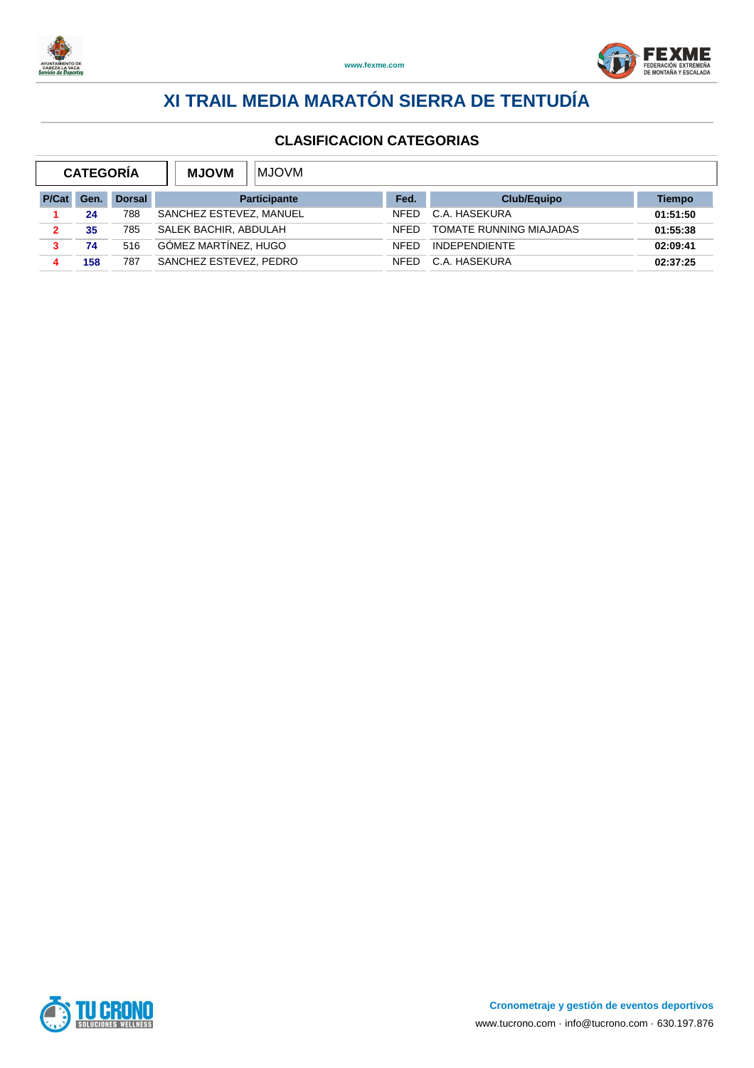# XI TRAIL MEDIA MARATÓN SIERRA DE TENTUDÍA

## CLASIFICACION CATEGORIAS

| CATEGORÍA | MJOVM | MJOVM |
|---|---|---|

| P/Cat | Gen. | Dorsal | Participante | Fed. | Club/Equipo | Tiempo |
|---|---|---|---|---|---|---|
| 1 | 24 | 788 | SANCHEZ ESTEVEZ, MANUEL | NFED | C.A. HASEKURA | 01:51:50 |
| 2 | 35 | 785 | SALEK BACHIR, ABDULAH | NFED | TOMATE RUNNING MIAJADAS | 01:55:38 |
| 3 | 74 | 516 | GÓMEZ MARTÍNEZ, HUGO | NFED | INDEPENDIENTE | 02:09:41 |
| 4 | 158 | 787 | SANCHEZ ESTEVEZ, PEDRO | NFED | C.A. HASEKURA | 02:37:25 |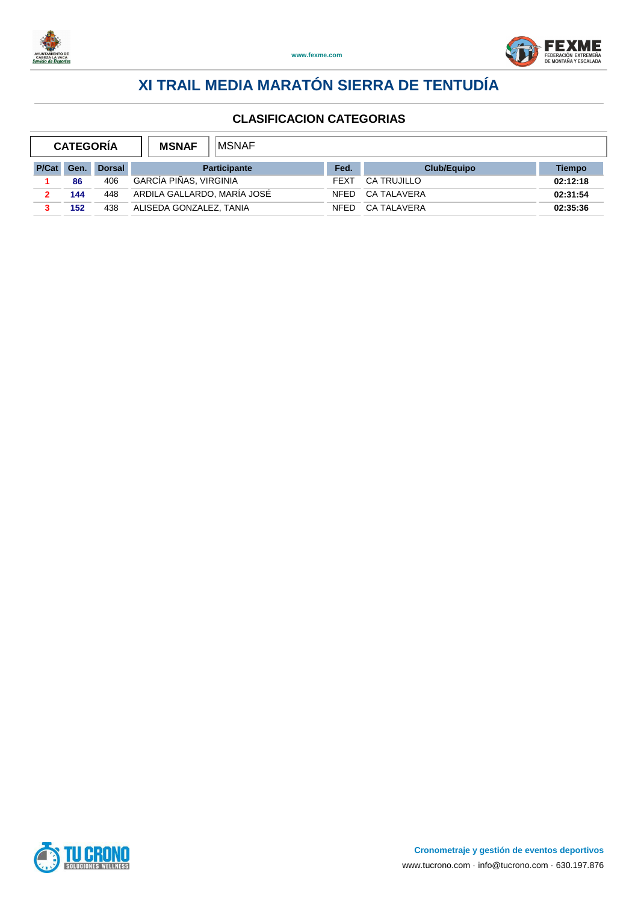# XI TRAIL MEDIA MARATÓN SIERRA DE TENTUDÍA

## CLASIFICACION CATEGORIAS

| CATEGORÍA | MSNAF | MSNAF |
|---|---|---|

| P/Cat | Gen. | Dorsal | Participante | Fed. | Club/Equipo | Tiempo |
|---|---|---|---|---|---|---|
| 1 | 86 | 406 | GARCÍA PIÑAS, VIRGINIA | FEXT | CA TRUJILLO | 02:12:18 |
| 2 | 144 | 448 | ARDILA GALLARDO, MARÍA JOSÉ | NFED | CA TALAVERA | 02:31:54 |
| 3 | 152 | 438 | ALISEDA GONZALEZ, TANIA | NFED | CA TALAVERA | 02:35:36 |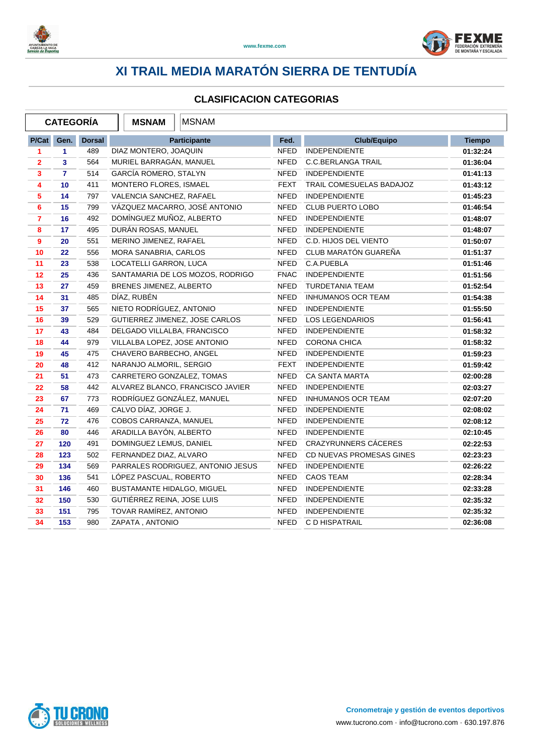# XI TRAIL MEDIA MARATÓN SIERRA DE TENTUDÍA

## CLASIFICACION CATEGORIAS

| CATEGORÍA | MSNAM | MSNAM |
|---|---|---|

| P/Cat | Gen. | Dorsal | Participante | Fed. | Club/Equipo | Tiempo |
|---|---|---|---|---|---|---|
| 1 | 1 | 489 | DIAZ MONTERO, JOAQUIN | NFED | INDEPENDIENTE | 01:32:24 |
| 2 | 3 | 564 | MURIEL BARRAGÁN, MANUEL | NFED | C.C.BERLANGA TRAIL | 01:36:04 |
| 3 | 7 | 514 | GARCÍA ROMERO, STALYN | NFED | INDEPENDIENTE | 01:41:13 |
| 4 | 10 | 411 | MONTERO FLORES, ISMAEL | FEXT | TRAIL COMESUELAS BADAJOZ | 01:43:12 |
| 5 | 14 | 797 | VALENCIA SANCHEZ, RAFAEL | NFED | INDEPENDIENTE | 01:45:23 |
| 6 | 15 | 799 | VÁZQUEZ MACARRO, JOSÉ ANTONIO | NFED | CLUB PUERTO LOBO | 01:46:54 |
| 7 | 16 | 492 | DOMÍNGUEZ MUÑOZ, ALBERTO | NFED | INDEPENDIENTE | 01:48:07 |
| 8 | 17 | 495 | DURÁN ROSAS, MANUEL | NFED | INDEPENDIENTE | 01:48:07 |
| 9 | 20 | 551 | MERINO JIMENEZ, RAFAEL | NFED | C.D. HIJOS DEL VIENTO | 01:50:07 |
| 10 | 22 | 556 | MORA SANABRIA, CARLOS | NFED | CLUB MARATÓN GUAREÑA | 01:51:37 |
| 11 | 23 | 538 | LOCATELLI GARRON, LUCA | NFED | C.A.PUEBLA | 01:51:46 |
| 12 | 25 | 436 | SANTAMARIA DE LOS MOZOS, RODRIGO | FNAC | INDEPENDIENTE | 01:51:56 |
| 13 | 27 | 459 | BRENES JIMENEZ, ALBERTO | NFED | TURDETANIA TEAM | 01:52:54 |
| 14 | 31 | 485 | DÍAZ, RUBÉN | NFED | INHUMANOS OCR TEAM | 01:54:38 |
| 15 | 37 | 565 | NIETO RODRÍGUEZ, ANTONIO | NFED | INDEPENDIENTE | 01:55:50 |
| 16 | 39 | 529 | GUTIERREZ JIMENEZ, JOSE CARLOS | NFED | LOS LEGENDARIOS | 01:56:41 |
| 17 | 43 | 484 | DELGADO VILLALBA, FRANCISCO | NFED | INDEPENDIENTE | 01:58:32 |
| 18 | 44 | 979 | VILLALBA LOPEZ, JOSE ANTONIO | NFED | CORONA CHICA | 01:58:32 |
| 19 | 45 | 475 | CHAVERO BARBECHO, ANGEL | NFED | INDEPENDIENTE | 01:59:23 |
| 20 | 48 | 412 | NARANJO ALMORIL, SERGIO | FEXT | INDEPENDIENTE | 01:59:42 |
| 21 | 51 | 473 | CARRETERO GONZALEZ, TOMAS | NFED | CA SANTA MARTA | 02:00:28 |
| 22 | 58 | 442 | ALVAREZ BLANCO, FRANCISCO JAVIER | NFED | INDEPENDIENTE | 02:03:27 |
| 23 | 67 | 773 | RODRÍGUEZ GONZÁLEZ, MANUEL | NFED | INHUMANOS OCR TEAM | 02:07:20 |
| 24 | 71 | 469 | CALVO DÍAZ, JORGE J. | NFED | INDEPENDIENTE | 02:08:02 |
| 25 | 72 | 476 | COBOS CARRANZA, MANUEL | NFED | INDEPENDIENTE | 02:08:12 |
| 26 | 80 | 446 | ARADILLA BAYÓN, ALBERTO | NFED | INDEPENDIENTE | 02:10:45 |
| 27 | 120 | 491 | DOMINGUEZ LEMUS, DANIEL | NFED | CRAZYRUNNERS CÁCERES | 02:22:53 |
| 28 | 123 | 502 | FERNANDEZ DIAZ, ALVARO | NFED | CD NUEVAS PROMESAS GINES | 02:23:23 |
| 29 | 134 | 569 | PARRALES RODRIGUEZ, ANTONIO JESUS | NFED | INDEPENDIENTE | 02:26:22 |
| 30 | 136 | 541 | LÓPEZ PASCUAL, ROBERTO | NFED | CAOS TEAM | 02:28:34 |
| 31 | 146 | 460 | BUSTAMANTE HIDALGO, MIGUEL | NFED | INDEPENDIENTE | 02:33:28 |
| 32 | 150 | 530 | GUTIÉRREZ REINA, JOSE LUIS | NFED | INDEPENDIENTE | 02:35:32 |
| 33 | 151 | 795 | TOVAR RAMÍREZ, ANTONIO | NFED | INDEPENDIENTE | 02:35:32 |
| 34 | 153 | 980 | ZAPATA , ANTONIO | NFED | C D HISPATRAIL | 02:36:08 |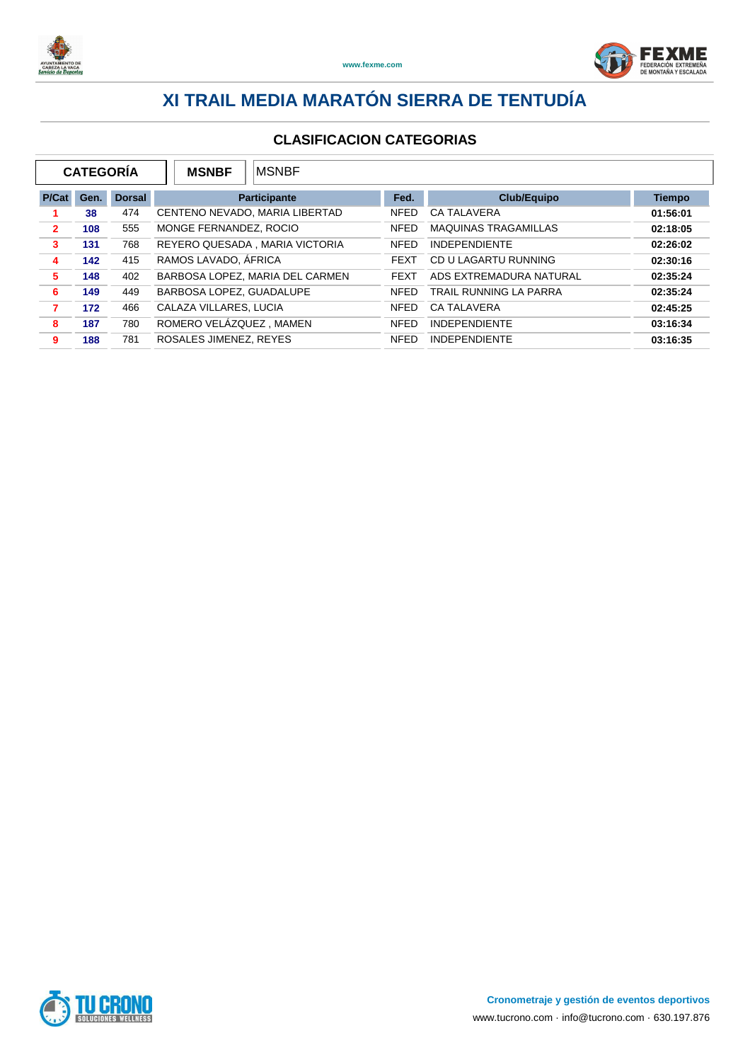# XI TRAIL MEDIA MARATÓN SIERRA DE TENTUDÍA

## CLASIFICACION CATEGORIAS

| CATEGORÍA | MSNBF | MSNBF |
|---|---|---|

| P/Cat | Gen. | Dorsal | Participante | Fed. | Club/Equipo | Tiempo |
|---|---|---|---|---|---|---|
| 1 | 38 | 474 | CENTENO NEVADO, MARIA LIBERTAD | NFED | CA TALAVERA | 01:56:01 |
| 2 | 108 | 555 | MONGE FERNANDEZ, ROCIO | NFED | MAQUINAS TRAGAMILLAS | 02:18:05 |
| 3 | 131 | 768 | REYERO QUESADA , MARIA VICTORIA | NFED | INDEPENDIENTE | 02:26:02 |
| 4 | 142 | 415 | RAMOS LAVADO, ÁFRICA | FEXT | CD U LAGARTU RUNNING | 02:30:16 |
| 5 | 148 | 402 | BARBOSA LOPEZ, MARIA DEL CARMEN | FEXT | ADS EXTREMADURA NATURAL | 02:35:24 |
| 6 | 149 | 449 | BARBOSA LOPEZ, GUADALUPE | NFED | TRAIL RUNNING LA PARRA | 02:35:24 |
| 7 | 172 | 466 | CALAZA VILLARES, LUCIA | NFED | CA TALAVERA | 02:45:25 |
| 8 | 187 | 780 | ROMERO VELÁZQUEZ , MAMEN | NFED | INDEPENDIENTE | 03:16:34 |
| 9 | 188 | 781 | ROSALES JIMENEZ, REYES | NFED | INDEPENDIENTE | 03:16:35 |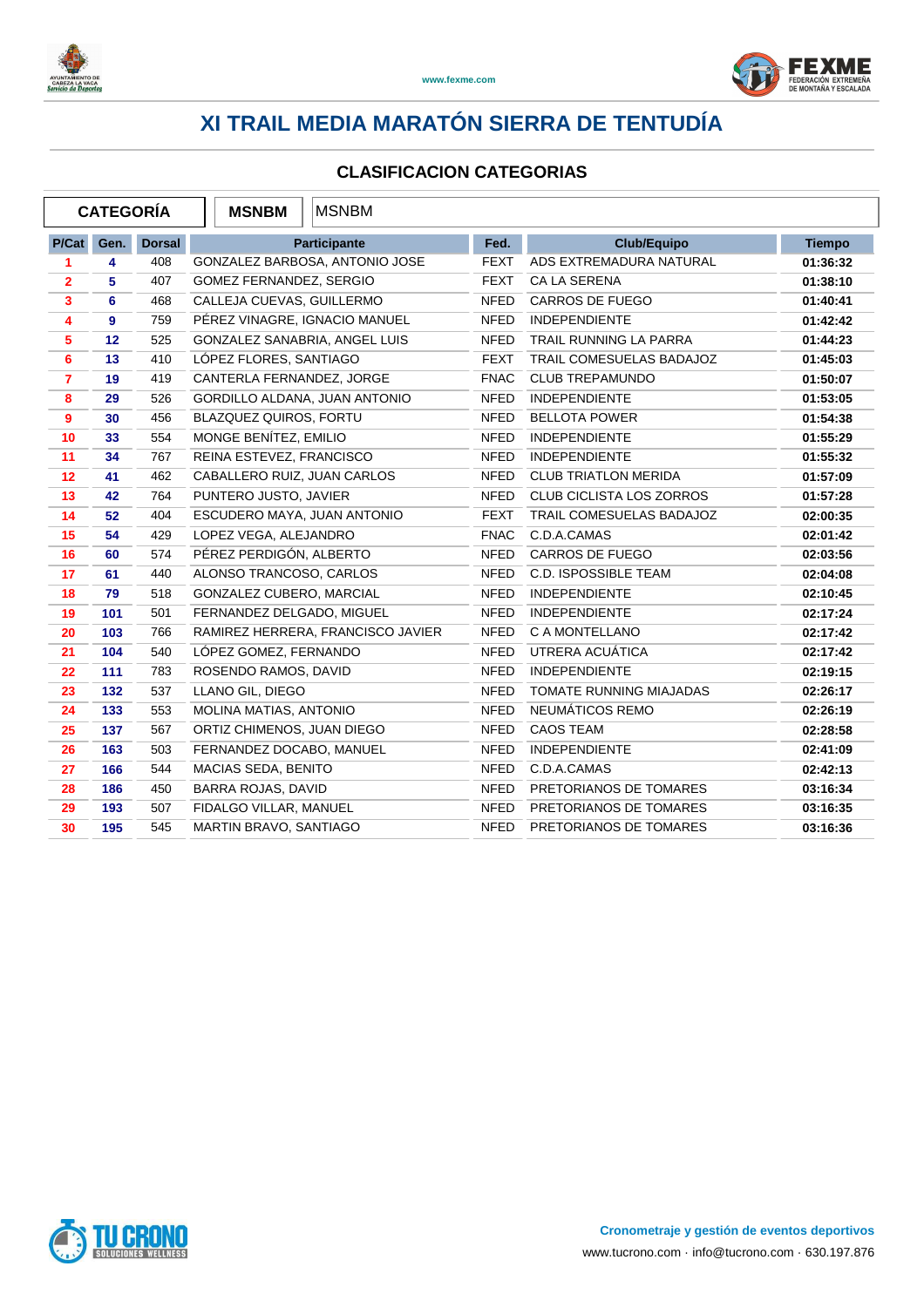# XI TRAIL MEDIA MARATÓN SIERRA DE TENTUDÍA

## CLASIFICACION CATEGORIAS

| CATEGORÍA | MSNBM | MSNBM |
|---|---|---|

| P/Cat | Gen. | Dorsal | Participante | Fed. | Club/Equipo | Tiempo |
|---|---|---|---|---|---|---|
| 1 | 4 | 408 | GONZALEZ BARBOSA, ANTONIO JOSE | FEXT | ADS EXTREMADURA NATURAL | 01:36:32 |
| 2 | 5 | 407 | GOMEZ FERNANDEZ, SERGIO | FEXT | CA LA SERENA | 01:38:10 |
| 3 | 6 | 468 | CALLEJA CUEVAS, GUILLERMO | NFED | CARROS DE FUEGO | 01:40:41 |
| 4 | 9 | 759 | PÉREZ VINAGRE, IGNACIO MANUEL | NFED | INDEPENDIENTE | 01:42:42 |
| 5 | 12 | 525 | GONZALEZ SANABRIA, ANGEL LUIS | NFED | TRAIL RUNNING LA PARRA | 01:44:23 |
| 6 | 13 | 410 | LÓPEZ FLORES, SANTIAGO | FEXT | TRAIL COMESUELAS BADAJOZ | 01:45:03 |
| 7 | 19 | 419 | CANTERLA FERNANDEZ, JORGE | FNAC | CLUB TREPAMUNDO | 01:50:07 |
| 8 | 29 | 526 | GORDILLO ALDANA, JUAN ANTONIO | NFED | INDEPENDIENTE | 01:53:05 |
| 9 | 30 | 456 | BLAZQUEZ QUIROS, FORTU | NFED | BELLOTA POWER | 01:54:38 |
| 10 | 33 | 554 | MONGE BENÍTEZ, EMILIO | NFED | INDEPENDIENTE | 01:55:29 |
| 11 | 34 | 767 | REINA ESTEVEZ, FRANCISCO | NFED | INDEPENDIENTE | 01:55:32 |
| 12 | 41 | 462 | CABALLERO RUIZ, JUAN CARLOS | NFED | CLUB TRIATLON MERIDA | 01:57:09 |
| 13 | 42 | 764 | PUNTERO JUSTO, JAVIER | NFED | CLUB CICLISTA LOS ZORROS | 01:57:28 |
| 14 | 52 | 404 | ESCUDERO MAYA, JUAN ANTONIO | FEXT | TRAIL COMESUELAS BADAJOZ | 02:00:35 |
| 15 | 54 | 429 | LOPEZ VEGA, ALEJANDRO | FNAC | C.D.A.CAMAS | 02:01:42 |
| 16 | 60 | 574 | PÉREZ PERDIGÓN, ALBERTO | NFED | CARROS DE FUEGO | 02:03:56 |
| 17 | 61 | 440 | ALONSO TRANCOSO, CARLOS | NFED | C.D. ISPOSSIBLE TEAM | 02:04:08 |
| 18 | 79 | 518 | GONZALEZ CUBERO, MARCIAL | NFED | INDEPENDIENTE | 02:10:45 |
| 19 | 101 | 501 | FERNANDEZ DELGADO, MIGUEL | NFED | INDEPENDIENTE | 02:17:24 |
| 20 | 103 | 766 | RAMIREZ HERRERA, FRANCISCO JAVIER | NFED | C A MONTELLANO | 02:17:42 |
| 21 | 104 | 540 | LÓPEZ GOMEZ, FERNANDO | NFED | UTRERA ACUÁTICA | 02:17:42 |
| 22 | 111 | 783 | ROSENDO RAMOS, DAVID | NFED | INDEPENDIENTE | 02:19:15 |
| 23 | 132 | 537 | LLANO GIL, DIEGO | NFED | TOMATE RUNNING MIAJADAS | 02:26:17 |
| 24 | 133 | 553 | MOLINA MATIAS, ANTONIO | NFED | NEUMÁTICOS REMO | 02:26:19 |
| 25 | 137 | 567 | ORTIZ CHIMENOS, JUAN DIEGO | NFED | CAOS TEAM | 02:28:58 |
| 26 | 163 | 503 | FERNANDEZ DOCABO, MANUEL | NFED | INDEPENDIENTE | 02:41:09 |
| 27 | 166 | 544 | MACIAS SEDA, BENITO | NFED | C.D.A.CAMAS | 02:42:13 |
| 28 | 186 | 450 | BARRA ROJAS, DAVID | NFED | PRETORIANOS DE TOMARES | 03:16:34 |
| 29 | 193 | 507 | FIDALGO VILLAR, MANUEL | NFED | PRETORIANOS DE TOMARES | 03:16:35 |
| 30 | 195 | 545 | MARTIN BRAVO, SANTIAGO | NFED | PRETORIANOS DE TOMARES | 03:16:36 |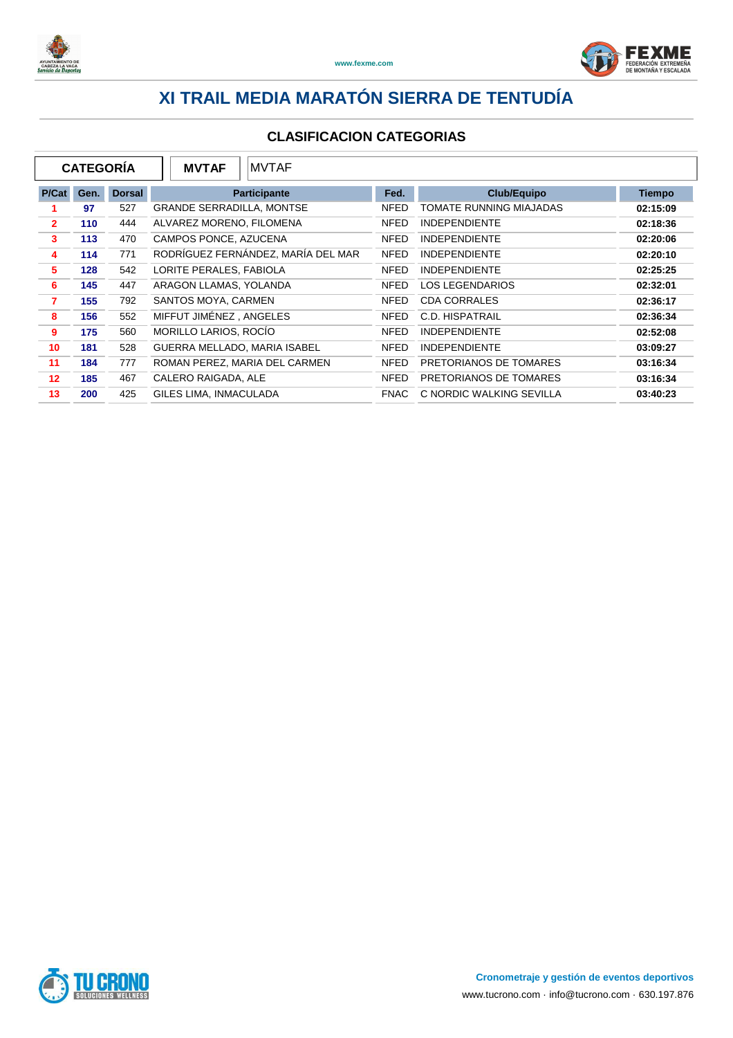# XI TRAIL MEDIA MARATÓN SIERRA DE TENTUDÍA

## CLASIFICACION CATEGORIAS

| CATEGORÍA | MVTAF | MVTAF |
|---|---|---|

| P/Cat | Gen. | Dorsal | Participante | Fed. | Club/Equipo | Tiempo |
|---|---|---|---|---|---|---|
| 1 | 97 | 527 | GRANDE SERRADILLA, MONTSE | NFED | TOMATE RUNNING MIAJADAS | 02:15:09 |
| 2 | 110 | 444 | ALVAREZ MORENO, FILOMENA | NFED | INDEPENDIENTE | 02:18:36 |
| 3 | 113 | 470 | CAMPOS PONCE, AZUCENA | NFED | INDEPENDIENTE | 02:20:06 |
| 4 | 114 | 771 | RODRÍGUEZ FERNÁNDEZ, MARÍA DEL MAR | NFED | INDEPENDIENTE | 02:20:10 |
| 5 | 128 | 542 | LORITE PERALES, FABIOLA | NFED | INDEPENDIENTE | 02:25:25 |
| 6 | 145 | 447 | ARAGON LLAMAS, YOLANDA | NFED | LOS LEGENDARIOS | 02:32:01 |
| 7 | 155 | 792 | SANTOS MOYA, CARMEN | NFED | CDA CORRALES | 02:36:17 |
| 8 | 156 | 552 | MIFFUT JIMÉNEZ , ANGELES | NFED | C.D. HISPATRAIL | 02:36:34 |
| 9 | 175 | 560 | MORILLO LARIOS, ROCÍO | NFED | INDEPENDIENTE | 02:52:08 |
| 10 | 181 | 528 | GUERRA MELLADO, MARIA ISABEL | NFED | INDEPENDIENTE | 03:09:27 |
| 11 | 184 | 777 | ROMAN PEREZ, MARIA DEL CARMEN | NFED | PRETORIANOS DE TOMARES | 03:16:34 |
| 12 | 185 | 467 | CALERO RAIGADA, ALE | NFED | PRETORIANOS DE TOMARES | 03:16:34 |
| 13 | 200 | 425 | GILES LIMA, INMACULADA | FNAC | C NORDIC WALKING SEVILLA | 03:40:23 |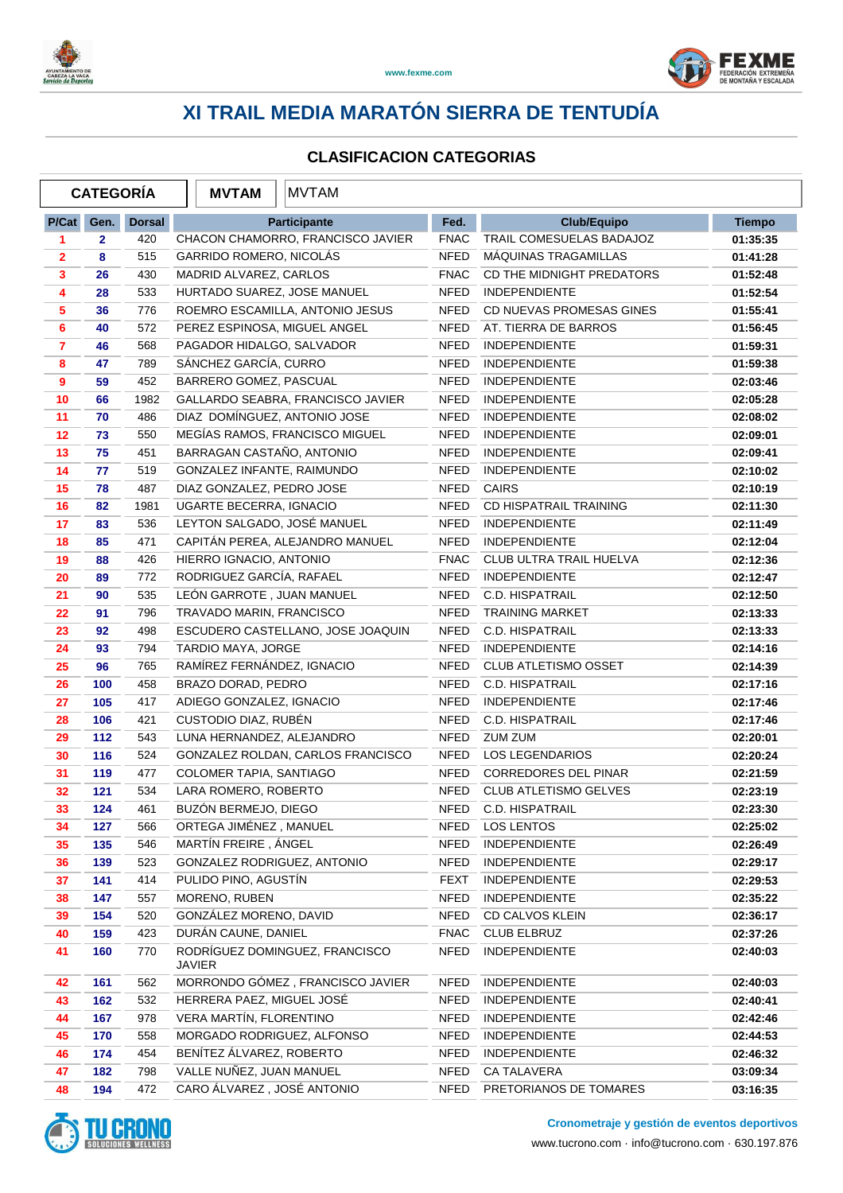# XI TRAIL MEDIA MARATÓN SIERRA DE TENTUDÍA

## CLASIFICACION CATEGORIAS

| CATEGORÍA | MVTAM | MVTAM |
|---|---|---|

| P/Cat | Gen. | Dorsal | Participante | Fed. | Club/Equipo | Tiempo |
|---|---|---|---|---|---|---|
| 1 | 2 | 420 | CHACON CHAMORRO, FRANCISCO JAVIER | FNAC | TRAIL COMESUELAS BADAJOZ | 01:35:35 |
| 2 | 8 | 515 | GARRIDO ROMERO, NICOLÁS | NFED | MÁQUINAS TRAGAMILLAS | 01:41:28 |
| 3 | 26 | 430 | MADRID ALVAREZ, CARLOS | FNAC | CD THE MIDNIGHT PREDATORS | 01:52:48 |
| 4 | 28 | 533 | HURTADO SUAREZ, JOSE MANUEL | NFED | INDEPENDIENTE | 01:52:54 |
| 5 | 36 | 776 | ROEMRO ESCAMILLA, ANTONIO JESUS | NFED | CD NUEVAS PROMESAS GINES | 01:55:41 |
| 6 | 40 | 572 | PEREZ ESPINOSA, MIGUEL ANGEL | NFED | AT. TIERRA DE BARROS | 01:56:45 |
| 7 | 46 | 568 | PAGADOR HIDALGO, SALVADOR | NFED | INDEPENDIENTE | 01:59:31 |
| 8 | 47 | 789 | SÁNCHEZ GARCÍA, CURRO | NFED | INDEPENDIENTE | 01:59:38 |
| 9 | 59 | 452 | BARRERO GOMEZ, PASCUAL | NFED | INDEPENDIENTE | 02:03:46 |
| 10 | 66 | 1982 | GALLARDO SEABRA, FRANCISCO JAVIER | NFED | INDEPENDIENTE | 02:05:28 |
| 11 | 70 | 486 | DIAZ DOMÍNGUEZ, ANTONIO JOSE | NFED | INDEPENDIENTE | 02:08:02 |
| 12 | 73 | 550 | MEGÍAS RAMOS, FRANCISCO MIGUEL | NFED | INDEPENDIENTE | 02:09:01 |
| 13 | 75 | 451 | BARRAGAN CASTAÑO, ANTONIO | NFED | INDEPENDIENTE | 02:09:41 |
| 14 | 77 | 519 | GONZALEZ INFANTE, RAIMUNDO | NFED | INDEPENDIENTE | 02:10:02 |
| 15 | 78 | 487 | DIAZ GONZALEZ, PEDRO JOSE | NFED | CAIRS | 02:10:19 |
| 16 | 82 | 1981 | UGARTE BECERRA, IGNACIO | NFED | CD HISPATRAIL TRAINING | 02:11:30 |
| 17 | 83 | 536 | LEYTON SALGADO, JOSÉ MANUEL | NFED | INDEPENDIENTE | 02:11:49 |
| 18 | 85 | 471 | CAPITÁN PEREA, ALEJANDRO MANUEL | NFED | INDEPENDIENTE | 02:12:04 |
| 19 | 88 | 426 | HIERRO IGNACIO, ANTONIO | FNAC | CLUB ULTRA TRAIL HUELVA | 02:12:36 |
| 20 | 89 | 772 | RODRIGUEZ GARCÍA, RAFAEL | NFED | INDEPENDIENTE | 02:12:47 |
| 21 | 90 | 535 | LEÓN GARROTE , JUAN MANUEL | NFED | C.D. HISPATRAIL | 02:12:50 |
| 22 | 91 | 796 | TRAVADO MARIN, FRANCISCO | NFED | TRAINING MARKET | 02:13:33 |
| 23 | 92 | 498 | ESCUDERO CASTELLANO, JOSE JOAQUIN | NFED | C.D. HISPATRAIL | 02:13:33 |
| 24 | 93 | 794 | TARDIO MAYA, JORGE | NFED | INDEPENDIENTE | 02:14:16 |
| 25 | 96 | 765 | RAMÍREZ FERNÁNDEZ, IGNACIO | NFED | CLUB ATLETISMO OSSET | 02:14:39 |
| 26 | 100 | 458 | BRAZO DORAD, PEDRO | NFED | C.D. HISPATRAIL | 02:17:16 |
| 27 | 105 | 417 | ADIEGO GONZALEZ, IGNACIO | NFED | INDEPENDIENTE | 02:17:46 |
| 28 | 106 | 421 | CUSTODIO DIAZ, RUBÉN | NFED | C.D. HISPATRAIL | 02:17:46 |
| 29 | 112 | 543 | LUNA HERNANDEZ, ALEJANDRO | NFED | ZUM ZUM | 02:20:01 |
| 30 | 116 | 524 | GONZALEZ ROLDAN, CARLOS FRANCISCO | NFED | LOS LEGENDARIOS | 02:20:24 |
| 31 | 119 | 477 | COLOMER TAPIA, SANTIAGO | NFED | CORREDORES DEL PINAR | 02:21:59 |
| 32 | 121 | 534 | LARA ROMERO, ROBERTO | NFED | CLUB ATLETISMO GELVES | 02:23:19 |
| 33 | 124 | 461 | BUZÓN BERMEJO, DIEGO | NFED | C.D. HISPATRAIL | 02:23:30 |
| 34 | 127 | 566 | ORTEGA JIMÉNEZ , MANUEL | NFED | LOS LENTOS | 02:25:02 |
| 35 | 135 | 546 | MARTÍN FREIRE , ÁNGEL | NFED | INDEPENDIENTE | 02:26:49 |
| 36 | 139 | 523 | GONZALEZ RODRIGUEZ, ANTONIO | NFED | INDEPENDIENTE | 02:29:17 |
| 37 | 141 | 414 | PULIDO PINO, AGUSTÍN | FEXT | INDEPENDIENTE | 02:29:53 |
| 38 | 147 | 557 | MORENO, RUBEN | NFED | INDEPENDIENTE | 02:35:22 |
| 39 | 154 | 520 | GONZÁLEZ MORENO, DAVID | NFED | CD CALVOS KLEIN | 02:36:17 |
| 40 | 159 | 423 | DURÁN CAUNE, DANIEL | FNAC | CLUB ELBRUZ | 02:37:26 |
| 41 | 160 | 770 | RODRÍGUEZ DOMINGUEZ, FRANCISCO JAVIER | NFED | INDEPENDIENTE | 02:40:03 |
| 42 | 161 | 562 | MORRONDO GÓMEZ , FRANCISCO JAVIER | NFED | INDEPENDIENTE | 02:40:03 |
| 43 | 162 | 532 | HERRERA PAEZ, MIGUEL JOSÉ | NFED | INDEPENDIENTE | 02:40:41 |
| 44 | 167 | 978 | VERA MARTÍN, FLORENTINO | NFED | INDEPENDIENTE | 02:42:46 |
| 45 | 170 | 558 | MORGADO RODRIGUEZ, ALFONSO | NFED | INDEPENDIENTE | 02:44:53 |
| 46 | 174 | 454 | BENÍTEZ ÁLVAREZ, ROBERTO | NFED | INDEPENDIENTE | 02:46:32 |
| 47 | 182 | 798 | VALLE NUÑEZ, JUAN MANUEL | NFED | CA TALAVERA | 03:09:34 |
| 48 | 194 | 472 | CARO ÁLVAREZ , JOSÉ ANTONIO | NFED | PRETORIANOS DE TOMARES | 03:16:35 |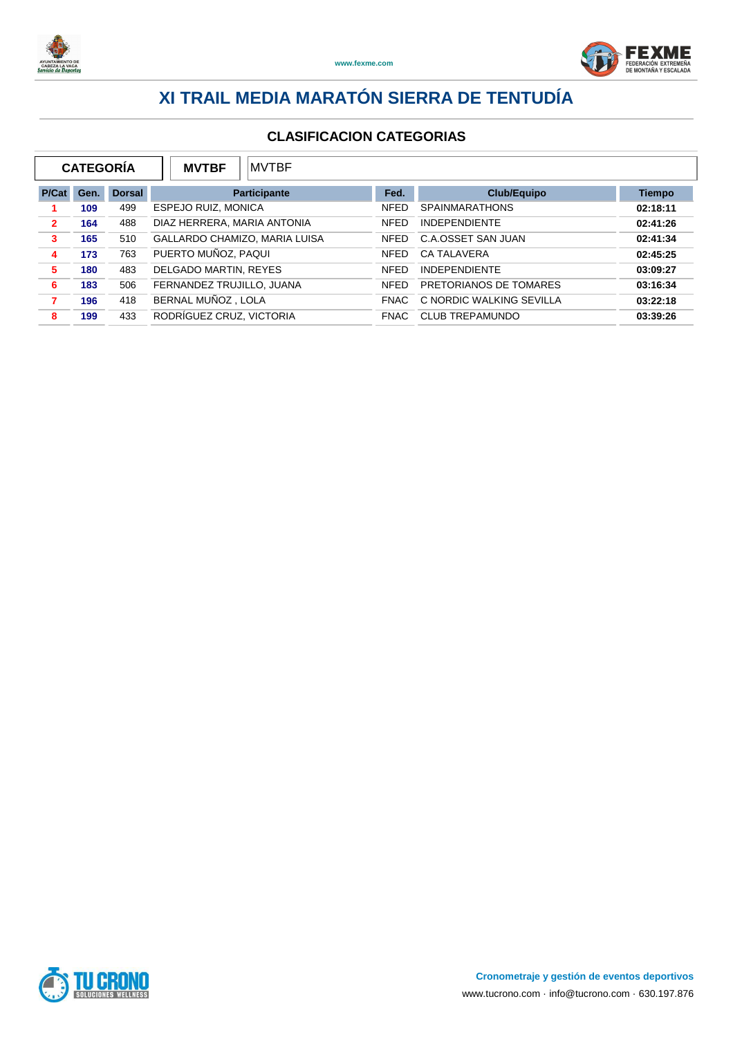# XI TRAIL MEDIA MARATÓN SIERRA DE TENTUDÍA

## CLASIFICACION CATEGORIAS

| CATEGORÍA | MVTBF | MVTBF |
|---|---|---|

| P/Cat | Gen. | Dorsal | Participante | Fed. | Club/Equipo | Tiempo |
|---|---|---|---|---|---|---|
| 1 | 109 | 499 | ESPEJO RUIZ, MONICA | NFED | SPAINMARATHONS | 02:18:11 |
| 2 | 164 | 488 | DIAZ HERRERA, MARIA ANTONIA | NFED | INDEPENDIENTE | 02:41:26 |
| 3 | 165 | 510 | GALLARDO CHAMIZO, MARIA LUISA | NFED | C.A.OSSET SAN JUAN | 02:41:34 |
| 4 | 173 | 763 | PUERTO MUÑOZ, PAQUI | NFED | CA TALAVERA | 02:45:25 |
| 5 | 180 | 483 | DELGADO MARTIN, REYES | NFED | INDEPENDIENTE | 03:09:27 |
| 6 | 183 | 506 | FERNANDEZ TRUJILLO, JUANA | NFED | PRETORIANOS DE TOMARES | 03:16:34 |
| 7 | 196 | 418 | BERNAL MUÑOZ , LOLA | FNAC | C NORDIC WALKING SEVILLA | 03:22:18 |
| 8 | 199 | 433 | RODRÍGUEZ CRUZ, VICTORIA | FNAC | CLUB TREPAMUNDO | 03:39:26 |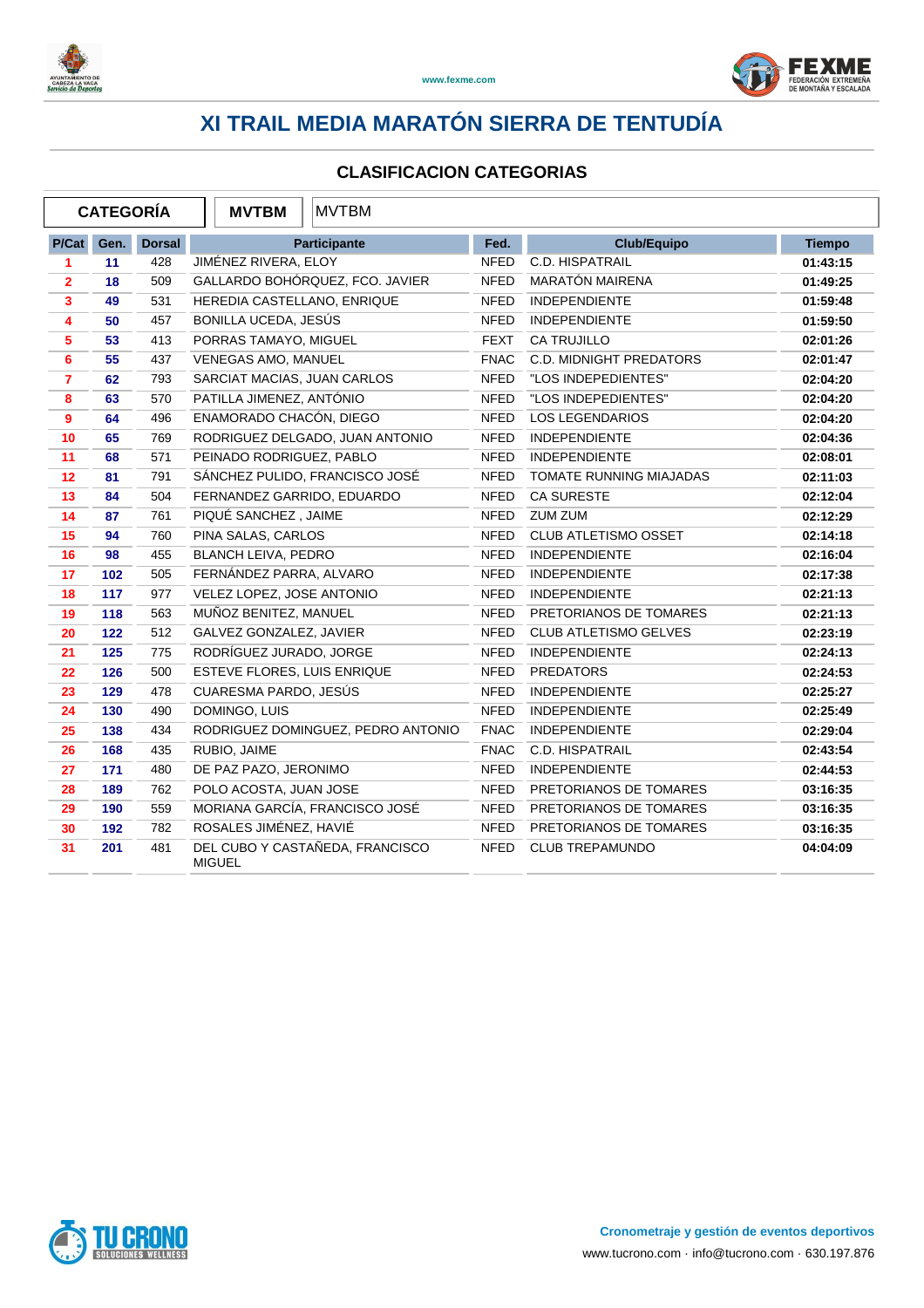# XI TRAIL MEDIA MARATÓN SIERRA DE TENTUDÍA

## CLASIFICACION CATEGORIAS

| CATEGORÍA | MVTBM | MVTBM |
|---|---|---|

| P/Cat | Gen. | Dorsal | Participante | Fed. | Club/Equipo | Tiempo |
|---|---|---|---|---|---|---|
| 1 | 11 | 428 | JIMÉNEZ RIVERA, ELOY | NFED | C.D. HISPATRAIL | 01:43:15 |
| 2 | 18 | 509 | GALLARDO BOHÓRQUEZ, FCO. JAVIER | NFED | MARATÓN MAIRENA | 01:49:25 |
| 3 | 49 | 531 | HEREDIA CASTELLANO, ENRIQUE | NFED | INDEPENDIENTE | 01:59:48 |
| 4 | 50 | 457 | BONILLA UCEDA, JESÚS | NFED | INDEPENDIENTE | 01:59:50 |
| 5 | 53 | 413 | PORRAS TAMAYO, MIGUEL | FEXT | CA TRUJILLO | 02:01:26 |
| 6 | 55 | 437 | VENEGAS AMO, MANUEL | FNAC | C.D. MIDNIGHT PREDATORS | 02:01:47 |
| 7 | 62 | 793 | SARCIAT MACIAS, JUAN CARLOS | NFED | "LOS INDEPEDIENTES" | 02:04:20 |
| 8 | 63 | 570 | PATILLA JIMENEZ, ANTÓNIO | NFED | "LOS INDEPEDIENTES" | 02:04:20 |
| 9 | 64 | 496 | ENAMORADO CHACÓN, DIEGO | NFED | LOS LEGENDARIOS | 02:04:20 |
| 10 | 65 | 769 | RODRIGUEZ DELGADO, JUAN ANTONIO | NFED | INDEPENDIENTE | 02:04:36 |
| 11 | 68 | 571 | PEINADO RODRIGUEZ, PABLO | NFED | INDEPENDIENTE | 02:08:01 |
| 12 | 81 | 791 | SÁNCHEZ PULIDO, FRANCISCO JOSÉ | NFED | TOMATE RUNNING MIAJADAS | 02:11:03 |
| 13 | 84 | 504 | FERNANDEZ GARRIDO, EDUARDO | NFED | CA SURESTE | 02:12:04 |
| 14 | 87 | 761 | PIQUÉ SANCHEZ , JAIME | NFED | ZUM ZUM | 02:12:29 |
| 15 | 94 | 760 | PINA SALAS, CARLOS | NFED | CLUB ATLETISMO OSSET | 02:14:18 |
| 16 | 98 | 455 | BLANCH LEIVA, PEDRO | NFED | INDEPENDIENTE | 02:16:04 |
| 17 | 102 | 505 | FERNÁNDEZ PARRA, ALVARO | NFED | INDEPENDIENTE | 02:17:38 |
| 18 | 117 | 977 | VELEZ LOPEZ, JOSE ANTONIO | NFED | INDEPENDIENTE | 02:21:13 |
| 19 | 118 | 563 | MUÑOZ BENITEZ, MANUEL | NFED | PRETORIANOS DE TOMARES | 02:21:13 |
| 20 | 122 | 512 | GALVEZ GONZALEZ, JAVIER | NFED | CLUB ATLETISMO GELVES | 02:23:19 |
| 21 | 125 | 775 | RODRÍGUEZ JURADO, JORGE | NFED | INDEPENDIENTE | 02:24:13 |
| 22 | 126 | 500 | ESTEVE FLORES, LUIS ENRIQUE | NFED | PREDATORS | 02:24:53 |
| 23 | 129 | 478 | CUARESMA PARDO, JESÚS | NFED | INDEPENDIENTE | 02:25:27 |
| 24 | 130 | 490 | DOMINGO, LUIS | NFED | INDEPENDIENTE | 02:25:49 |
| 25 | 138 | 434 | RODRIGUEZ DOMINGUEZ, PEDRO ANTONIO | FNAC | INDEPENDIENTE | 02:29:04 |
| 26 | 168 | 435 | RUBIO, JAIME | FNAC | C.D. HISPATRAIL | 02:43:54 |
| 27 | 171 | 480 | DE PAZ PAZO, JERONIMO | NFED | INDEPENDIENTE | 02:44:53 |
| 28 | 189 | 762 | POLO ACOSTA, JUAN JOSE | NFED | PRETORIANOS DE TOMARES | 03:16:35 |
| 29 | 190 | 559 | MORIANA GARCÍA, FRANCISCO JOSÉ | NFED | PRETORIANOS DE TOMARES | 03:16:35 |
| 30 | 192 | 782 | ROSALES JIMÉNEZ, HAVIÉ | NFED | PRETORIANOS DE TOMARES | 03:16:35 |
| 31 | 201 | 481 | DEL CUBO Y CASTAÑEDA, FRANCISCO MIGUEL | NFED | CLUB TREPAMUNDO | 04:04:09 |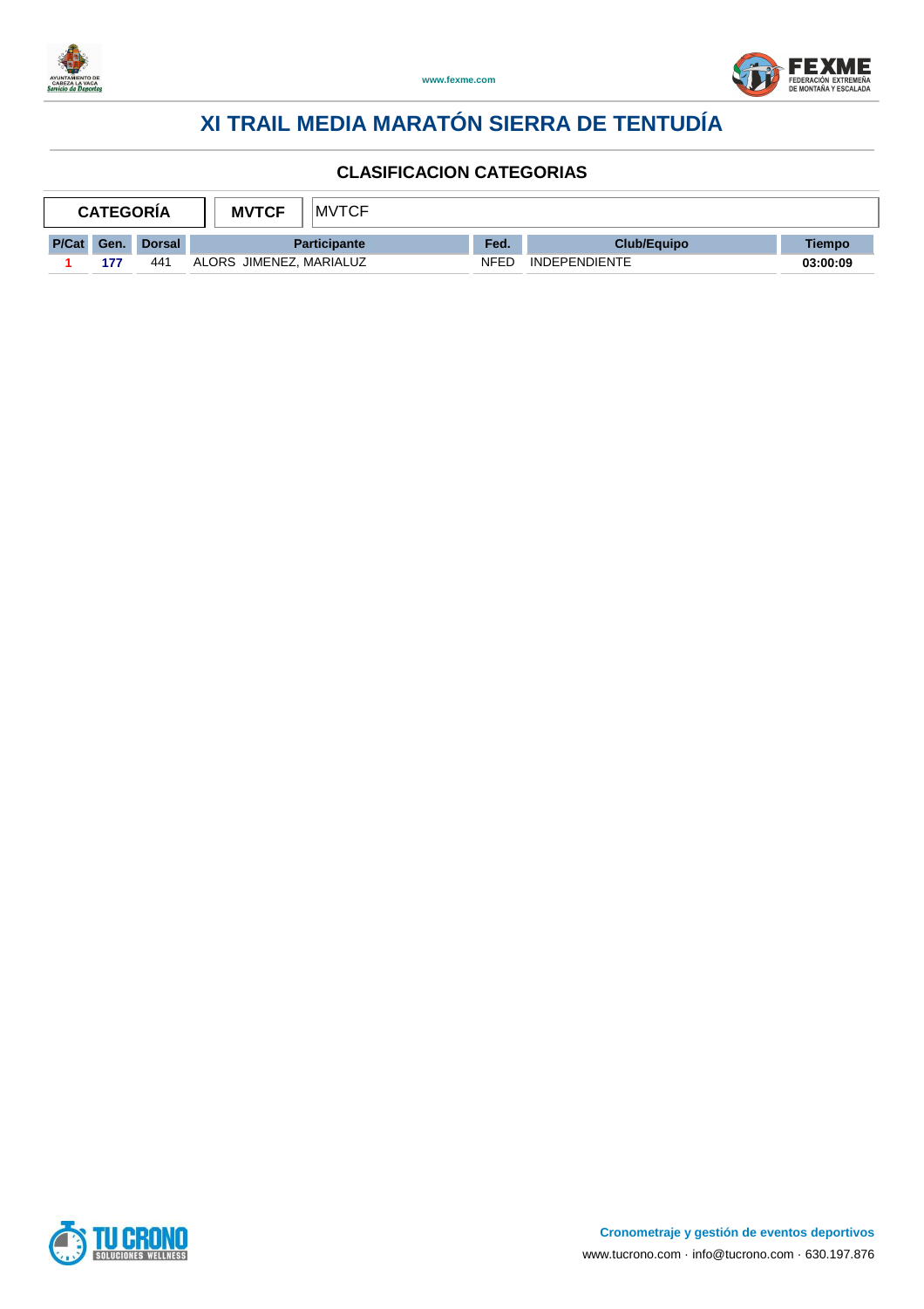# XI TRAIL MEDIA MARATÓN SIERRA DE TENTUDÍA

## CLASIFICACION CATEGORIAS

| CATEGORÍA | MVTCF | MVTCF |
|---|---|---|

| P/Cat | Gen. | Dorsal | Participante | Fed. | Club/Equipo | Tiempo |
|---|---|---|---|---|---|---|
| 1 | 177 | 441 | ALORS JIMENEZ, MARIALUZ | NFED | INDEPENDIENTE | 03:00:09 |

**Cronometraje y gestión de eventos deportivos**

www.tucrono.com · info@tucrono.com · 630.197.876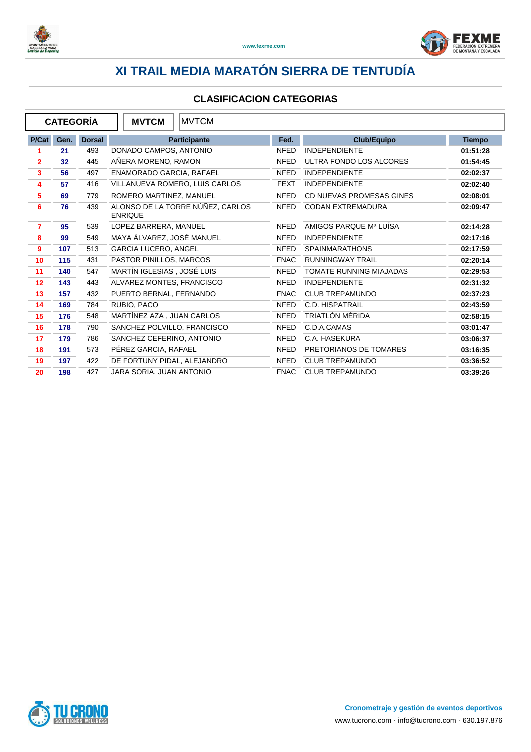# XI TRAIL MEDIA MARATÓN SIERRA DE TENTUDÍA

## CLASIFICACION CATEGORIAS

| CATEGORÍA | MVTCM | MVTCM |
|---|---|---|

| P/Cat | Gen. | Dorsal | Participante | Fed. | Club/Equipo | Tiempo |
|---|---|---|---|---|---|---|
| 1 | 21 | 493 | DONADO CAMPOS, ANTONIO | NFED | INDEPENDIENTE | 01:51:28 |
| 2 | 32 | 445 | AÑERA MORENO, RAMON | NFED | ULTRA FONDO LOS ALCORES | 01:54:45 |
| 3 | 56 | 497 | ENAMORADO GARCIA, RAFAEL | NFED | INDEPENDIENTE | 02:02:37 |
| 4 | 57 | 416 | VILLANUEVA ROMERO, LUIS CARLOS | FEXT | INDEPENDIENTE | 02:02:40 |
| 5 | 69 | 779 | ROMERO MARTINEZ, MANUEL | NFED | CD NUEVAS PROMESAS GINES | 02:08:01 |
| 6 | 76 | 439 | ALONSO DE LA TORRE NÚÑEZ, CARLOS ENRIQUE | NFED | CODAN EXTREMADURA | 02:09:47 |
| 7 | 95 | 539 | LOPEZ BARRERA, MANUEL | NFED | AMIGOS PARQUE Mª LUÍSA | 02:14:28 |
| 8 | 99 | 549 | MAYA ÁLVAREZ, JOSÉ MANUEL | NFED | INDEPENDIENTE | 02:17:16 |
| 9 | 107 | 513 | GARCIA LUCERO, ANGEL | NFED | SPAINMARATHONS | 02:17:59 |
| 10 | 115 | 431 | PASTOR PINILLOS, MARCOS | FNAC | RUNNINGWAY TRAIL | 02:20:14 |
| 11 | 140 | 547 | MARTÍN IGLESIAS , JOSÉ LUIS | NFED | TOMATE RUNNING MIAJADAS | 02:29:53 |
| 12 | 143 | 443 | ALVAREZ MONTES, FRANCISCO | NFED | INDEPENDIENTE | 02:31:32 |
| 13 | 157 | 432 | PUERTO BERNAL, FERNANDO | FNAC | CLUB TREPAMUNDO | 02:37:23 |
| 14 | 169 | 784 | RUBIO, PACO | NFED | C.D. HISPATRAIL | 02:43:59 |
| 15 | 176 | 548 | MARTÍNEZ AZA , JUAN CARLOS | NFED | TRIATLÓN MÉRIDA | 02:58:15 |
| 16 | 178 | 790 | SANCHEZ POLVILLO, FRANCISCO | NFED | C.D.A.CAMAS | 03:01:47 |
| 17 | 179 | 786 | SANCHEZ CEFERINO, ANTONIO | NFED | C.A. HASEKURA | 03:06:37 |
| 18 | 191 | 573 | PÉREZ GARCIA, RAFAEL | NFED | PRETORIANOS DE TOMARES | 03:16:35 |
| 19 | 197 | 422 | DE FORTUNY PIDAL, ALEJANDRO | NFED | CLUB TREPAMUNDO | 03:36:52 |
| 20 | 198 | 427 | JARA SORIA, JUAN ANTONIO | FNAC | CLUB TREPAMUNDO | 03:39:26 |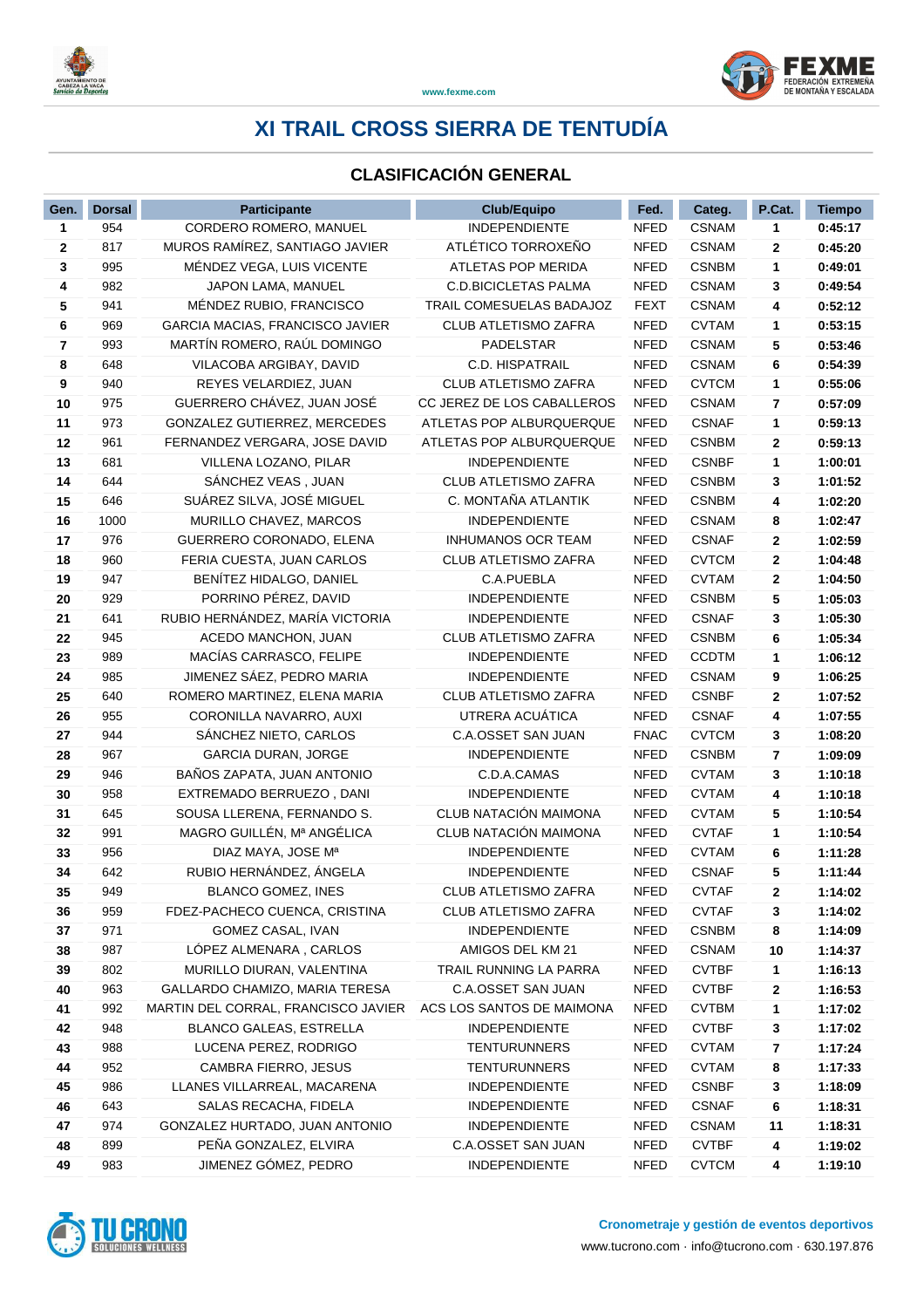# XI TRAIL CROSS SIERRA DE TENTUDÍA

## CLASIFICACIÓN GENERAL

| Gen. | Dorsal | Participante | Club/Equipo | Fed. | Categ. | P.Cat. | Tiempo |
|---|---|---|---|---|---|---|---|
| 1 | 954 | CORDERO ROMERO, MANUEL | INDEPENDIENTE | NFED | CSNAM | 1 | 0:45:17 |
| 2 | 817 | MUROS RAMÍREZ, SANTIAGO JAVIER | ATLÉTICO TORROXEÑO | NFED | CSNAM | 2 | 0:45:20 |
| 3 | 995 | MÉNDEZ VEGA, LUIS VICENTE | ATLETAS POP MERIDA | NFED | CSNBM | 1 | 0:49:01 |
| 4 | 982 | JAPON LAMA, MANUEL | C.D.BICICLETAS PALMA | NFED | CSNAM | 3 | 0:49:54 |
| 5 | 941 | MÉNDEZ RUBIO, FRANCISCO | TRAIL COMESUELAS BADAJOZ | FEXT | CSNAM | 4 | 0:52:12 |
| 6 | 969 | GARCIA MACIAS, FRANCISCO JAVIER | CLUB ATLETISMO ZAFRA | NFED | CVTAM | 1 | 0:53:15 |
| 7 | 993 | MARTÍN ROMERO, RAÚL DOMINGO | PADELSTAR | NFED | CSNAM | 5 | 0:53:46 |
| 8 | 648 | VILACOBA ARGIBAY, DAVID | C.D. HISPATRAIL | NFED | CSNAM | 6 | 0:54:39 |
| 9 | 940 | REYES VELARDIEZ, JUAN | CLUB ATLETISMO ZAFRA | NFED | CVTCM | 1 | 0:55:06 |
| 10 | 975 | GUERRERO CHÁVEZ, JUAN JOSÉ | CC JEREZ DE LOS CABALLEROS | NFED | CSNAM | 7 | 0:57:09 |
| 11 | 973 | GONZALEZ GUTIERREZ, MERCEDES | ATLETAS POP ALBURQUERQUE | NFED | CSNAF | 1 | 0:59:13 |
| 12 | 961 | FERNANDEZ VERGARA, JOSE DAVID | ATLETAS POP ALBURQUERQUE | NFED | CSNBM | 2 | 0:59:13 |
| 13 | 681 | VILLENA LOZANO, PILAR | INDEPENDIENTE | NFED | CSNBF | 1 | 1:00:01 |
| 14 | 644 | SÁNCHEZ VEAS , JUAN | CLUB ATLETISMO ZAFRA | NFED | CSNBM | 3 | 1:01:52 |
| 15 | 646 | SUÁREZ SILVA, JOSÉ MIGUEL | C. MONTAÑA ATLANTIK | NFED | CSNBM | 4 | 1:02:20 |
| 16 | 1000 | MURILLO CHAVEZ, MARCOS | INDEPENDIENTE | NFED | CSNAM | 8 | 1:02:47 |
| 17 | 976 | GUERRERO CORONADO, ELENA | INHUMANOS OCR TEAM | NFED | CSNAF | 2 | 1:02:59 |
| 18 | 960 | FERIA CUESTA, JUAN CARLOS | CLUB ATLETISMO ZAFRA | NFED | CVTCM | 2 | 1:04:48 |
| 19 | 947 | BENÍTEZ HIDALGO, DANIEL | C.A.PUEBLA | NFED | CVTAM | 2 | 1:04:50 |
| 20 | 929 | PORRINO PÉREZ, DAVID | INDEPENDIENTE | NFED | CSNBM | 5 | 1:05:03 |
| 21 | 641 | RUBIO HERNÁNDEZ, MARÍA VICTORIA | INDEPENDIENTE | NFED | CSNAF | 3 | 1:05:30 |
| 22 | 945 | ACEDO MANCHON, JUAN | CLUB ATLETISMO ZAFRA | NFED | CSNBM | 6 | 1:05:34 |
| 23 | 989 | MACÍAS CARRASCO, FELIPE | INDEPENDIENTE | NFED | CCDTM | 1 | 1:06:12 |
| 24 | 985 | JIMENEZ SÁEZ, PEDRO MARIA | INDEPENDIENTE | NFED | CSNAM | 9 | 1:06:25 |
| 25 | 640 | ROMERO MARTINEZ, ELENA MARIA | CLUB ATLETISMO ZAFRA | NFED | CSNBF | 2 | 1:07:52 |
| 26 | 955 | CORONILLA NAVARRO, AUXI | UTRERA ACUÁTICA | NFED | CSNAF | 4 | 1:07:55 |
| 27 | 944 | SÁNCHEZ NIETO, CARLOS | C.A.OSSET SAN JUAN | FNAC | CVTCM | 3 | 1:08:20 |
| 28 | 967 | GARCIA DURAN, JORGE | INDEPENDIENTE | NFED | CSNBM | 7 | 1:09:09 |
| 29 | 946 | BAÑOS ZAPATA, JUAN ANTONIO | C.D.A.CAMAS | NFED | CVTAM | 3 | 1:10:18 |
| 30 | 958 | EXTREMADO BERRUEZO , DANI | INDEPENDIENTE | NFED | CVTAM | 4 | 1:10:18 |
| 31 | 645 | SOUSA LLERENA, FERNANDO S. | CLUB NATACIÓN MAIMONA | NFED | CVTAM | 5 | 1:10:54 |
| 32 | 991 | MAGRO GUILLÉN, Mª ANGÉLICA | CLUB NATACIÓN MAIMONA | NFED | CVTAF | 1 | 1:10:54 |
| 33 | 956 | DIAZ MAYA, JOSE Mª | INDEPENDIENTE | NFED | CVTAM | 6 | 1:11:28 |
| 34 | 642 | RUBIO HERNÁNDEZ, ÁNGELA | INDEPENDIENTE | NFED | CSNAF | 5 | 1:11:44 |
| 35 | 949 | BLANCO GOMEZ, INES | CLUB ATLETISMO ZAFRA | NFED | CVTAF | 2 | 1:14:02 |
| 36 | 959 | FDEZ-PACHECO CUENCA, CRISTINA | CLUB ATLETISMO ZAFRA | NFED | CVTAF | 3 | 1:14:02 |
| 37 | 971 | GOMEZ CASAL, IVAN | INDEPENDIENTE | NFED | CSNBM | 8 | 1:14:09 |
| 38 | 987 | LÓPEZ ALMENARA , CARLOS | AMIGOS DEL KM 21 | NFED | CSNAM | 10 | 1:14:37 |
| 39 | 802 | MURILLO DIURAN, VALENTINA | TRAIL RUNNING LA PARRA | NFED | CVTBF | 1 | 1:16:13 |
| 40 | 963 | GALLARDO CHAMIZO, MARIA TERESA | C.A.OSSET SAN JUAN | NFED | CVTBF | 2 | 1:16:53 |
| 41 | 992 | MARTIN DEL CORRAL, FRANCISCO JAVIER | ACS LOS SANTOS DE MAIMONA | NFED | CVTBM | 1 | 1:17:02 |
| 42 | 948 | BLANCO GALEAS, ESTRELLA | INDEPENDIENTE | NFED | CVTBF | 3 | 1:17:02 |
| 43 | 988 | LUCENA PEREZ, RODRIGO | TENTURUNNERS | NFED | CVTAM | 7 | 1:17:24 |
| 44 | 952 | CAMBRA FIERRO, JESUS | TENTURUNNERS | NFED | CVTAM | 8 | 1:17:33 |
| 45 | 986 | LLANES VILLARREAL, MACARENA | INDEPENDIENTE | NFED | CSNBF | 3 | 1:18:09 |
| 46 | 643 | SALAS RECACHA, FIDELA | INDEPENDIENTE | NFED | CSNAF | 6 | 1:18:31 |
| 47 | 974 | GONZALEZ HURTADO, JUAN ANTONIO | INDEPENDIENTE | NFED | CSNAM | 11 | 1:18:31 |
| 48 | 899 | PEÑA GONZALEZ, ELVIRA | C.A.OSSET SAN JUAN | NFED | CVTBF | 4 | 1:19:02 |
| 49 | 983 | JIMENEZ GÓMEZ, PEDRO | INDEPENDIENTE | NFED | CVTCM | 4 | 1:19:10 |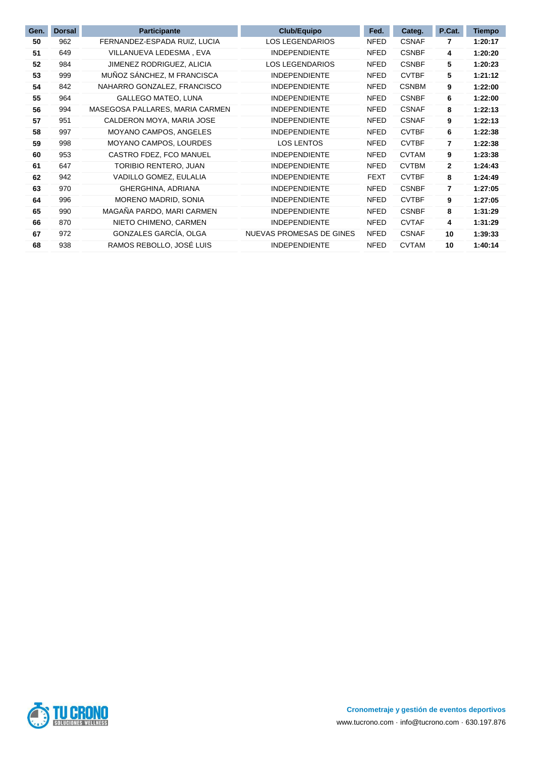| Gen. | Dorsal | Participante | Club/Equipo | Fed. | Categ. | P.Cat. | Tiempo |
|---|---|---|---|---|---|---|---|
| **50** | 962 | FERNANDEZ-ESPADA RUIZ, LUCIA | LOS LEGENDARIOS | NFED | CSNAF | **7** | **1:20:17** |
| **51** | 649 | VILLANUEVA LEDESMA , EVA | INDEPENDIENTE | NFED | CSNBF | **4** | **1:20:20** |
| **52** | 984 | JIMENEZ RODRIGUEZ, ALICIA | LOS LEGENDARIOS | NFED | CSNBF | **5** | **1:20:23** |
| **53** | 999 | MUÑOZ SÁNCHEZ, M FRANCISCA | INDEPENDIENTE | NFED | CVTBF | **5** | **1:21:12** |
| **54** | 842 | NAHARRO GONZALEZ, FRANCISCO | INDEPENDIENTE | NFED | CSNBM | **9** | **1:22:00** |
| **55** | 964 | GALLEGO MATEO, LUNA | INDEPENDIENTE | NFED | CSNBF | **6** | **1:22:00** |
| **56** | 994 | MASEGOSA PALLARES, MARIA CARMEN | INDEPENDIENTE | NFED | CSNAF | **8** | **1:22:13** |
| **57** | 951 | CALDERON MOYA, MARIA JOSE | INDEPENDIENTE | NFED | CSNAF | **9** | **1:22:13** |
| **58** | 997 | MOYANO CAMPOS, ANGELES | INDEPENDIENTE | NFED | CVTBF | **6** | **1:22:38** |
| **59** | 998 | MOYANO CAMPOS, LOURDES | LOS LENTOS | NFED | CVTBF | **7** | **1:22:38** |
| **60** | 953 | CASTRO FDEZ, FCO MANUEL | INDEPENDIENTE | NFED | CVTAM | **9** | **1:23:38** |
| **61** | 647 | TORIBIO RENTERO, JUAN | INDEPENDIENTE | NFED | CVTBM | **2** | **1:24:43** |
| **62** | 942 | VADILLO GOMEZ, EULALIA | INDEPENDIENTE | FEXT | CVTBF | **8** | **1:24:49** |
| **63** | 970 | GHERGHINA, ADRIANA | INDEPENDIENTE | NFED | CSNBF | **7** | **1:27:05** |
| **64** | 996 | MORENO MADRID, SONIA | INDEPENDIENTE | NFED | CVTBF | **9** | **1:27:05** |
| **65** | 990 | MAGAÑA PARDO, MARI CARMEN | INDEPENDIENTE | NFED | CSNBF | **8** | **1:31:29** |
| **66** | 870 | NIETO CHIMENO, CARMEN | INDEPENDIENTE | NFED | CVTAF | **4** | **1:31:29** |
| **67** | 972 | GONZALES GARCÍA, OLGA | NUEVAS PROMESAS DE GINES | NFED | CSNAF | **10** | **1:39:33** |
| **68** | 938 | RAMOS REBOLLO, JOSÉ LUIS | INDEPENDIENTE | NFED | CVTAM | **10** | **1:40:14** |

TU CRONO SOLUCIONES WELLNESS

**Cronometraje y gestión de eventos deportivos**
www.tucrono.com · info@tucrono.com · 630.197.876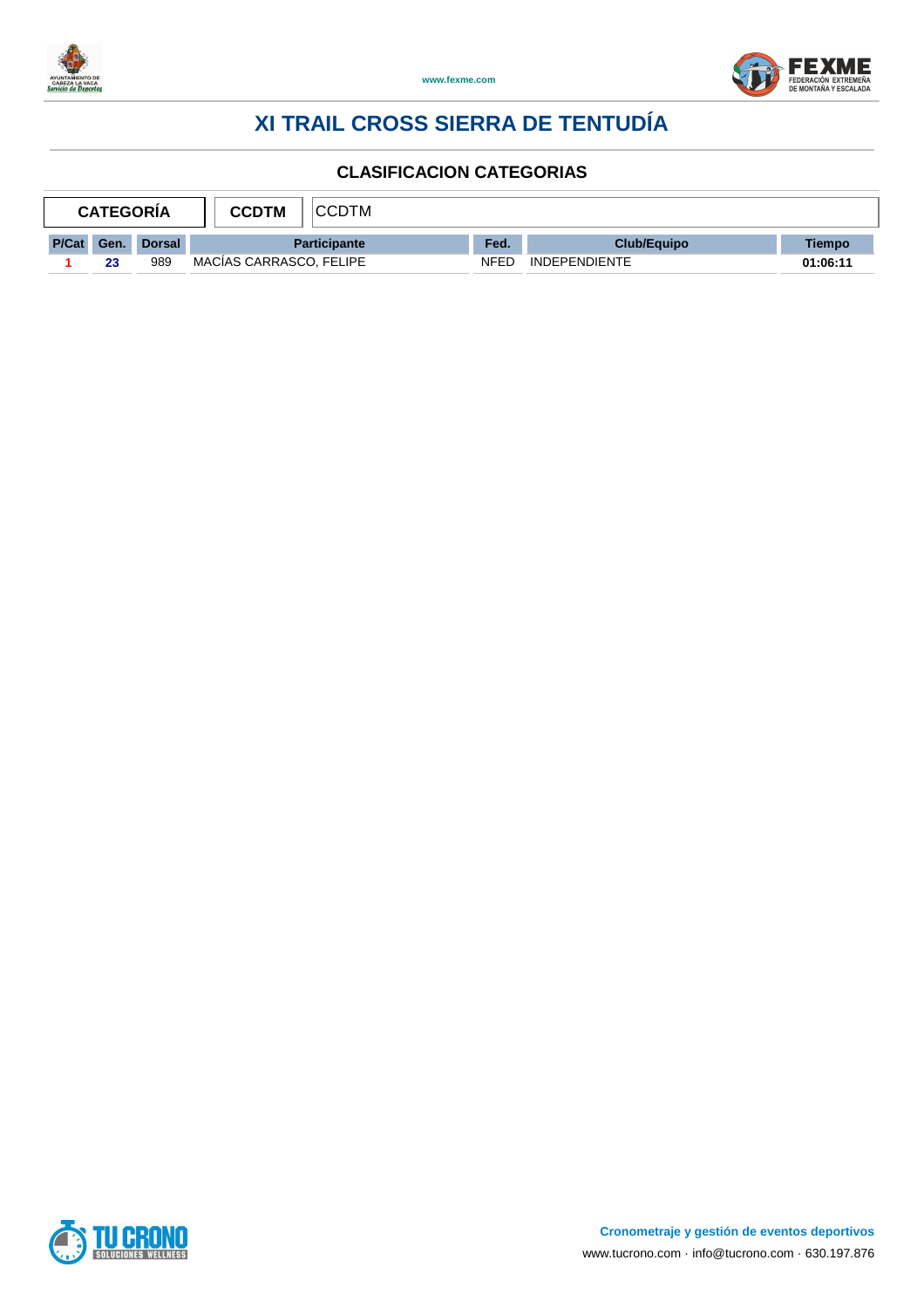# XI TRAIL CROSS SIERRA DE TENTUDÍA

## CLASIFICACION CATEGORIAS

| CATEGORÍA | CCDTM | CCDTM |
|---|---|---|

| P/Cat | Gen. | Dorsal | Participante | Fed. | Club/Equipo | Tiempo |
|---|---|---|---|---|---|---|
| 1 | 23 | 989 | MACÍAS CARRASCO, FELIPE | NFED | INDEPENDIENTE | 01:06:11 |

**Cronometraje y gestión de eventos deportivos**

www.tucrono.com · info@tucrono.com · 630.197.876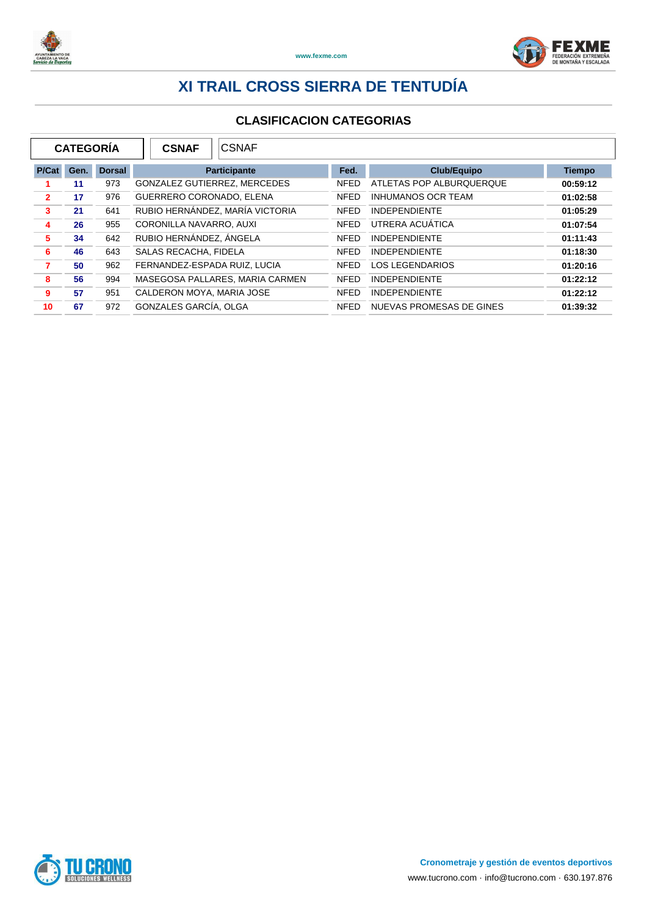# XI TRAIL CROSS SIERRA DE TENTUDÍA

## CLASIFICACION CATEGORIAS

| CATEGORÍA | CSNAF | CSNAF |
|---|---|---|

| P/Cat | Gen. | Dorsal | Participante | Fed. | Club/Equipo | Tiempo |
|---|---|---|---|---|---|---|
| 1 | 11 | 973 | GONZALEZ GUTIERREZ, MERCEDES | NFED | ATLETAS POP ALBURQUERQUE | 00:59:12 |
| 2 | 17 | 976 | GUERRERO CORONADO, ELENA | NFED | INHUMANOS OCR TEAM | 01:02:58 |
| 3 | 21 | 641 | RUBIO HERNÁNDEZ, MARÍA VICTORIA | NFED | INDEPENDIENTE | 01:05:29 |
| 4 | 26 | 955 | CORONILLA NAVARRO, AUXI | NFED | UTRERA ACUÁTICA | 01:07:54 |
| 5 | 34 | 642 | RUBIO HERNÁNDEZ, ÁNGELA | NFED | INDEPENDIENTE | 01:11:43 |
| 6 | 46 | 643 | SALAS RECACHA, FIDELA | NFED | INDEPENDIENTE | 01:18:30 |
| 7 | 50 | 962 | FERNANDEZ-ESPADA RUIZ, LUCIA | NFED | LOS LEGENDARIOS | 01:20:16 |
| 8 | 56 | 994 | MASEGOSA PALLARES, MARIA CARMEN | NFED | INDEPENDIENTE | 01:22:12 |
| 9 | 57 | 951 | CALDERON MOYA, MARIA JOSE | NFED | INDEPENDIENTE | 01:22:12 |
| 10 | 67 | 972 | GONZALES GARCÍA, OLGA | NFED | NUEVAS PROMESAS DE GINES | 01:39:32 |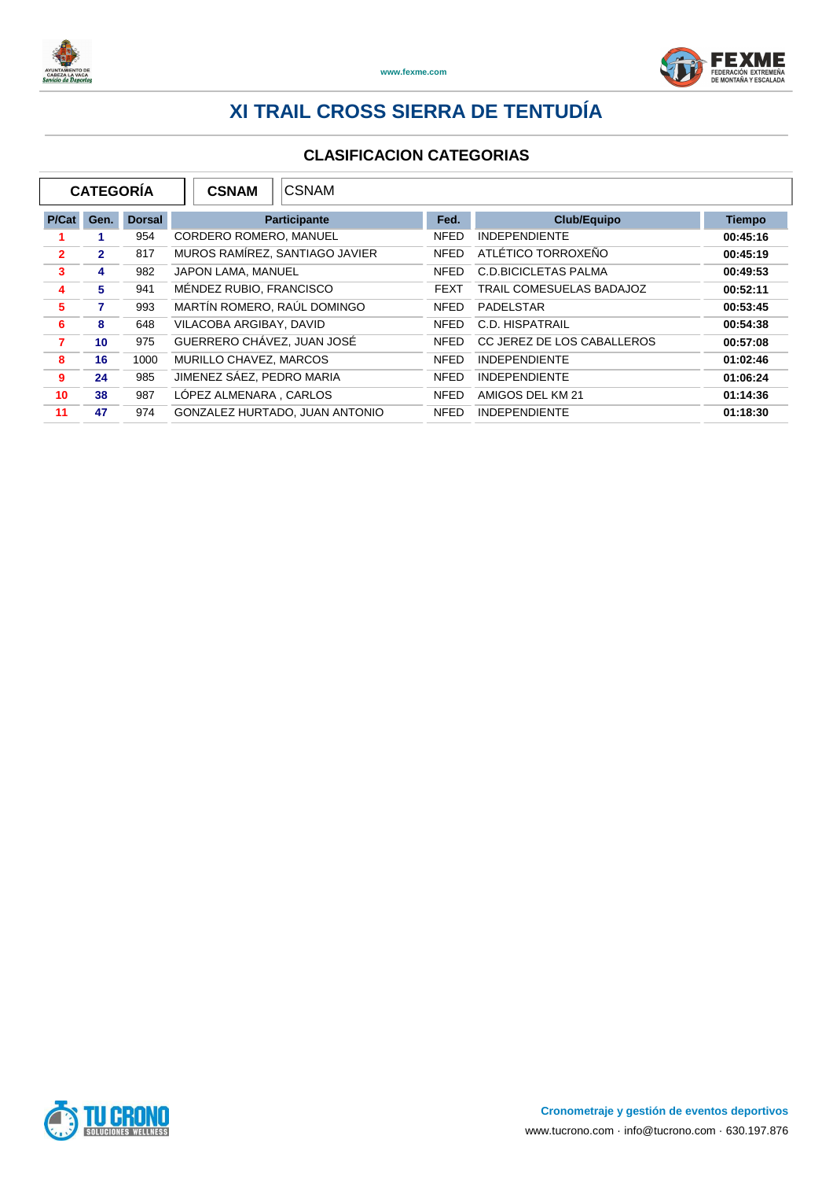# XI TRAIL CROSS SIERRA DE TENTUDÍA

## CLASIFICACION CATEGORIAS

| CATEGORÍA | CSNAM | CSNAM |
|---|---|---|

| P/Cat | Gen. | Dorsal | Participante | Fed. | Club/Equipo | Tiempo |
|---|---|---|---|---|---|---|
| 1 | 1 | 954 | CORDERO ROMERO, MANUEL | NFED | INDEPENDIENTE | 00:45:16 |
| 2 | 2 | 817 | MUROS RAMÍREZ, SANTIAGO JAVIER | NFED | ATLÉTICO TORROXEÑO | 00:45:19 |
| 3 | 4 | 982 | JAPON LAMA, MANUEL | NFED | C.D.BICICLETAS PALMA | 00:49:53 |
| 4 | 5 | 941 | MÉNDEZ RUBIO, FRANCISCO | FEXT | TRAIL COMESUELAS BADAJOZ | 00:52:11 |
| 5 | 7 | 993 | MARTÍN ROMERO, RAÚL DOMINGO | NFED | PADELSTAR | 00:53:45 |
| 6 | 8 | 648 | VILACOBA ARGIBAY, DAVID | NFED | C.D. HISPATRAIL | 00:54:38 |
| 7 | 10 | 975 | GUERRERO CHÁVEZ, JUAN JOSÉ | NFED | CC JEREZ DE LOS CABALLEROS | 00:57:08 |
| 8 | 16 | 1000 | MURILLO CHAVEZ, MARCOS | NFED | INDEPENDIENTE | 01:02:46 |
| 9 | 24 | 985 | JIMENEZ SÁEZ, PEDRO MARIA | NFED | INDEPENDIENTE | 01:06:24 |
| 10 | 38 | 987 | LÓPEZ ALMENARA , CARLOS | NFED | AMIGOS DEL KM 21 | 01:14:36 |
| 11 | 47 | 974 | GONZALEZ HURTADO, JUAN ANTONIO | NFED | INDEPENDIENTE | 01:18:30 |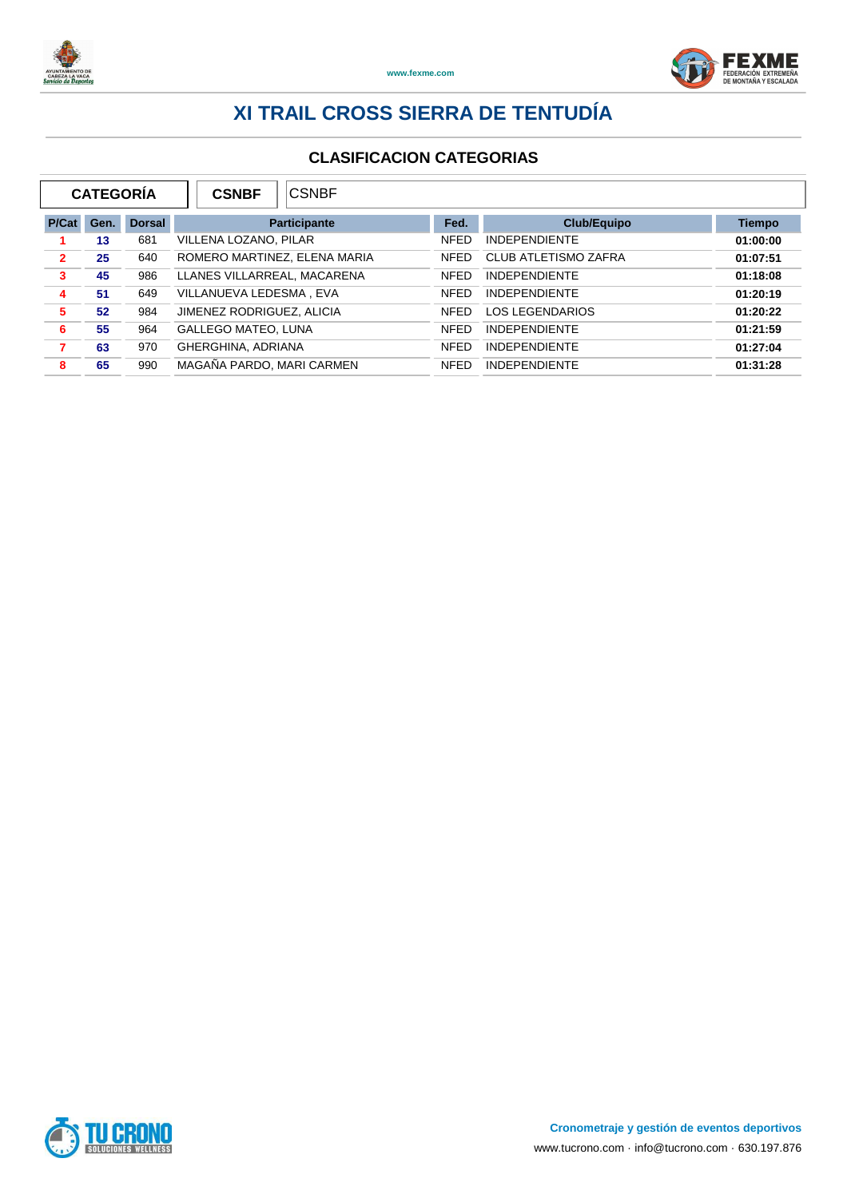# XI TRAIL CROSS SIERRA DE TENTUDÍA

## CLASIFICACION CATEGORIAS

| CATEGORÍA | CSNBF | CSNBF |
|---|---|---|

| P/Cat | Gen. | Dorsal | Participante | Fed. | Club/Equipo | Tiempo |
|---|---|---|---|---|---|---|
| 1 | 13 | 681 | VILLENA LOZANO, PILAR | NFED | INDEPENDIENTE | 01:00:00 |
| 2 | 25 | 640 | ROMERO MARTINEZ, ELENA MARIA | NFED | CLUB ATLETISMO ZAFRA | 01:07:51 |
| 3 | 45 | 986 | LLANES VILLARREAL, MACARENA | NFED | INDEPENDIENTE | 01:18:08 |
| 4 | 51 | 649 | VILLANUEVA LEDESMA , EVA | NFED | INDEPENDIENTE | 01:20:19 |
| 5 | 52 | 984 | JIMENEZ RODRIGUEZ, ALICIA | NFED | LOS LEGENDARIOS | 01:20:22 |
| 6 | 55 | 964 | GALLEGO MATEO, LUNA | NFED | INDEPENDIENTE | 01:21:59 |
| 7 | 63 | 970 | GHERGHINA, ADRIANA | NFED | INDEPENDIENTE | 01:27:04 |
| 8 | 65 | 990 | MAGAÑA PARDO, MARI CARMEN | NFED | INDEPENDIENTE | 01:31:28 |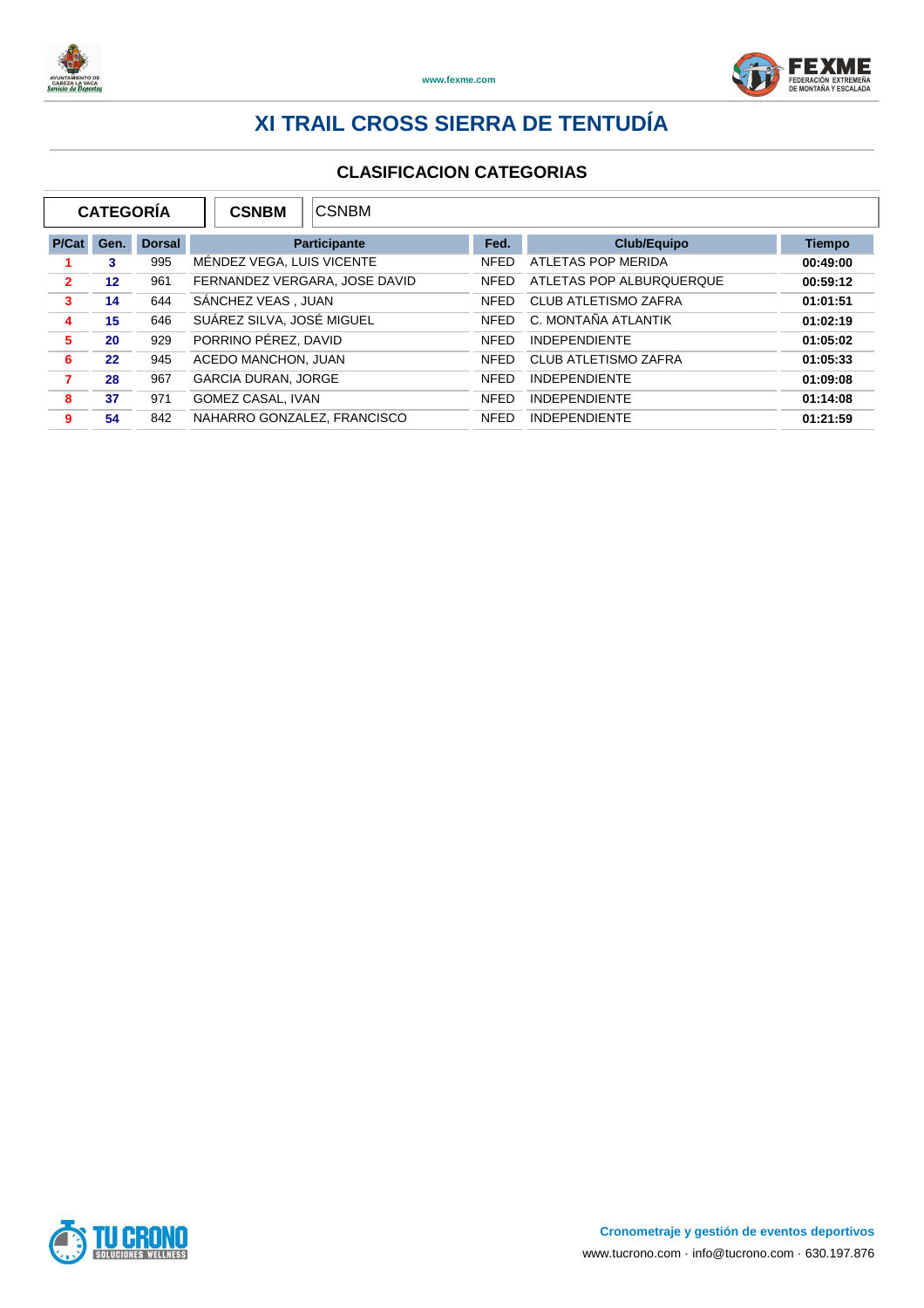# XI TRAIL CROSS SIERRA DE TENTUDÍA

## CLASIFICACION CATEGORIAS

| CATEGORÍA | CSNBM | CSNBM |
|---|---|---|

| P/Cat | Gen. | Dorsal | Participante | Fed. | Club/Equipo | Tiempo |
|---|---|---|---|---|---|---|
| 1 | 3 | 995 | MÉNDEZ VEGA, LUIS VICENTE | NFED | ATLETAS POP MERIDA | 00:49:00 |
| 2 | 12 | 961 | FERNANDEZ VERGARA, JOSE DAVID | NFED | ATLETAS POP ALBURQUERQUE | 00:59:12 |
| 3 | 14 | 644 | SÁNCHEZ VEAS , JUAN | NFED | CLUB ATLETISMO ZAFRA | 01:01:51 |
| 4 | 15 | 646 | SUÁREZ SILVA, JOSÉ MIGUEL | NFED | C. MONTAÑA ATLANTIK | 01:02:19 |
| 5 | 20 | 929 | PORRINO PÉREZ, DAVID | NFED | INDEPENDIENTE | 01:05:02 |
| 6 | 22 | 945 | ACEDO MANCHON, JUAN | NFED | CLUB ATLETISMO ZAFRA | 01:05:33 |
| 7 | 28 | 967 | GARCIA DURAN, JORGE | NFED | INDEPENDIENTE | 01:09:08 |
| 8 | 37 | 971 | GOMEZ CASAL, IVAN | NFED | INDEPENDIENTE | 01:14:08 |
| 9 | 54 | 842 | NAHARRO GONZALEZ, FRANCISCO | NFED | INDEPENDIENTE | 01:21:59 |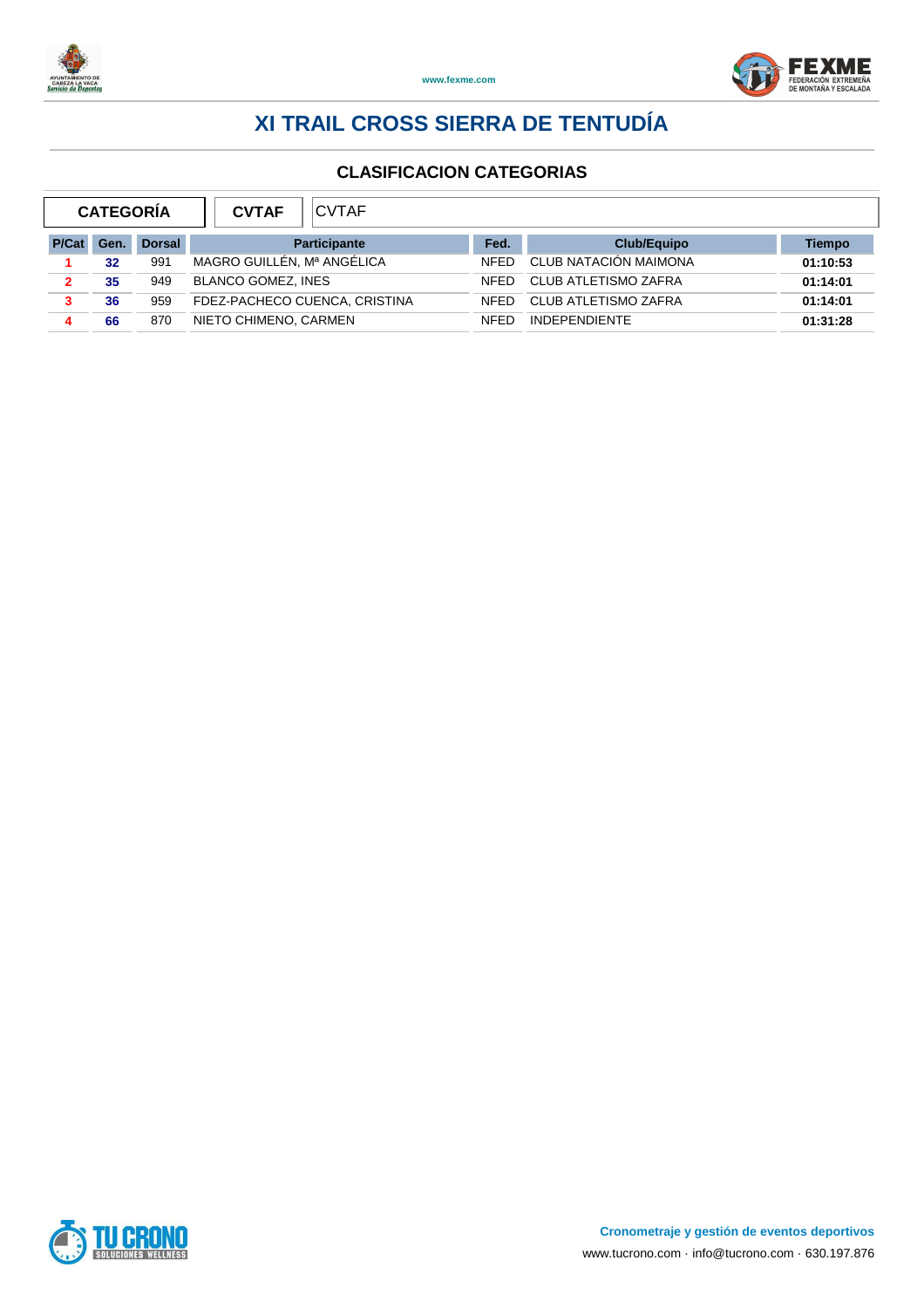# XI TRAIL CROSS SIERRA DE TENTUDÍA

## CLASIFICACION CATEGORIAS

| CATEGORÍA | CVTAF | CVTAF |
|---|---|---|

| P/Cat | Gen. | Dorsal | Participante | Fed. | Club/Equipo | Tiempo |
|---|---|---|---|---|---|---|
| 1 | 32 | 991 | MAGRO GUILLÉN, Mª ANGÉLICA | NFED | CLUB NATACIÓN MAIMONA | 01:10:53 |
| 2 | 35 | 949 | BLANCO GOMEZ, INES | NFED | CLUB ATLETISMO ZAFRA | 01:14:01 |
| 3 | 36 | 959 | FDEZ-PACHECO CUENCA, CRISTINA | NFED | CLUB ATLETISMO ZAFRA | 01:14:01 |
| 4 | 66 | 870 | NIETO CHIMENO, CARMEN | NFED | INDEPENDIENTE | 01:31:28 |

**Cronometraje y gestión de eventos deportivos**

www.tucrono.com · info@tucrono.com · 630.197.876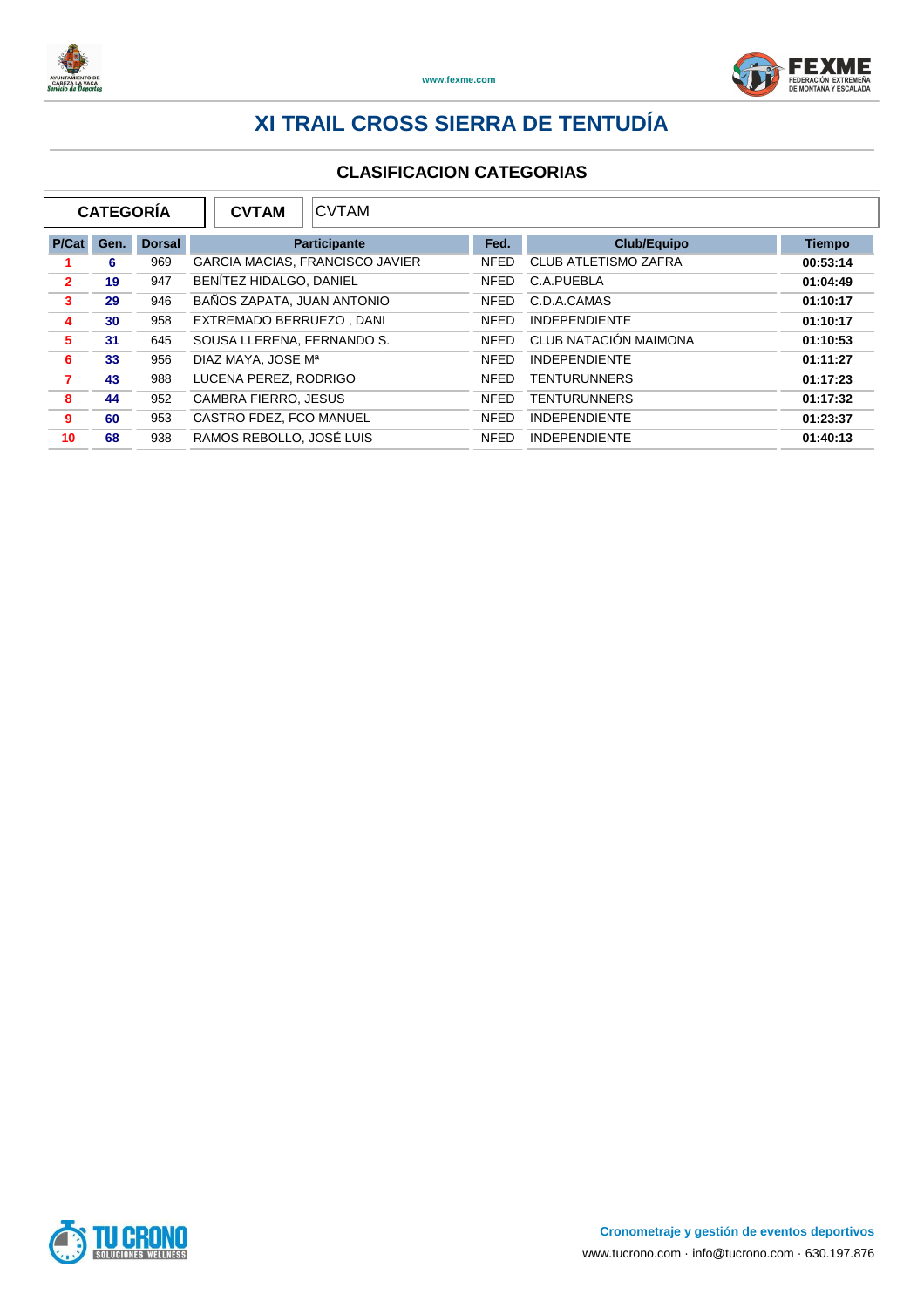# XI TRAIL CROSS SIERRA DE TENTUDÍA

## CLASIFICACION CATEGORIAS

| CATEGORÍA | CVTAM | CVTAM |
|---|---|---|

| P/Cat | Gen. | Dorsal | Participante | Fed. | Club/Equipo | Tiempo |
|---|---|---|---|---|---|---|
| 1 | 6 | 969 | GARCIA MACIAS, FRANCISCO JAVIER | NFED | CLUB ATLETISMO ZAFRA | 00:53:14 |
| 2 | 19 | 947 | BENÍTEZ HIDALGO, DANIEL | NFED | C.A.PUEBLA | 01:04:49 |
| 3 | 29 | 946 | BAÑOS ZAPATA, JUAN ANTONIO | NFED | C.D.A.CAMAS | 01:10:17 |
| 4 | 30 | 958 | EXTREMADO BERRUEZO , DANI | NFED | INDEPENDIENTE | 01:10:17 |
| 5 | 31 | 645 | SOUSA LLERENA, FERNANDO S. | NFED | CLUB NATACIÓN MAIMONA | 01:10:53 |
| 6 | 33 | 956 | DIAZ MAYA, JOSE Mª | NFED | INDEPENDIENTE | 01:11:27 |
| 7 | 43 | 988 | LUCENA PEREZ, RODRIGO | NFED | TENTURUNNERS | 01:17:23 |
| 8 | 44 | 952 | CAMBRA FIERRO, JESUS | NFED | TENTURUNNERS | 01:17:32 |
| 9 | 60 | 953 | CASTRO FDEZ, FCO MANUEL | NFED | INDEPENDIENTE | 01:23:37 |
| 10 | 68 | 938 | RAMOS REBOLLO, JOSÉ LUIS | NFED | INDEPENDIENTE | 01:40:13 |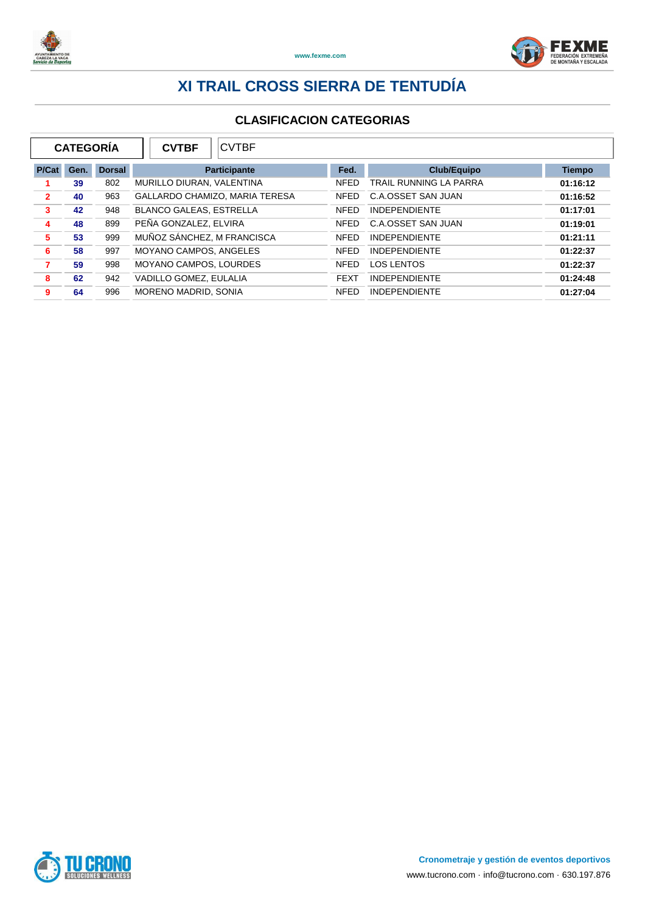# XI TRAIL CROSS SIERRA DE TENTUDÍA

## CLASIFICACION CATEGORIAS

| CATEGORÍA | CVTBF | CVTBF |
|---|---|---|

| P/Cat | Gen. | Dorsal | Participante | Fed. | Club/Equipo | Tiempo |
|---|---|---|---|---|---|---|
| 1 | 39 | 802 | MURILLO DIURAN, VALENTINA | NFED | TRAIL RUNNING LA PARRA | 01:16:12 |
| 2 | 40 | 963 | GALLARDO CHAMIZO, MARIA TERESA | NFED | C.A.OSSET SAN JUAN | 01:16:52 |
| 3 | 42 | 948 | BLANCO GALEAS, ESTRELLA | NFED | INDEPENDIENTE | 01:17:01 |
| 4 | 48 | 899 | PEÑA GONZALEZ, ELVIRA | NFED | C.A.OSSET SAN JUAN | 01:19:01 |
| 5 | 53 | 999 | MUÑOZ SÁNCHEZ, M FRANCISCA | NFED | INDEPENDIENTE | 01:21:11 |
| 6 | 58 | 997 | MOYANO CAMPOS, ANGELES | NFED | INDEPENDIENTE | 01:22:37 |
| 7 | 59 | 998 | MOYANO CAMPOS, LOURDES | NFED | LOS LENTOS | 01:22:37 |
| 8 | 62 | 942 | VADILLO GOMEZ, EULALIA | FEXT | INDEPENDIENTE | 01:24:48 |
| 9 | 64 | 996 | MORENO MADRID, SONIA | NFED | INDEPENDIENTE | 01:27:04 |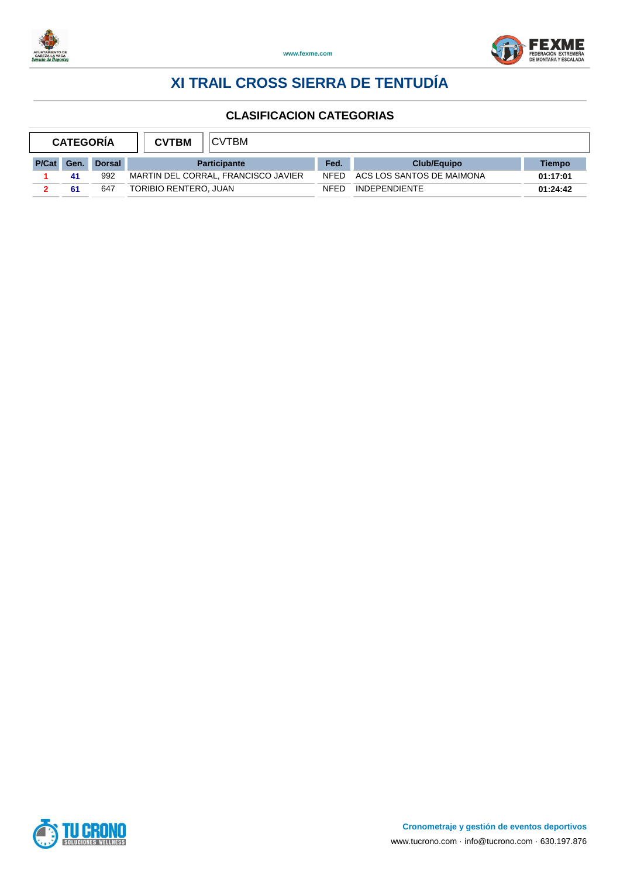# XI TRAIL CROSS SIERRA DE TENTUDÍA

## CLASIFICACION CATEGORIAS

| CATEGORÍA | CVTBM | CVTBM |
|---|---|---|

| P/Cat | Gen. | Dorsal | Participante | Fed. | Club/Equipo | Tiempo |
|---|---|---|---|---|---|---|
| 1 | 41 | 992 | MARTIN DEL CORRAL, FRANCISCO JAVIER | NFED | ACS LOS SANTOS DE MAIMONA | 01:17:01 |
| 2 | 61 | 647 | TORIBIO RENTERO, JUAN | NFED | INDEPENDIENTE | 01:24:42 |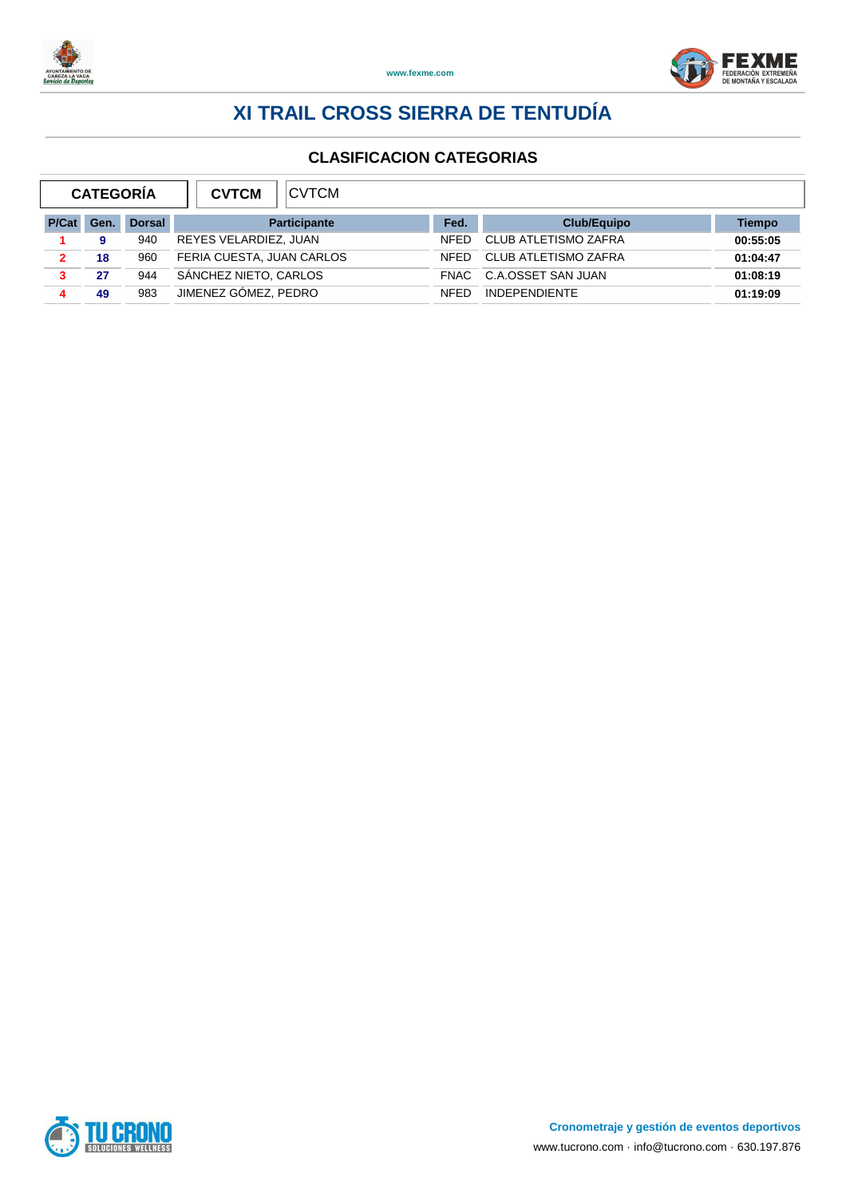# XI TRAIL CROSS SIERRA DE TENTUDÍA

## CLASIFICACION CATEGORIAS

| CATEGORÍA | CVTCM | CVTCM |
|---|---|---|

| P/Cat | Gen. | Dorsal | Participante | Fed. | Club/Equipo | Tiempo |
|---|---|---|---|---|---|---|
| 1 | 9 | 940 | REYES VELARDIEZ, JUAN | NFED | CLUB ATLETISMO ZAFRA | 00:55:05 |
| 2 | 18 | 960 | FERIA CUESTA, JUAN CARLOS | NFED | CLUB ATLETISMO ZAFRA | 01:04:47 |
| 3 | 27 | 944 | SÁNCHEZ NIETO, CARLOS | FNAC | C.A.OSSET SAN JUAN | 01:08:19 |
| 4 | 49 | 983 | JIMENEZ GÓMEZ, PEDRO | NFED | INDEPENDIENTE | 01:19:09 |